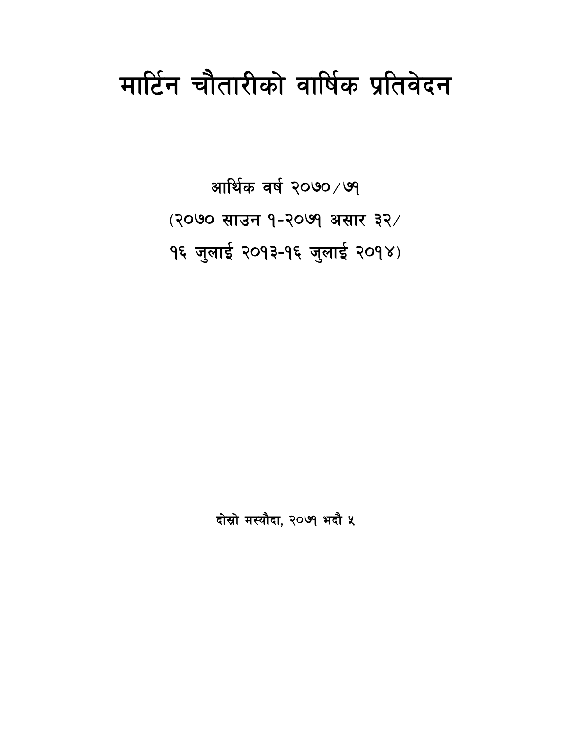# मार्टिन चौतारीको वार्षिक प्रतिवेदन

आर्थिक वर्ष २०७०/७१

(२०७० साउन १-२०७१ असार ३२/

१६ जुलाई २०१३-१६ जुलाई २०१४)

दोस्रो मस्यौदा, २०७१ भदौ ५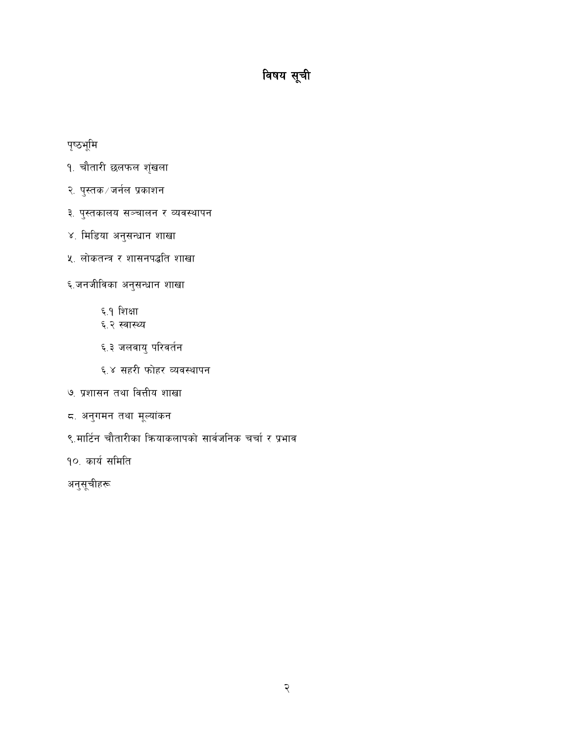# विषय सूची

पृष्ठभूमि

१. चौतारी छलफल शृंखला

२. पुस्तक/जर्नल प्रकाशन

३. पुस्तकालय सञ्चालन र व्यवस्थापन

४. मिडिया अनुसन्धान शाखा

५. लोकतन्त्र र शासनपद्धति शाखा

६.जनजीविका अनुसन्धान शाखा

- ६.१ शिक्षा
- ६.२ स्वास्थ्य
- ६.३ जलवायु परिवर्तन
- ६.४ सहरी फोहर व्यवस्थापन

७. प्रशासन तथा वित्तीय शाखा

८. अनुगमन तथा मूल्यांकन

९.मार्टिन चौतारीका क्रियाकलापको सार्वजनिक चर्चा र प्रभाव

१०. कार्य समिति

अनुसूचीहरू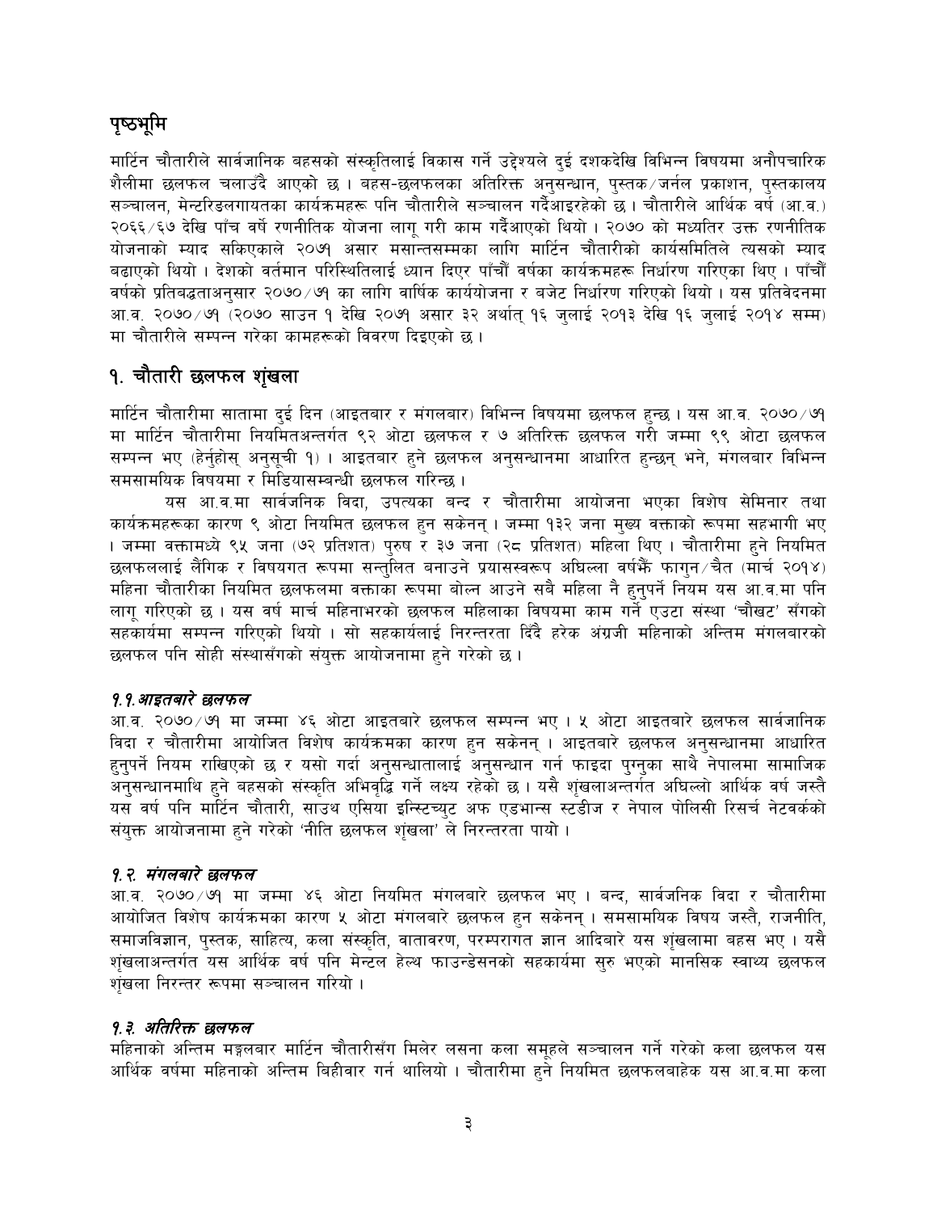## पृष्ठभूमि

मार्टिन चौतारीले सार्वजनिक बहसको संस्कृतिलाई विकास गर्ने उद्देश्यले दुई दशकदेखि विभिन्न विषयमा अनौपचारिक शैलीमा छलफल चलाउँदै आएको छ । बहस-छलफलका अतिरिक्त अनुसन्धान, पुस्तक/जर्नल प्रकाशन, पुस्तकालय सञ्चालन, मेन्टरिङलगायतका कार्यक्रमहरू पनि चौतारीले सञ्चालन गर्दैआइरहेको छ । चौतारीले आर्थिक वर्ष (आ.व.) २०६६/६७ देखि पाँच वर्षे रणनीतिक योजना लागू गरी काम गर्दैआएको थियो । २०७० को मध्यतिर उक्त रणनीतिक योजनाको म्याद सकिएकाले २०७१ असार मसान्तसम्मका लागि मार्टिन चौतारीको कार्यसमितिले त्यसको म्याद बढाएको थियो । देशको वर्तमान परिस्थितिलाई ध्यान दिएर पाँचौं वर्षका कार्यक्रमहरू निर्धारण गरिएका थिए । पाँचौं वर्षको प्रतिबद्धताअनुसार २०७०/७१ का लागि वार्षिक कार्ययोजना र बजेट निर्धारण गरिएको थियो । यस प्रतिवेदनमा आ.व. २०७०/७१ (२०७० साउन १ देखि २०७१ असार ३२ अर्थात् १६ जुलाई २०१३ देखि १६ जुलाई २०१४ सम्म) मा चौतारीले सम्पन्न गरेका कामहरूको विवरण दिइएको छ ।

## १. चौतारी छलफल शृंखला

मार्टिन चौतारीमा सातामा दुई दिन (आइतबार र मंगलबार) विभिन्न विषयमा छलफल हुन्छ । यस आ.व. २०७०/७१ मा मार्टिन चौतारीमा नियमितअन्तर्गत ९२ ओटा छलफल र ७ अतिरिक्त छलफल गरी जम्मा ९९ ओटा छलफल सम्पन्न भए (हेर्नुहोस् अनुसूची १) । आइतबार हुने छलफल अनुसन्धानमा आधारित हुन्छन् भने, मंगलबार विभिन्न समसामयिक विषयमा र मिडियासम्बन्धी छलफल गरिन्छ ।

यस आ.व.मा सार्वजनिक विदा, उपत्यका बन्द र चौतारीमा आयोजना भएका विशेष सेमिनार तथा कार्यक्रमहरूका कारण ९ ओटा नियमित छलफल हुन सकेनन् । जम्मा १३२ जना मुख्य वक्ताको रूपमा सहभागी भए । जम्मा वक्तामध्ये ९५ जना (७२ प्रतिशत) पुरुष र ३७ जना (२८ प्रतिशत) महिला थिए । चौतारीमा हुने नियमित छलफललाई लैंगिक र विषयगत रूपमा सन्तुलित बनाउने प्रयासस्वरूप अघिल्ला वर्षभैँ फागुन/चैत (मार्च २०१४) महिना चौतारीका नियमित छलफलमा वक्ताका रूपमा बोल्न आउने सबै महिला नै हुनुपर्ने नियम यस आ.व.मा पनि लागू गरिएको छ । यस वर्ष मार्च महिनाभरको छलफल महिलाका विषयमा काम गर्ने एउटा संस्था 'चौखट' सँगको सहकार्यमा सम्पन्न गरिएको थियो । सो सहकार्यलाई निरन्तरता दिँदै हरेक अंग्रजी महिनाको अन्तिम मंगलबारको छलफल पनि सोही संस्थासँगको संयुक्त आयोजनामा हुने गरेको छ ।

### *१.१.आइतबारे छलफल*

आ.व. २०७०/७१ मा जम्मा ४६ ओटा आइतबारे छलफल सम्पन्न भए । ५ ओटा आइतबारे छलफल सार्वजानिक विदा र चौतारीमा आयोजित विशेष कार्यक्रमका कारण हुन सकेनन् । आइतबारे छलफल अनुसन्धानमा आधारित हुनुपर्ने नियम राखिएको छ र यसो गर्दा अनुसन्धातालाई अनुसन्धान गर्न फाइदा पुग्नुका साथै नेपालमा सामाजिक अनुसन्धानमाथि हुने बहसको संस्कृति अभिवृद्धि गर्ने लक्ष्य रहेको छ । यसै शृंखलाअन्तर्गत अघिल्लो आर्थिक वर्ष जस्तै यस वर्ष पनि मार्टिन चौतारी, साउथ एसिया इन्स्टिच्युट अफ एडभान्स स्टडीज र नेपाल पोलिसी रिसर्च नेटवर्कको संयुक्त आयोजनामा हुने गरेको 'नीति छलफल शृंखला' ले निरन्तरता पायो ।

### *१.२. मंगलबारे छलफल*

आ.व. २०७०/७१ मा जम्मा ४६ ओटा नियमित मंगलबारे छलफल भए । बन्द, सार्वजनिक विदा र चौतारीमा आयोजित विशेष कार्यक्रमका कारण ५ ओटा मंगलबारे छलफल हुन सकेनन् । समसामयिक विषय जस्तै, राजनीति, समाजविज्ञान, पुस्तक, साहित्य, कला संस्कृति, वातावरण, परम्परागत ज्ञान आदिबारे यस शृंखलामा बहस भए । यसै शृंखलाअन्तर्गत यस आर्थिक वर्ष पनि मेन्टल हेल्थ फाउन्डेसनको सहकार्यमा सुरु भएको मानसिक स्वाथ्य छलफल शृंखला निरन्तर रूपमा सञ्चालन गरियो ।

### *१.३. अतिरिक्त छलफल*

महिनाको अन्तिम मङ्गलबार मार्टिन चौतारीसँग मिलेर लसना कला समूहले सञ्चालन गर्ने गरेको कला छलफल यस आर्थिक वर्षमा महिनाको अन्तिम बिहीवार गर्न थालियो । चौतारीमा हुने नियमित छलफलबाहेक यस आ.व.मा कला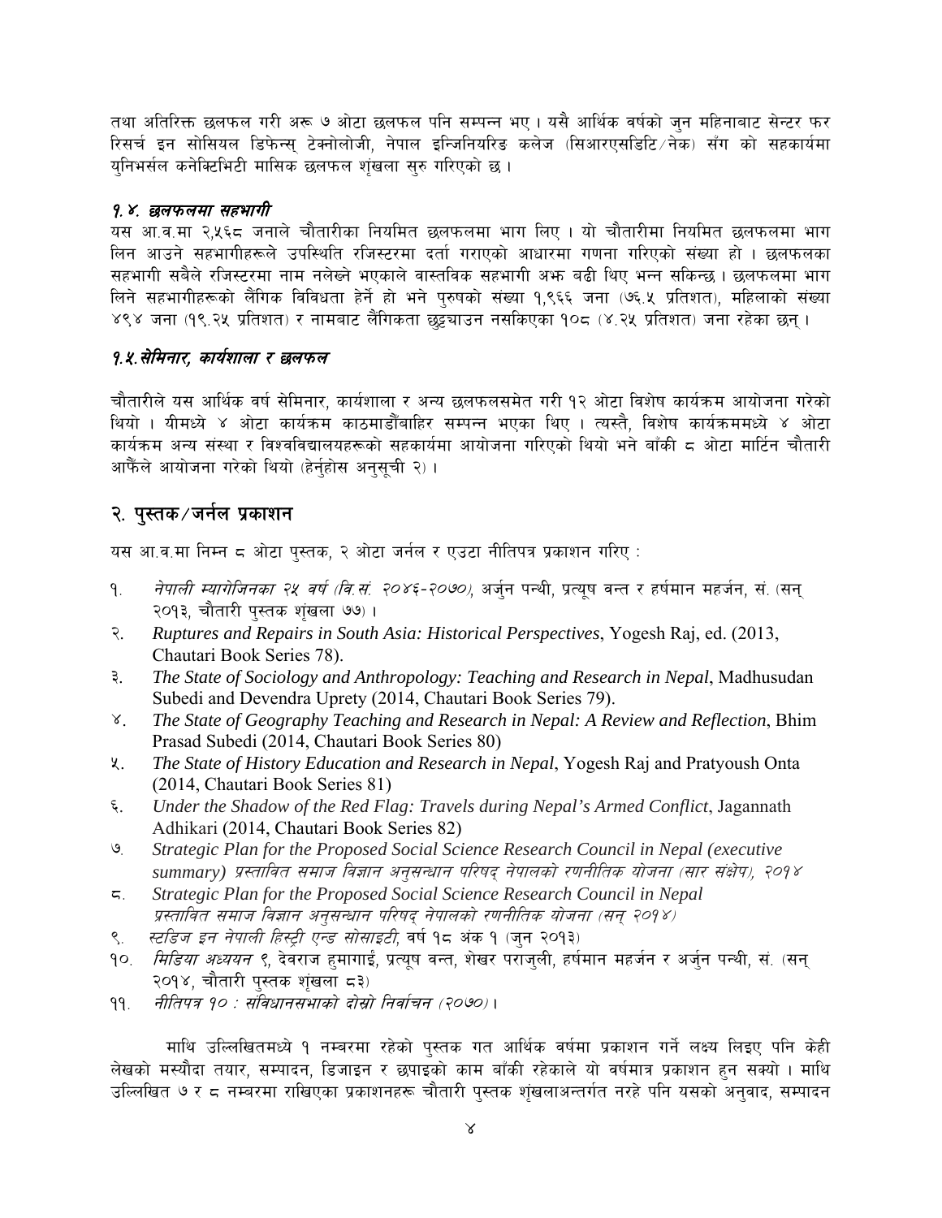तथा अतिरिक्त छलफल गरी अरू ७ ओटा छलफल पनि सम्पन्न भए। यसै आर्थिक वर्षको जुन महिनाबाट सेन्टर फर रिसर्च इन सोसियल डिफेन्स् टेक्नोलोजी, नेपाल इन्जिनियरिङ कलेज (सिआरएसडिटि/नेक) सँग को सहकार्यमा युनिभर्सल कनेक्टिभिटी मासिक छलफल शृंखला सुरु गरिएको छ।

### *१.४. छलफलमा सहभागी*

यस आ.व.मा २,५६८ जनाले चौतारीका नियमित छलफलमा भाग लिए। यो चौतारीमा नियमित छलफलमा भाग लिन आउने सहभागीहरूले उपस्थिति रजिस्टरमा दर्ता गराएको आधारमा गणना गरिएको संख्या हो। छलफलका सहभागी सबैले रजिस्टरमा नाम नलेख्ने भएकाले वास्तविक सहभागी अझ बढी थिए भन्न सकिन्छ। छलफलमा भाग लिने सहभागीहरूको लैंगिक विविधता हेर्ने हो भने पुरुषको संख्या १,९६६ जना (७६.५ प्रतिशत), महिलाको संख्या ४९४ जना (१९.२५ प्रतिशत) र नामबाट लैंगिकता छुट्टयाउन नसकिएका १०८ (४.२५ प्रतिशत) जना रहेका छन्।

### *१.५. सेमिनार, कार्यशाला र छलफल*

चौतारीले यस आर्थिक वर्ष सेमिनार, कार्यशाला र अन्य छलफलसमेत गरी १२ ओटा विशेष कार्यक्रम आयोजना गरेको थियो। यीमध्ये ४ ओटा कार्यक्रम काठमाडौँबाहिर सम्पन्न भएका थिए। त्यस्तै, विशेष कार्यक्रममध्ये ४ ओटा कार्यक्रम अन्य संस्था र विश्वविद्यालयहरूको सहकार्यमा आयोजना गरिएको थियो भने बाँकी ८ ओटा मार्टिन चौतारी आफैंले आयोजना गरेको थियो (हेर्नुहोस अनुसूची २)।

## २. पुस्तक/जर्नल प्रकाशन

यस आ.व.मा निम्न ८ ओटा पुस्तक, २ ओटा जर्नल र एउटा नीतिपत्र प्रकाशन गरिए :

१. *नेपाली म्यागेजिनका २५ वर्ष (वि.सं. २०४६-२०७०)*, अर्जुन पन्थी, प्रत्यूष वन्त र हर्षमान महर्जन, सं. (सन् २०१३, चौतारी पुस्तक शृंखला ७७)।
२. *Ruptures and Repairs in South Asia: Historical Perspectives*, Yogesh Raj, ed. (2013, Chautari Book Series 78).
३. *The State of Sociology and Anthropology: Teaching and Research in Nepal*, Madhusudan Subedi and Devendra Uprety (2014, Chautari Book Series 79).
४. *The State of Geography Teaching and Research in Nepal: A Review and Reflection*, Bhim Prasad Subedi (2014, Chautari Book Series 80)
५. *The State of History Education and Research in Nepal*, Yogesh Raj and Pratyoush Onta (2014, Chautari Book Series 81)
६. *Under the Shadow of the Red Flag: Travels during Nepal's Armed Conflict*, Jagannath Adhikari (2014, Chautari Book Series 82)
७. *Strategic Plan for the Proposed Social Science Research Council in Nepal (executive summary) प्रस्तावित समाज विज्ञान अनुसन्धान परिषद् नेपालको रणनीतिक योजना (सार संक्षेप), २०१४*
८. *Strategic Plan for the Proposed Social Science Research Council in Nepal प्रस्तावित समाज विज्ञान अनुसन्धान परिषद् नेपालको रणनीतिक योजना (सन् २०१४)*
९. *स्टडिज इन नेपाली हिस्ट्री एन्ड सोसाइटी*, वर्ष १८ अंक १ (जुन २०१३)
१०. *मिडिया अध्ययन ९*, देवराज हुमागाईं, प्रत्यूष वन्त, शेखर पराजुली, हर्षमान महर्जन र अर्जुन पन्थी, सं. (सन् २०१४, चौतारी पुस्तक शृंखला ८३)
११. *नीतिपत्र १० : संविधानसभाको दोस्रो निर्वाचन (२०७०)*।

माथि उल्लिखितमध्ये १ नम्बरमा रहेको पुस्तक गत आर्थिक वर्षमा प्रकाशन गर्ने लक्ष्य लिइए पनि केही लेखको मस्यौदा तयार, सम्पादन, डिजाइन र छपाइको काम बाँकी रहेकाले यो वर्षमात्र प्रकाशन हुन सक्यो। माथि उल्लिखित ७ र ८ नम्बरमा राखिएका प्रकाशनहरू चौतारी पुस्तक शृंखलाअन्तर्गत नरहे पनि यसको अनुवाद, सम्पादन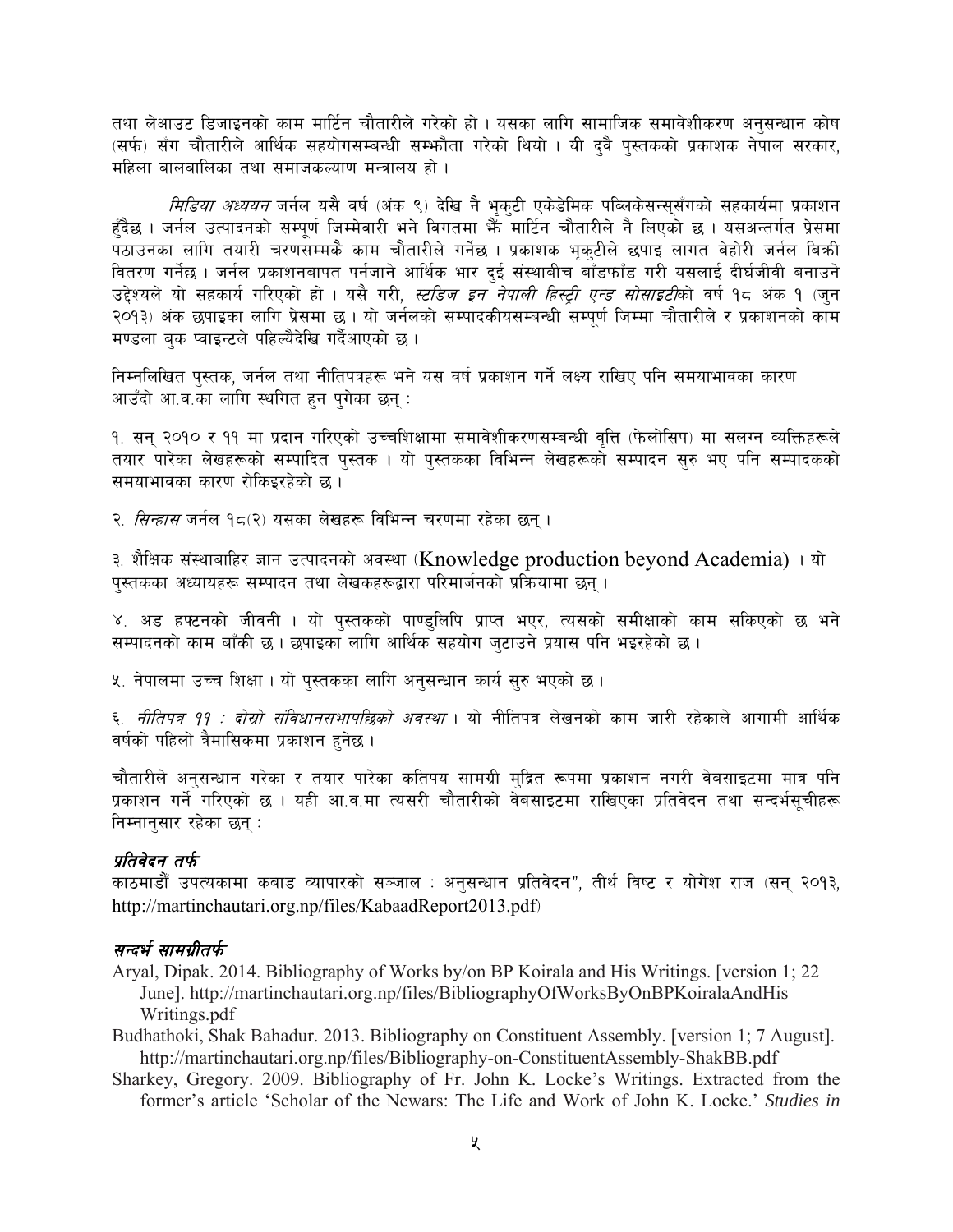तथा लेआउट डिजाइनको काम मार्टिन चौतारीले गरेको हो । यसका लागि सामाजिक समावेशीकरण अनुसन्धान कोष (सर्फ) सँग चौतारीले आर्थिक सहयोगसम्बन्धी सम्भौता गरेको थियो । यी दुवै पुस्तकको प्रकाशक नेपाल सरकार, महिला बालबालिका तथा समाजकल्याण मन्त्रालय हो ।

*मिडिया अध्ययन* जर्नल यसै वर्ष (अंक ९) देखि नै भृकुटी एकेडेमिक पब्लिकेसन्स्सँगको सहकार्यमा प्रकाशन हुँदैछ । जर्नल उत्पादनको सम्पूर्ण जिम्मेवारी भने विगतमा भैँ मार्टिन चौतारीले नै लिएको छ । यसअन्तर्गत प्रेसमा पठाउनका लागि तयारी चरणसम्मकै काम चौतारीले गर्नेछ । प्रकाशक भृकुटीले छपाइ लागत बेहोरी जर्नल बिक्री वितरण गर्नेछ । जर्नल प्रकाशनबापत पर्नजाने आर्थिक भार दुई संस्थाबीच बाँडफाँड गरी यसलाई दीर्घजीवी बनाउने उद्देश्यले यो सहकार्य गरिएको हो । यसै गरी, *स्टडिज इन नेपाली हिस्ट्री एन्ड सोसाइटी*को वर्ष १८ अंक १ (जुन २०१३) अंक छपाइका लागि प्रेसमा छ । यो जर्नलको सम्पादकीयसम्बन्धी सम्पूर्ण जिम्मा चौतारीले र प्रकाशनको काम मण्डला बुक प्वाइन्टले पहिल्यैदेखि गर्दैआएको छ ।

निम्नलिखित पुस्तक, जर्नल तथा नीतिपत्रहरू भने यस वर्ष प्रकाशन गर्ने लक्ष्य राखिए पनि समयाभावका कारण आउँदो आ.व.का लागि स्थगित हुन पुगेका छन् :

१. सन् २०१० र ११ मा प्रदान गरिएको उच्चशिक्षामा समावेशीकरणसम्बन्धी वृत्ति (फेलोसिप) मा संलग्न व्यक्तिहरूले तयार पारेका लेखहरूको सम्पादित पुस्तक । यो पुस्तकका विभिन्न लेखहरूको सम्पादन सुरु भए पनि सम्पादकको समयाभावका कारण रोकिइरहेको छ ।

२. *सिन्हास* जर्नल १८(२) यसका लेखहरू विभिन्न चरणमा रहेका छन् ।

३. शैक्षिक संस्थाबाहिर ज्ञान उत्पादनको अवस्था (Knowledge production beyond Academia) । यो पुस्तकका अध्यायहरू सम्पादन तथा लेखकहरूद्वारा परिमार्जनको प्रक्रियामा छन् ।

४. अड हफ्टनको जीवनी । यो पुस्तकको पाण्डुलिपि प्राप्त भएर, त्यसको समीक्षाको काम सकिएको छ भने सम्पादनको काम बाँकी छ । छपाइका लागि आर्थिक सहयोग जुटाउने प्रयास पनि भइरहेको छ ।

५. नेपालमा उच्च शिक्षा । यो पुस्तकका लागि अनुसन्धान कार्य सुरु भएको छ ।

६. *नीतिपत्र ११ : दोस्रो संविधानसभापछिको अवस्था* । यो नीतिपत्र लेखनको काम जारी रहेकाले आगामी आर्थिक वर्षको पहिलो त्रैमासिकमा प्रकाशन हुनेछ ।

चौतारीले अनुसन्धान गरेका र तयार पारेका कतिपय सामग्री मुद्रित रूपमा प्रकाशन नगरी वेबसाइटमा मात्र पनि प्रकाशन गर्ने गरिएको छ । यही आ.व.मा त्यसरी चौतारीको वेबसाइटमा राखिएका प्रतिवेदन तथा सन्दर्भसूचीहरू निम्नानुसार रहेका छन् :

### *प्रतिवेदन तर्फ*

काठमाडौँ उपत्यकामा कबाड व्यापारको सञ्जाल : अनुसन्धान प्रतिवेदन", तीर्थ विष्ट र योगेश राज (सन् २०१३, http://martinchautari.org.np/files/KabaadReport2013.pdf)

### *सन्दर्भ सामग्रीतर्फ*

Aryal, Dipak. 2014. Bibliography of Works by/on BP Koirala and His Writings. [version 1; 22 June]. http://martinchautari.org.np/files/BibliographyOfWorksByOnBPKoiralaAndHisWritings.pdf

Budhathoki, Shak Bahadur. 2013. Bibliography on Constituent Assembly. [version 1; 7 August]. http://martinchautari.org.np/files/Bibliography-on-ConstituentAssembly-ShakBB.pdf

Sharkey, Gregory. 2009. Bibliography of Fr. John K. Locke's Writings. Extracted from the former's article 'Scholar of the Newars: The Life and Work of John K. Locke.' *Studies in*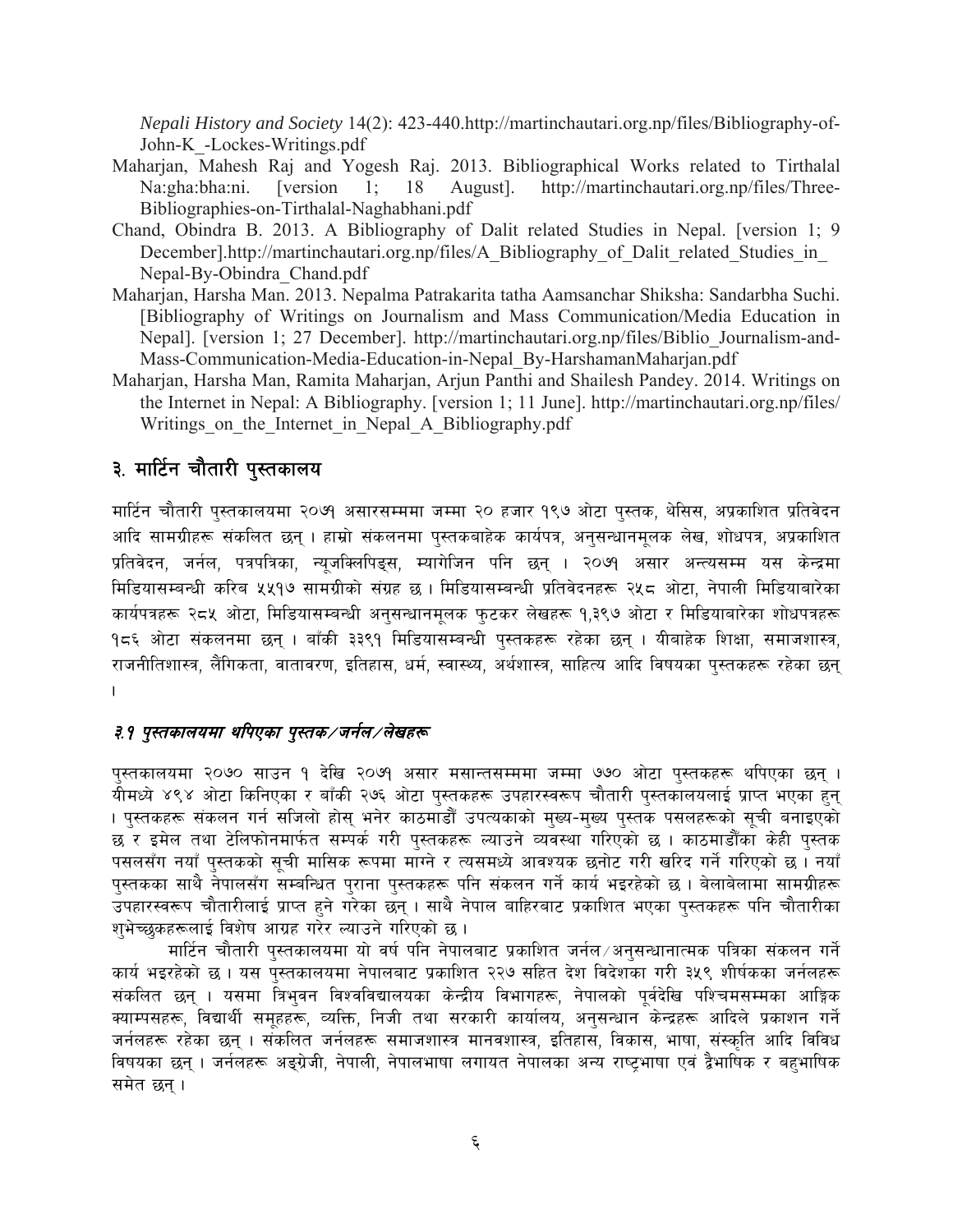*Nepali History and Society* 14(2): 423-440.http://martinchautari.org.np/files/Bibliography-of-John-K_-Lockes-Writings.pdf

Maharjan, Mahesh Raj and Yogesh Raj. 2013. Bibliographical Works related to Tirthalal Na:gha:bha:ni. [version 1; 18 August]. http://martinchautari.org.np/files/Three-Bibliographies-on-Tirthalal-Naghabhani.pdf

Chand, Obindra B. 2013. A Bibliography of Dalit related Studies in Nepal. [version 1; 9 December].http://martinchautari.org.np/files/A_Bibliography_of_Dalit_related_Studies_in_Nepal-By-Obindra_Chand.pdf

Maharjan, Harsha Man. 2013. Nepalma Patrakarita tatha Aamsanchar Shiksha: Sandarbha Suchi. [Bibliography of Writings on Journalism and Mass Communication/Media Education in Nepal]. [version 1; 27 December]. http://martinchautari.org.np/files/Biblio_Journalism-and-Mass-Communication-Media-Education-in-Nepal_By-HarshamanMaharjan.pdf

Maharjan, Harsha Man, Ramita Maharjan, Arjun Panthi and Shailesh Pandey. 2014. Writings on the Internet in Nepal: A Bibliography. [version 1; 11 June]. http://martinchautari.org.np/files/Writings_on_the_Internet_in_Nepal_A_Bibliography.pdf

## ३. मार्टिन चौतारी पुस्तकालय

मार्टिन चौतारी पुस्तकालयमा २०७१ असारसम्ममा जम्मा २० हजार १९७ ओटा पुस्तक, थेसिस, अप्रकाशित प्रतिवेदन आदि सामग्रीहरू संकलित छन् । हाम्रो संकलनमा पुस्तकबाहेक कार्यपत्र, अनुसन्धानमूलक लेख, शोधपत्र, अप्रकाशित प्रतिवेदन, जर्नल, पत्रपत्रिका, न्यूजक्लिपिङ्स, म्यागेजिन पनि छन् । २०७१ असार अन्त्यसम्म यस केन्द्रमा मिडियासम्बन्धी करिब ५५१७ सामग्रीको संग्रह छ । मिडियासम्बन्धी प्रतिवेदनहरू २५८ ओटा, नेपाली मिडियाबारेका कार्यपत्रहरू २८५ ओटा, मिडियासम्बन्धी अनुसन्धानमूलक फुटकर लेखहरू १,३९७ ओटा र मिडियाबारेका शोधपत्रहरू १८६ ओटा संकलनमा छन् । बाँकी ३३९१ मिडियासम्बन्धी पुस्तकहरू रहेका छन् । यीबाहेक शिक्षा, समाजशास्त्र, राजनीतिशास्त्र, लैंगिकता, वातावरण, इतिहास, धर्म, स्वास्थ्य, अर्थशास्त्र, साहित्य आदि विषयका पुस्तकहरू रहेका छन् ।

### *३.१ पुस्तकालयमा थपिएका पुस्तक/जर्नल/लेखहरू*

पुस्तकालयमा २०७० साउन १ देखि २०७१ असार मसान्तसम्ममा जम्मा ७७० ओटा पुस्तकहरू थपिएका छन् । यीमध्ये ४९४ ओटा किनिएका र बाँकी २७६ ओटा पुस्तकहरू उपहारस्वरूप चौतारी पुस्तकालयलाई प्राप्त भएका हुन् । पुस्तकहरू संकलन गर्न सजिलो होस् भनेर काठमाडौं उपत्यकाको मुख्य-मुख्य पुस्तक पसलहरूको सूची बनाइएको छ र इमेल तथा टेलिफोनमार्फत सम्पर्क गरी पुस्तकहरू ल्याउने व्यवस्था गरिएको छ । काठमाडौंका केही पुस्तक पसलसँग नयाँ पुस्तकको सूची मासिक रूपमा माग्ने र त्यसमध्ये आवश्यक छनोट गरी खरिद गर्ने गरिएको छ । नयाँ पुस्तकका साथै नेपालसँग सम्बन्धित पुराना पुस्तकहरू पनि संकलन गर्ने कार्य भइरहेको छ । बेलाबेलामा सामग्रीहरू उपहारस्वरूप चौतारीलाई प्राप्त हुने गरेका छन् । साथै नेपाल बाहिरबाट प्रकाशित भएका पुस्तकहरू पनि चौतारीका शुभेच्छुकहरूलाई विशेष आग्रह गरेर ल्याउने गरिएको छ ।

मार्टिन चौतारी पुस्तकालयमा यो वर्ष पनि नेपालबाट प्रकाशित जर्नल/अनुसन्धानात्मक पत्रिका संकलन गर्ने कार्य भइरहेको छ । यस पुस्तकालयमा नेपालबाट प्रकाशित २२७ सहित देश विदेशका गरी ३५९ शीर्षकका जर्नलहरू संकलित छन् । यसमा त्रिभुवन विश्वविद्यालयका केन्द्रीय विभागहरू, नेपालको पूर्वदेखि पश्चिमसम्मका आङ्गिक क्याम्पसहरू, विद्यार्थी समूहहरू, व्यक्ति, निजी तथा सरकारी कार्यालय, अनुसन्धान केन्द्रहरू आदिले प्रकाशन गर्ने जर्नलहरू रहेका छन् । संकलित जर्नलहरू समाजशास्त्र मानवशास्त्र, इतिहास, विकास, भाषा, संस्कृति आदि विविध विषयका छन् । जर्नलहरू अङ्ग्रेजी, नेपाली, नेपालभाषा लगायत नेपालका अन्य राष्ट्रभाषा एवं द्वैभाषिक र बहुभाषिक समेत छन् ।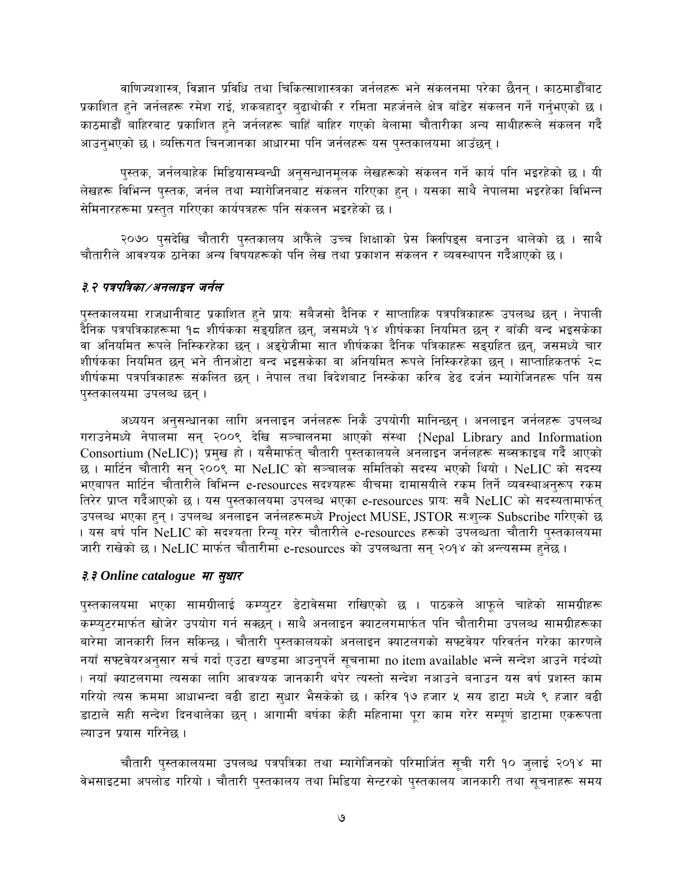वाणिज्यशास्त्र, विज्ञान प्रविधि तथा चिकित्साशास्त्रका जर्नलहरू भने संकलनमा परेका छैनन् । काठमाडौंबाट प्रकाशित हुने जर्नलहरू रमेश राई, शकबहादुर बुढाथोकी र रमिता महर्जनले क्षेत्र बाँडेर संकलन गर्ने गर्नुभएको छ । काठमाडौं बाहिरबाट प्रकाशित हुने जर्नलहरू चाहिँ बाहिर गएको बेलामा चौतारीका अन्य साथीहरूले संकलन गर्दै आउनुभएको छ । व्यक्तिगत चिनजानका आधारमा पनि जर्नलहरू यस पुस्तकालयमा आउँछन् ।

पुस्तक, जर्नलबाहेक मिडियासम्बन्धी अनुसन्धानमूलक लेखहरूको संकलन गर्ने कार्य पनि भइरहेको छ । यी लेखहरू विभिन्न पुस्तक, जर्नल तथा म्यागेजिनबाट संकलन गरिएका हुन् । यसका साथै नेपालमा भइरहेका विभिन्न सेमिनारहरूमा प्रस्तुत गरिएका कार्यपत्रहरू पनि संकलन भइरहेको छ ।

२०७० पुसदेखि चौतारी पुस्तकालय आफैंले उच्च शिक्षाको प्रेस क्लिपिङ्स बनाउन थालेको छ । साथै चौतारीले आवश्यक ठानेका अन्य विषयहरूको पनि लेख तथा प्रकाशन संकलन र व्यवस्थापन गर्दैआएको छ ।

### ३.२ पत्रपत्रिका/अनलाइन जर्नल

पुस्तकालयमा राजधानीबाट प्रकाशित हुने प्रायः सबैजसो दैनिक र साप्ताहिक पत्रपत्रिकाहरू उपलब्ध छन् । नेपाली दैनिक पत्रपत्रिकाहरूमा १८ शीर्षकका सङ्ग्रहित छन्, जसमध्ये १४ शीर्षकका नियमित छन् र बाँकी बन्द भइसकेका वा अनियमित रूपले निस्किरहेका छन् । अङ्ग्रेजीमा सात शीर्षकका दैनिक पत्रिकाहरू सङ्ग्रहित छन्, जसमध्ये चार शीर्षकका नियमित छन् भने तीनओटा बन्द भइसकेका वा अनियमित रूपले निस्किरहेका छन् । साप्ताहिकतर्फ २८ शीर्षकमा पत्रपत्रिकाहरू संकलित छन् । नेपाल तथा विदेशबाट निस्केका करिब डेढ दर्जन म्यागेजिनहरू पनि यस पुस्तकालयमा उपलब्ध छन् ।

अध्ययन अनुसन्धानका लागि अनलाइन जर्नलहरू निकै उपयोगी मानिन्छन् । अनलाइन जर्नलहरू उपलब्ध गराउनेमध्ये नेपालमा सन् २००९ देखि सञ्चालनमा आएको संस्था {Nepal Library and Information Consortium (NeLIC)} प्रमुख हो । यसैमार्फत् चौतारी पुस्तकालयले अनलाइन जर्नलहरू सब्सक्राइब गर्दै आएको छ । मार्टिन चौतारी सन् २००९ मा NeLIC को सञ्चालक समितिको सदस्य भएको थियो । NeLIC को सदस्य भएवापत मार्टिन चौतारीले विभिन्न e-resources सदश्यहरू बीचमा दामासयीले रकम तिर्ने व्यवस्थाअनुरूप रकम तिरेर प्राप्त गर्दैआएको छ । यस पुस्तकालयमा उपलब्ध भएका e-resources प्रायः सबै NeLIC को सदस्यतामार्फत् उपलब्ध भएका हुन् । उपलब्ध अनलाइन जर्नलहरूमध्ये Project MUSE, JSTOR सःशुल्क Subscribe गरिएको छ । यस बर्ष पनि NeLIC को सदश्यता रिन्यू गरेर चौतारीले e-resources हरूको उपलब्धता चौतारी पुस्तकालयमा जारी राखेको छ । NeLIC मार्फत चौतारीमा e-resources को उपलब्धता सन् २०१४ को अन्त्यसम्म हुनेछ ।

### ३.३ Online catalogue मा सुधार

पुस्तकालयमा भएका सामग्रीलाई कम्प्युटर डेटाबेसमा राखिएको छ । पाठकले आफूले चाहेको सामग्रीहरू कम्प्युटरमार्फत खोजेर उपयोग गर्न सक्छन् । साथै अनलाइन क्याटलगमार्फत पनि चौतारीमा उपलब्ध सामग्रीहरूका बारेमा जानकारी लिन सकिन्छ । चौतारी पुस्तकालयको अनलाइन क्याटलगको सफ्टवेयर परिवर्तन गरेका कारणले नयाँ सफ्टवेयरअनुसार सर्च गर्दा एउटा खण्डमा आउनुपर्ने सूचनामा no item available भन्ने सन्देश आउने गर्दथ्यो । नयाँ क्याटलगमा त्यसका लागि आवश्यक जानकारी थपेर त्यस्तो सन्देश नआउने बनाउन यस वर्ष प्रशस्त काम गरियो त्यस क्रममा आधाभन्दा बढी डाटा सुधार भैसकेको छ । करिव १७ हजार ५ सय डाटा मध्ये ९ हजार बढी डाटाले सही सन्देश दिनथालेका छन् । आगामी बर्षका केही महिनामा पूरा काम गरेर सम्पूर्ण डाटामा एकरूपता ल्याउन प्रयास गरिनेछ ।

चौतारी पुस्तकालयमा उपलब्ध पत्रपत्रिका तथा म्यागेजिनको परिमार्जित सूची गरी १० जुलाई २०१४ मा वेभसाइटमा अपलोड गरियो । चौतारी पुस्तकालय तथा मिडिया सेन्टरको पुस्तकालय जानकारी तथा सूचनाहरू समय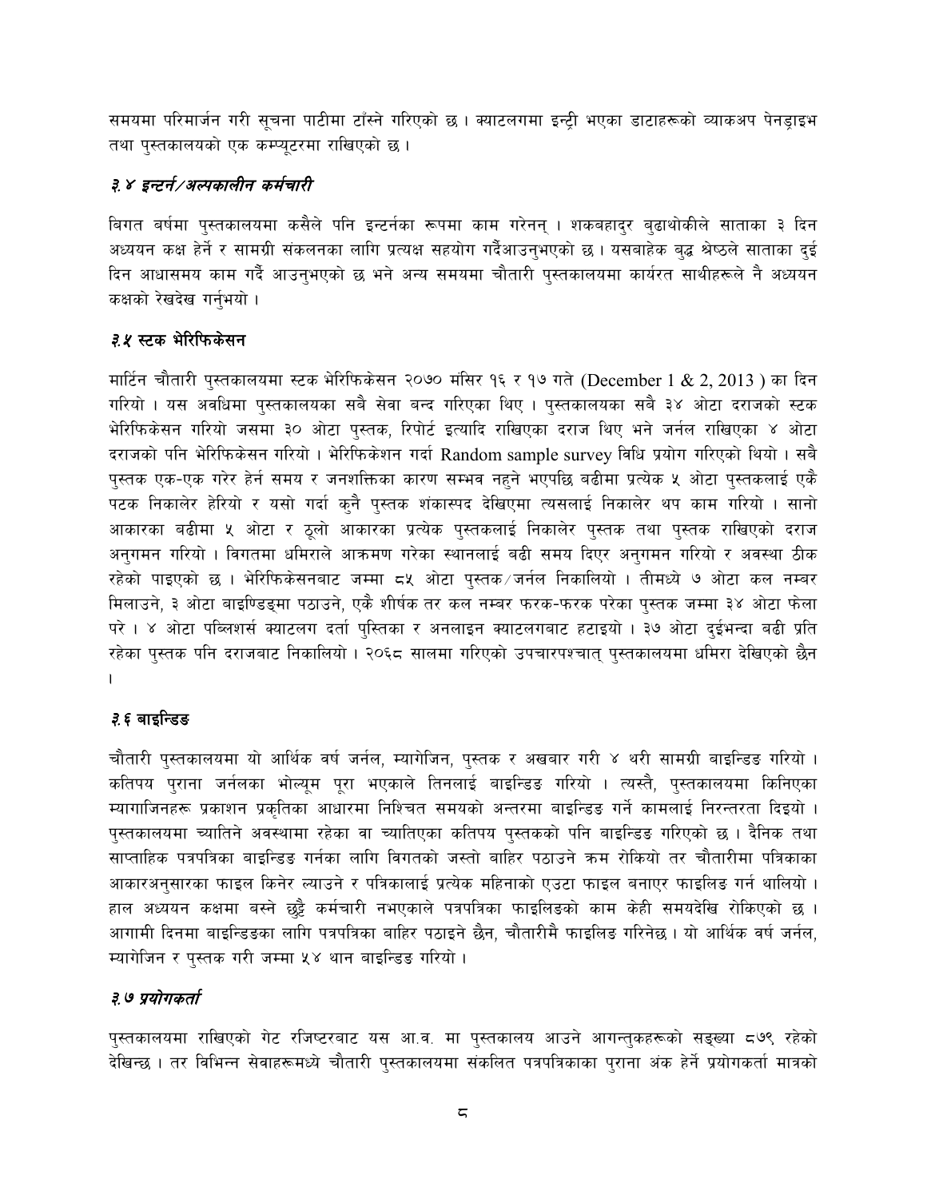समयमा परिमार्जन गरी सूचना पाटीमा टाँस्ने गरिएको छ । क्याटलगमा इन्ट्री भएका डाटाहरूको ब्याकअप पेनड्राइभ तथा पुस्तकालयको एक कम्प्युटरमा राखिएको छ ।

### *३.४ इन्टर्न/अल्पकालीन कर्मचारी*

बिगत बर्षमा पुस्तकालयमा कसैले पनि इन्टर्नका रूपमा काम गरेनन् । शकबहादुर बुढाथोकीले साताका ३ दिन अध्ययन कक्ष हेर्ने र सामग्री संकलनका लागि प्रत्यक्ष सहयोग गर्दैआउनुभएको छ । यसबाहेक बुद्ध श्रेष्ठले साताका दुई दिन आधासमय काम गर्दै आउनुभएको छ भने अन्य समयमा चौतारी पुस्तकालयमा कार्यरत साथीहरूले नै अध्ययन कक्षको रेखदेख गर्नुभयो ।

### *३.५ स्टक भेरिफिकेसन*

मार्टिन चौतारी पुस्तकालयमा स्टक भेरिफिकेसन २०७० मंसिर १६ र १७ गते (December 1 & 2, 2013 ) का दिन गरियो । यस अवधिमा पुस्तकालयका सबै सेवा बन्द गरिएका थिए । पुस्तकालयका सबै ३४ ओटा दराजको स्टक भेरिफिकेसन गरियो जसमा ३० ओटा पुस्तक, रिपोर्ट इत्यादि राखिएका दराज थिए भने जर्नल राखिएका ४ ओटा दराजको पनि भेरिफिकेसन गरियो । भेरिफिकेशन गर्दा Random sample survey विधि प्रयोग गरिएको थियो । सबै पुस्तक एक-एक गरेर हेर्न समय र जनशक्तिका कारण सम्भव नहुने भएपछि बढीमा प्रत्येक ५ ओटा पुस्तकलाई एकै पटक निकालेर हेरियो र यसो गर्दा कुनै पुस्तक शंकास्पद देखिएमा त्यसलाई निकालेर थप काम गरियो । सानो आकारका बढीमा ५ ओटा र ठूलो आकारका प्रत्येक पुस्तकलाई निकालेर पुस्तक तथा पुस्तक राखिएको दराज अनुगमन गरियो । विगतमा धमिराले आक्रमण गरेका स्थानलाई बढी समय दिएर अनुगमन गरियो र अवस्था ठीक रहेको पाइएको छ । भेरिफिकेसनबाट जम्मा ८५ ओटा पुस्तक/जर्नल निकालियो । तीमध्ये ७ ओटा कल नम्बर मिलाउने, ३ ओटा बाइण्डिङमा पठाउने, एकै शीर्षक तर कल नम्बर फरक-फरक परेका पुस्तक जम्मा ३४ ओटा फेला परे । ४ ओटा पब्लिशर्स क्याटलग दर्ता पुस्तिका र अनलाइन क्याटलगबाट हटाइयो । ३७ ओटा दुईभन्दा बढी प्रति रहेका पुस्तक पनि दराजबाट निकालियो । २०६८ सालमा गरिएको उपचारपश्चात् पुस्तकालयमा धमिरा देखिएको छैन ।

### *३.६ बाइन्डिङ*

चौतारी पुस्तकालयमा यो आर्थिक वर्ष जर्नल, म्यागेजिन, पुस्तक र अखबार गरी ४ थरी सामग्री बाइन्डिङ गरियो । कतिपय पुराना जर्नलका भोल्यूम पूरा भएकाले तिनलाई बाइन्डिङ गरियो । त्यस्तै, पुस्तकालयमा किनिएका म्यागाजिनहरू प्रकाशन प्रकृतिका आधारमा निश्चित समयको अन्तरमा बाइन्डिङ गर्ने कामलाई निरन्तरता दिइयो । पुस्तकालयमा च्यातिने अवस्थामा रहेका वा च्यातिएका कतिपय पुस्तकको पनि बाइन्डिङ गरिएको छ । दैनिक तथा साप्ताहिक पत्रपत्रिका बाइन्डिङ गर्नका लागि विगतको जस्तो बाहिर पठाउने क्रम रोकियो तर चौतारीमा पत्रिकाका आकारअनुसारका फाइल किनेर ल्याउने र पत्रिकालाई प्रत्येक महिनाको एउटा फाइल बनाएर फाइलिङ गर्न थालियो । हाल अध्ययन कक्षमा बस्ने छुट्टै कर्मचारी नभएकाले पत्रपत्रिका फाइलिङको काम केही समयदेखि रोकिएको छ । आगामी दिनमा बाइन्डिङका लागि पत्रपत्रिका बाहिर पठाइने छैन, चौतारीमै फाइलिङ गरिनेछ । यो आर्थिक वर्ष जर्नल, म्यागेजिन र पुस्तक गरी जम्मा ५४ थान बाइन्डिङ गरियो ।

### *३.७ प्रयोगकर्ता*

पुस्तकालयमा राखिएको गेट रजिष्टरबाट यस आ.व. मा पुस्तकालय आउने आगन्तुकहरूको सङ्ख्या ८७९ रहेको देखिन्छ । तर विभिन्न सेवाहरूमध्ये चौतारी पुस्तकालयमा संकलित पत्रपत्रिकाका पुराना अंक हेर्ने प्रयोगकर्ता मात्रको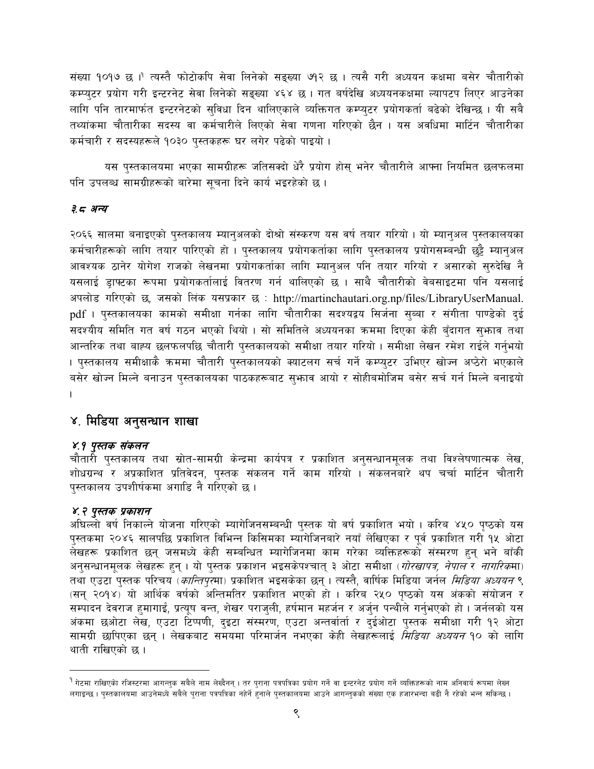संख्या १०१७ छ ।[1] त्यस्तै फोटोकपि सेवा लिनेको सङ्ख्या ७१२ छ । त्यसै गरी अध्ययन कक्षमा बसेर चौतारीको कम्प्युटर प्रयोग गरी इन्टरनेट सेवा लिनेको सङ्ख्या ४६४ छ । गत बर्षदेखि अध्ययनकक्षमा ल्यापटप लिएर आउनेका लागि पनि तारमार्फत इन्टरनेटको सुविधा दिन थालिएकाले व्यक्तिगत कम्प्युटर प्रयोगकर्ता बढेको देखिन्छ । यी सबै तथ्यांकमा चौतारीका सदस्य वा कर्मचारीले लिएको सेवा गणना गरिएको छैन । यस अवधिमा मार्टिन चौतारीका कर्मचारी र सदस्यहरूले १०३० पुस्तकहरू घर लगेर पढेको पाइयो ।

यस पुस्तकालयमा भएका सामग्रीहरू जतिसक्दो धेरै प्रयोग होस् भनेर चौतारीले आफ्ना नियमित छलफलमा पनि उपलब्ध सामग्रीहरूको बारेमा सूचना दिने कार्य भइरहेको छ ।

### *३.८ अन्य*

२०६६ सालमा बनाइएको पुस्तकालय म्यानुअलको दोश्रो संस्करण यस वर्ष तयार गरियो । यो म्यानुअल पुस्तकालयका कर्मचारीहरूको लागि तयार पारिएको हो । पुस्तकालय प्रयोगकर्ताका लागि पुस्तकालय प्रयोगसम्बन्धी छुट्टै म्यानुअल आवश्यक ठानेर योगेश राजको लेखनमा प्रयोगकर्ताका लागि म्यानुअल पनि तयार गरियो र असारको सुरुदेखि नै यसलाई ड्राफ्टका रूपमा प्रयोगकर्तालाई वितरण गर्न थालिएको छ । साथै चौतारीको वेबसाइटमा पनि यसलाई अपलोड गरिएको छ, जसको लिंक यसप्रकार छ : http://martinchautari.org.np/files/LibraryUserManual.pdf । पुस्तकालयका कामको समीक्षा गर्नका लागि चौतारीका सदश्यद्वय सिर्जना सुब्बा र संगीता पाण्डेको दुई सदश्यीय समिति गत वर्ष गठन भएको थियो । सो समितिले अध्ययनका क्रममा दिएका केही बुँदागत सुझाव तथा आन्तरिक तथा बाह्य छलफलपछि चौतारी पुस्तकालयको समीक्षा तयार गरियो । समीक्षा लेखन रमेश राईले गर्नुभयो । पुस्तकालय समीक्षाकै क्रममा चौतारी पुस्तकालयको क्याटलग सर्च गर्ने कम्प्युटर उभिएर खोज्न अप्ठेरो भएकाले बसेर खोज्न मिल्ने बनाउन पुस्तकालयका पाठकहरूबाट सुझाव आयो र सोहीबमोजिम बसेर सर्च गर्न मिल्ने बनाइयो ।

## ४. मिडिया अनुसन्धान शाखा

### *४.१ पुस्तक संकलन*

चौतारी पुस्तकालय तथा स्रोत-सामग्री केन्द्रमा कार्यपत्र र प्रकाशित अनुसन्धानमूलक तथा विश्लेषणात्मक लेख, शोधग्रन्थ र अप्रकाशित प्रतिवेदन, पुस्तक संकलन गर्ने काम गरियो । संकलनबारे थप चर्चा मार्टिन चौतारी पुस्तकालय उपशीर्षकमा अगाडि नै गरिएको छ ।

### *४.२ पुस्तक प्रकाशन*

अघिल्लो वर्ष निकाल्ने योजना गरिएको म्यागेजिनसम्बन्धी पुस्तक यो वर्ष प्रकाशित भयो । करिब ४५० पृष्ठको यस पुस्तकमा २०४६ सालपछि प्रकाशित विभिन्न किसिमका म्यागेजिनबारे नयाँ लेखिएका र पूर्व प्रकाशित गरी १५ ओटा लेखहरू प्रकाशित छन् जसमध्ये केही सम्बन्धित म्यागेजिनमा काम गरेका व्यक्तिहरूको संस्मरण हुन् भने बाँकी अनुसन्धानमूलक लेखहरू हुन् । यो पुस्तक प्रकाशन भइसकेपश्चात् ३ ओटा समीक्षा (*गोरखापत्र, नेपाल* र *नागरिक*मा) तथा एउटा पुस्तक परिचय (*कान्तिपुर*मा) प्रकाशित भइसकेका छन् । त्यस्तै, वार्षिक मिडिया जर्नल *मिडिया अध्ययन* ९ (सन् २०१४) यो आर्थिक वर्षको अन्तिमतिर प्रकाशित भएको हो । करिब २५० पृष्ठको यस अंकको संयोजन र सम्पादन देवराज हुमागाईं, प्रत्यूष वन्त, शेखर पराजुली, हर्षमान महर्जन र अर्जुन पन्थीले गर्नुभएको हो । जर्नलको यस अंकमा छओटा लेख, एउटा टिप्पणी, दुइटा संस्मरण, एउटा अन्तर्वार्ता र दुईओटा पुस्तक समीक्षा गरी १२ ओटा सामग्री छापिएका छन् । लेखकबाट समयमा परिमार्जन नभएका केही लेखहरूलाई *मिडिया अध्ययन* १० को लागि थाती राखिएको छ ।

---

[1] गेटमा राखिएको रजिस्टरमा आगन्तुक सबैले नाम लेख्दैनन् । तर पुराना पत्रपत्रिका प्रयोग गर्ने वा इन्टरनेट प्रयोग गर्ने व्यक्तिहरूको नाम अनिवार्य रूपमा लेख्न लगाइन्छ । पुस्तकालयमा आउनेमध्ये सबैले पुराना पत्रपत्रिका नहेर्ने हुनाले पुस्तकालयमा आउने आगन्तुकको संख्या एक हजारभन्दा बढी नै रहेको भन्न सकिन्छ ।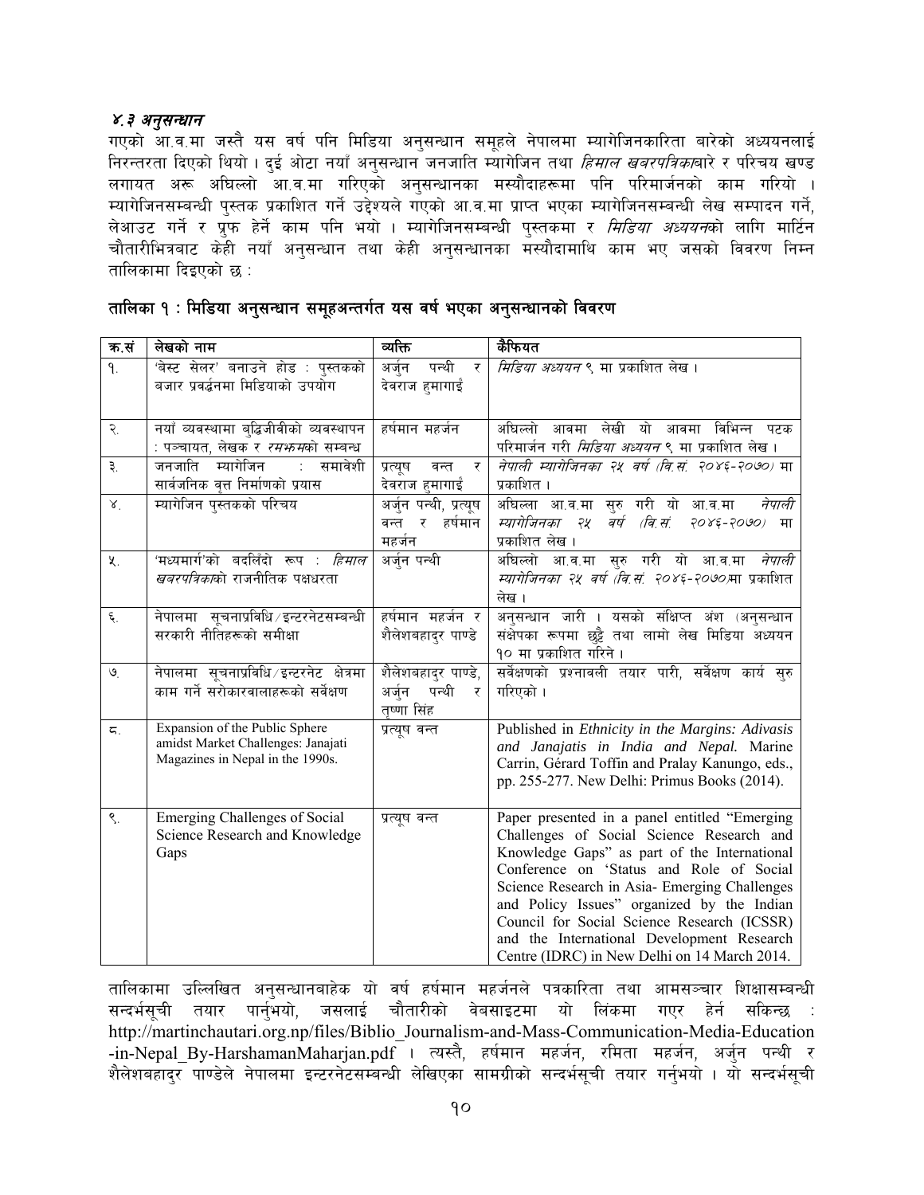### ४.३ *अनुसन्धान*

गएको आ.व.मा जस्तै यस वर्ष पनि मिडिया अनुसन्धान समूहले नेपालमा म्यागेजिनकारिता बारेको अध्ययनलाई निरन्तरता दिएको थियो । दुई ओटा नयाँ अनुसन्धान जनजाति म्यागेजिन तथा *हिमाल खबरपत्रिका*बारे र परिचय खण्ड लगायत अरू अघिल्लो आ.व.मा गरिएको अनुसन्धानका मस्यौदाहरूमा पनि परिमार्जनको काम गरियो । म्यागेजिनसम्बन्धी पुस्तक प्रकाशित गर्ने उद्देश्यले गएको आ.व.मा प्राप्त भएका म्यागेजिनसम्बन्धी लेख सम्पादन गर्ने, लेआउट गर्ने र प्रूफ हेर्ने काम पनि भयो । म्यागेजिनसम्बन्धी पुस्तकमा र *मिडिया अध्ययन*को लागि मार्टिन चौतारीभित्रबाट केही नयाँ अनुसन्धान तथा केही अनुसन्धानका मस्यौदामाथि काम भए जसको विवरण निम्न तालिकामा दिइएको छ :

**तालिका १ : मिडिया अनुसन्धान समूहअन्तर्गत यस वर्ष भएका अनुसन्धानको विवरण**

| क्र.सं | लेखको नाम | व्यक्ति | कैफियत |
|---|---|---|---|
| १. | 'बेस्ट सेलर' बनाउने होड : पुस्तकको बजार प्रवर्द्धनमा मिडियाको उपयोग | अर्जुन पन्थी र देवराज हुमागाईं | *मिडिया अध्ययन* ९ मा प्रकाशित लेख । |
| २. | नयाँ व्यवस्थामा बुद्धिजीवीको व्यवस्थापन : पञ्चायत, लेखक र *रमझम*को सम्बन्ध | हर्षमान महर्जन | अघिल्लो आवमा लेखी यो आवमा विभिन्न पटक परिमार्जन गरी *मिडिया अध्ययन* ९ मा प्रकाशित लेख । |
| ३. | जनजाति म्यागेजिन : समावेशी सार्वजनिक वृत्त निर्माणको प्रयास | प्रत्यूष वन्त र देवराज हुमागाईं | *नेपाली म्यागेजिनका २५ वर्ष (वि.सं. २०४६-२०७०)* मा प्रकाशित । |
| ४. | म्यागेजिन पुस्तकको परिचय | अर्जुन पन्थी, प्रत्यूष वन्त र हर्षमान महर्जन | अघिल्ला आ.व.मा सुरु गरी यो आ.व.मा *नेपाली म्यागेजिनका २५ वर्ष (वि.सं. २०४६-२०७०)* मा प्रकाशित लेख । |
| ५. | 'मध्यमार्ग'को बदलिँदो रूप : *हिमाल खबरपत्रिका*को राजनीतिक पक्षधरता | अर्जुन पन्थी | अघिल्लो आ.व.मा सुरु गरी यो आ.व.मा *नेपाली म्यागेजिनका २५ वर्ष (वि.सं. २०४६-२०७०)*मा प्रकाशित लेख । |
| ६. | नेपालमा सूचनाप्रविधि/इन्टरनेटसम्बन्धी सरकारी नीतिहरूको समीक्षा | हर्षमान महर्जन र शैलेशबहादुर पाण्डे | अनुसन्धान जारी । यसको संक्षिप्त अंश (अनुसन्धान संक्षेपका रूपमा छुट्टै तथा लामो लेख मिडिया अध्ययन १० मा प्रकाशित गरिने । |
| ७. | नेपालमा सूचनाप्रविधि/इन्टरनेट क्षेत्रमा काम गर्ने सरोकारवालाहरूको सर्वेक्षण | शैलेशबहादुर पाण्डे, अर्जुन पन्थी र तृष्णा सिंह | सर्वेक्षणको प्रश्नावली तयार पारी, सर्वेक्षण कार्य सुरु गरिएको । |
| ८. | Expansion of the Public Sphere amidst Market Challenges: Janajati Magazines in Nepal in the 1990s. | प्रत्यूष वन्त | Published in *Ethnicity in the Margins: Adivasis and Janajatis in India and Nepal.* Marine Carrin, Gérard Toffin and Pralay Kanungo, eds., pp. 255-277. New Delhi: Primus Books (2014). |
| ९. | Emerging Challenges of Social Science Research and Knowledge Gaps | प्रत्यूष वन्त | Paper presented in a panel entitled "Emerging Challenges of Social Science Research and Knowledge Gaps" as part of the International Conference on 'Status and Role of Social Science Research in Asia- Emerging Challenges and Policy Issues" organized by the Indian Council for Social Science Research (ICSSR) and the International Development Research Centre (IDRC) in New Delhi on 14 March 2014. |

तालिकामा उल्लिखित अनुसन्धानबाहेक यो वर्ष हर्षमान महर्जनले पत्रकारिता तथा आमसञ्चार शिक्षासम्बन्धी सन्दर्भसूची तयार पार्नुभयो, जसलाई चौतारीको वेबसाइटमा यो लिंकमा गएर हेर्न सकिन्छ : http://martinchautari.org.np/files/Biblio_Journalism-and-Mass-Communication-Media-Education-in-Nepal_By-HarshamanMaharjan.pdf । त्यस्तै, हर्षमान महर्जन, रमिता महर्जन, अर्जुन पन्थी र शैलेशबहादुर पाण्डेले नेपालमा इन्टरनेटसम्बन्धी लेखिएका सामग्रीको सन्दर्भसूची तयार गर्नुभयो । यो सन्दर्भसूची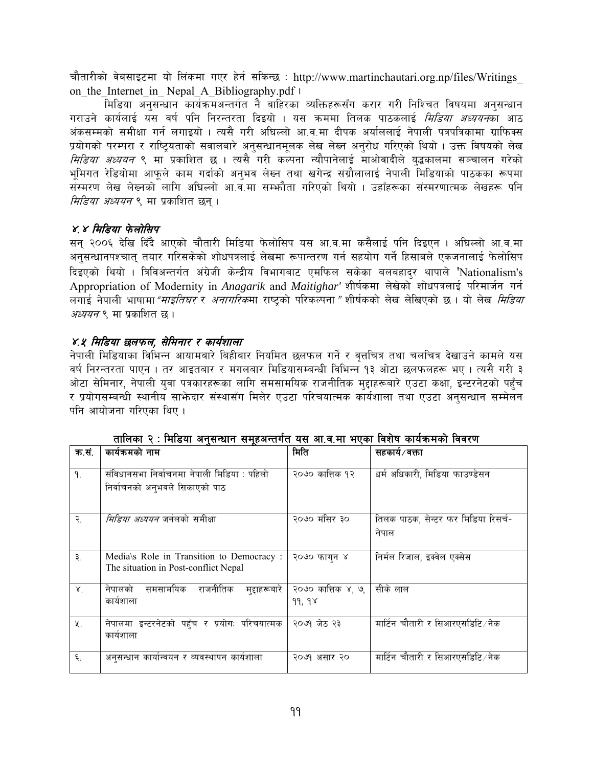चौतारीको वेबसाइटमा यो लिंकमा गएर हेर्न सकिन्छ : http://www.martinchautari.org.np/files/Writings_on_the_Internet_in_Nepal_A_Bibliography.pdf ।

मिडिया अनुसन्धान कार्यक्रमअन्तर्गत नै बाहिरका व्यक्तिहरूसँग करार गरी निश्चित विषयमा अनुसन्धान गराउने कार्यलाई यस वर्ष पनि निरन्तरता दिइयो । यस क्रममा तिलक पाठकलाई *मिडिया अध्ययन*का आठ अंकसम्मको समीक्षा गर्न लगाइयो । त्यसै गरी अघिल्लो आ.व.मा दीपक अर्यालले नेपाली पत्रपत्रिकामा ग्राफिक्स प्रयोगको परम्परा र राष्ट्रियताको सवालबारे अनुसन्धानमूलक लेख लेख्न अनुरोध गरिएको थियो । उक्त विषयको लेख *मिडिया अध्ययन* ९ मा प्रकाशित छ । त्यसै गरी कल्पना न्यौपानेलाई माओवादीले युद्धकालमा सञ्चालन गरेको भूमिगत रेडियोमा आफूले काम गर्दाको अनुभव लेख्न तथा खगेन्द्र संग्रौलालाई नेपाली मिडियाको पाठकका रूपमा संस्मरण लेख लेख्नको लागि अघिल्लो आ.व.मा सम्झौता गरिएको थियो । उहाँहरूका संस्मरणात्मक लेखहरू पनि *मिडिया अध्ययन* ९ मा प्रकाशित छन् ।

### ४.४ मिडिया फेलोसिप

सन् २००६ देखि दिँदै आएको चौतारी मिडिया फेलोसिप यस आ.व.मा कसैलाई पनि दिइएन । अघिल्लो आ.व.मा अनुसन्धानपश्चात् तयार गरिसकेको शोधपत्रलाई लेखमा रूपान्तरण गर्न सहयोग गर्ने हिसाबले एकजनालाई फेलोसिप दिइएको थियो । त्रिविअन्तर्गत अंग्रेजी केन्द्रीय विभागबाट एमफिल सकेका बलबहादुर थापाले 'Nationalism's Appropriation of Modernity in *Anagarik* and *Maitighar*' शीर्षकमा लेखेको शोधपत्रलाई परिमार्जन गर्न लगाई नेपाली भाषामा *"माइतिघर* र *अनागरिक*मा राष्ट्रको परिकल्पना*"* शीर्षकको लेख लेखिएको छ । यो लेख *मिडिया अध्ययन* ९ मा प्रकाशित छ ।

### ४.५ मिडिया छलफल, सेमिनार र कार्यशाला

नेपाली मिडियाका विभिन्न आयामबारे बिहीबार नियमित छलफल गर्ने र वृत्तचित्र तथा चलचित्र देखाउने कामले यस वर्ष निरन्तरता पाएन । तर आइतबार र मंगलबार मिडियासम्बन्धी विभिन्न १३ ओटा छलफलहरू भए । त्यसै गरी ३ ओटा सेमिनार, नेपाली युवा पत्रकारहरूका लागि समसामयिक राजनीतिक मुद्दाहरूबारे एउटा कक्षा, इन्टरनेटको पहुँच र प्रयोगसम्बन्धी स्थानीय साझेदार संस्थासँग मिलेर एउटा परिचयात्मक कार्यशाला तथा एउटा अनुसन्धान सम्मेलन पनि आयोजना गरिएका थिए ।

**तालिका २ : मिडिया अनुसन्धान समूहअन्तर्गत यस आ.व.मा भएका विशेष कार्यक्रमको विवरण**

| क्र.सं. | कार्यक्रमको नाम | मिति | सहकार्य/वक्ता |
|---|---|---|---|
| १. | संविधानसभा निर्वाचनमा नेपाली मिडिया : पहिलो निर्वाचनको अनुभवले सिकाएको पाठ | २०७० कात्तिक १२ | धर्म अधिकारी, मिडिया फाउण्डेसन |
| २. | *मिडिया अध्ययन* जर्नलको समीक्षा | २०७० मंसिर ३० | तिलक पाठक, सेन्टर फर मिडिया रिसर्च-नेपाल |
| ३. | Media\s Role in Transition to Democracy : The situation in Post-conflict Nepal | २०७० फागुन ४ | निर्मल रिजाल, इक्वेल एक्सेस |
| ४. | नेपालको समसामयिक राजनीतिक मुद्दाहरूबारे कार्यशाला | २०७० कात्तिक ४, ७, ११, १४ | सीके लाल |
| ५. | नेपालमा इन्टरनेटको पहुँच र प्रयोगः परिचयात्मक कार्यशाला | २०७१ जेठ २३ | मार्टिन चौतारी र सिआरएसडिटि/नेक |
| ६. | अनुसन्धान कार्यान्वयन र व्यवस्थापन कार्यशाला | २०७१ असार २० | मार्टिन चौतारी र सिआरएसडिटि/नेक |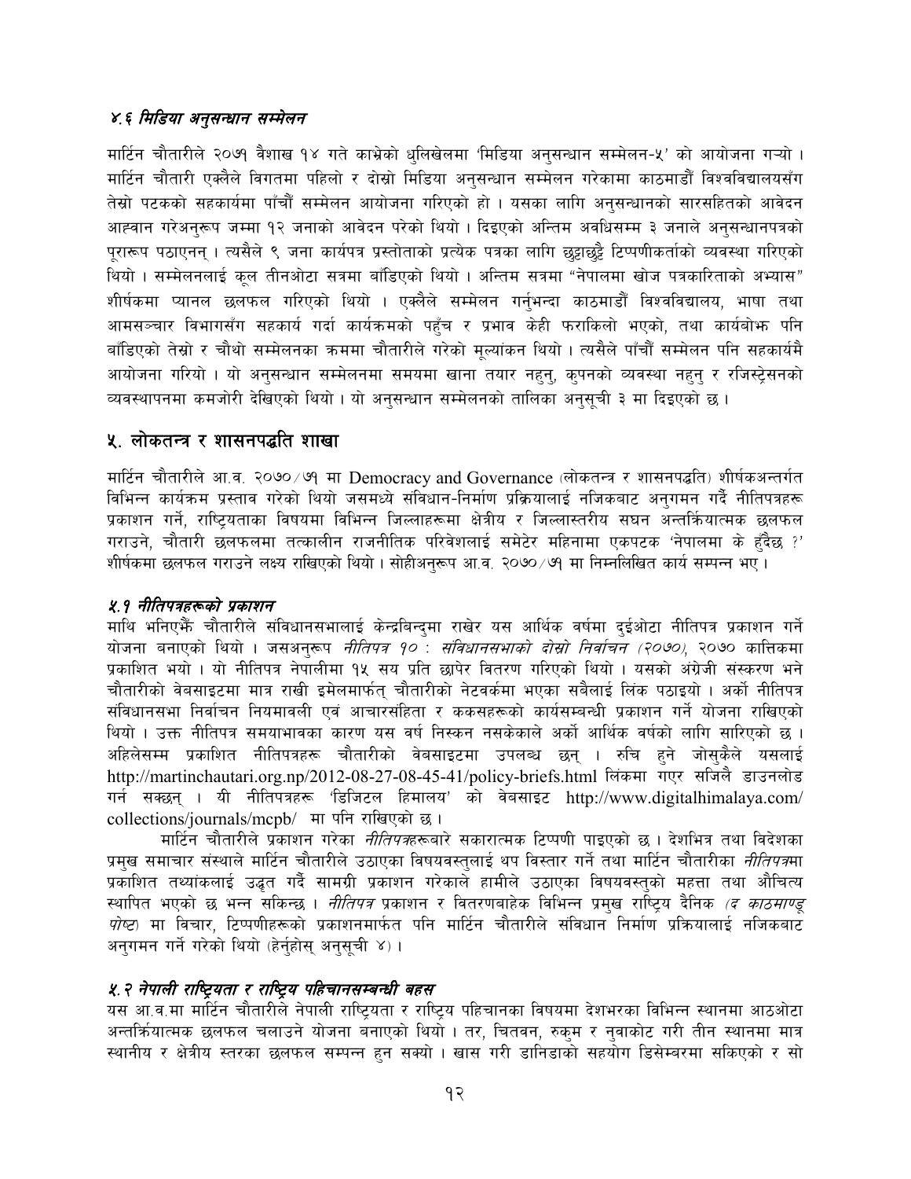### ४.६ *मिडिया अनुसन्धान सम्मेलन*

मार्टिन चौतारीले २०७१ वैशाख १४ गते काभ्रेको धुलिखेलमा 'मिडिया अनुसन्धान सम्मेलन-५' को आयोजना गऱ्यो । मार्टिन चौतारी एक्लैले विगतमा पहिलो र दोस्रो मिडिया अनुसन्धान सम्मेलन गरेकामा काठमाडौं विश्वविद्यालयसँग तेस्रो पटकको सहकार्यमा पाँचौं सम्मेलन आयोजना गरिएको हो । यसका लागि अनुसन्धानको सारसहितको आवेदन आह्वान गरेअनुरूप जम्मा १२ जनाको आवेदन परेको थियो । दिइएको अन्तिम अवधिसम्म ३ जनाले अनुसन्धानपत्रको पूरारूप पठाएनन् । त्यसैले ९ जना कार्यपत्र प्रस्तोताको प्रत्येक पत्रका लागि छुट्टाछुट्टै टिप्पणीकर्ताको व्यवस्था गरिएको थियो । सम्मेलनलाई कूल तीनओटा सत्रमा बाँडिएको थियो । अन्तिम सत्रमा "नेपालमा खोज पत्रकारिताको अभ्यास" शीर्षकमा प्यानल छलफल गरिएको थियो । एक्लैले सम्मेलन गर्नुभन्दा काठमाडौं विश्वविद्यालय, भाषा तथा आमसञ्चार विभागसँग सहकार्य गर्दा कार्यक्रमको पहुँच र प्रभाव केही फराकिलो भएको, तथा कार्यबोझ पनि बाँडिएको तेस्रो र चौथो सम्मेलनका क्रममा चौतारीले गरेको मूल्यांकन थियो । त्यसैले पाँचौं सम्मेलन पनि सहकार्यमै आयोजना गरियो । यो अनुसन्धान सम्मेलनमा समयमा खाना तयार नहुनु, कुपनको व्यवस्था नहुनु र रजिस्ट्रेसनको व्यवस्थापनमा कमजोरी देखिएको थियो । यो अनुसन्धान सम्मेलनको तालिका अनुसूची ३ मा दिइएको छ ।

## ५. लोकतन्त्र र शासनपद्धति शाखा

मार्टिन चौतारीले आ.व. २०७०/७१ मा Democracy and Governance (लोकतन्त्र र शासनपद्धति) शीर्षकअन्तर्गत विभिन्न कार्यक्रम प्रस्ताव गरेको थियो जसमध्ये संविधान-निर्माण प्रक्रियालाई नजिकबाट अनुगमन गर्दै नीतिपत्रहरू प्रकाशन गर्ने, राष्ट्रियताका विषयमा विभिन्न जिल्लाहरूमा क्षेत्रीय र जिल्लास्तरीय सघन अन्तर्क्रियात्मक छलफल गराउने, चौतारी छलफलमा तत्कालीन राजनीतिक परिवेशलाई समेटेर महिनामा एकपटक 'नेपालमा के हुँदैछ ?' शीर्षकमा छलफल गराउने लक्ष्य राखिएको थियो । सोहीअनुरूप आ.व. २०७०/७१ मा निम्नलिखित कार्य सम्पन्न भए ।

### ५.१ *नीतिपत्रहरूको प्रकाशन*

माथि भनिएझैं चौतारीले संविधानसभालाई केन्द्रबिन्दुमा राखेर यस आर्थिक वर्षमा दुईओटा नीतिपत्र प्रकाशन गर्ने योजना बनाएको थियो । जसअनुरूप *नीतिपत्र १० : संविधानसभाको दोस्रो निर्वाचन (२०७०)*, २०७० कात्तिकमा प्रकाशित भयो । यो नीतिपत्र नेपालीमा १५ सय प्रति छापेर वितरण गरिएको थियो । यसको अंग्रेजी संस्करण भने चौतारीको वेबसाइटमा मात्र राखी इमेलमार्फत् चौतारीको नेटवर्कमा भएका सबैलाई लिंक पठाइयो । अर्को नीतिपत्र संविधानसभा निर्वाचन नियमावली एवं आचारसंहिता र ककसहरूको कार्यसम्बन्धी प्रकाशन गर्ने योजना राखिएको थियो । उक्त नीतिपत्र समयाभावका कारण यस वर्ष निस्कन नसकेकाले अर्को आर्थिक वर्षको लागि सारिएको छ । अहिलेसम्म प्रकाशित नीतिपत्रहरू चौतारीको वेबसाइटमा उपलब्ध छन् । रुचि हुने जोसुकैले यसलाई http://martinchautari.org.np/2012-08-27-08-45-41/policy-briefs.html लिंकमा गएर सजिलै डाउनलोड गर्न सक्छन् । यी नीतिपत्रहरू 'डिजिटल हिमालय' को वेबसाइट http://www.digitalhimalaya.com/collections/journals/mcpb/ मा पनि राखिएको छ ।

मार्टिन चौतारीले प्रकाशन गरेका *नीतिपत्र*हरूबारे सकारात्मक टिप्पणी पाइएको छ । देशभित्र तथा विदेशका प्रमुख समाचार संस्थाले मार्टिन चौतारीले उठाएका विषयवस्तुलाई थप विस्तार गर्ने तथा मार्टिन चौतारीका *नीतिपत्र*मा प्रकाशित तथ्यांकलाई उद्धृत गर्दै सामग्री प्रकाशन गरेकाले हामीले उठाएका विषयवस्तुको महत्ता तथा औचित्य स्थापित भएको छ भन्न सकिन्छ । *नीतिपत्र* प्रकाशन र वितरणबाहेक विभिन्न प्रमुख राष्ट्रिय दैनिक *(द काठमाण्डू पोष्ट)* मा विचार, टिप्पणीहरूको प्रकाशनमार्फत पनि मार्टिन चौतारीले संविधान निर्माण प्रक्रियालाई नजिकबाट अनुगमन गर्ने गरेको थियो (हेर्नुहोस् अनुसूची ४) ।

### ५.२ *नेपाली राष्ट्रियता र राष्ट्रिय पहिचानसम्बन्धी बहस*

यस आ.व.मा मार्टिन चौतारीले नेपाली राष्ट्रियता र राष्ट्रिय पहिचानका विषयमा देशभरका विभिन्न स्थानमा आठओटा अन्तर्क्रियात्मक छलफल चलाउने योजना बनाएको थियो । तर, चितवन, रुकुम र नुवाकोट गरी तीन स्थानमा मात्र स्थानीय र क्षेत्रीय स्तरका छलफल सम्पन्न हुन सक्यो । खास गरी डानिडाको सहयोग डिसेम्बरमा सकिएको र सो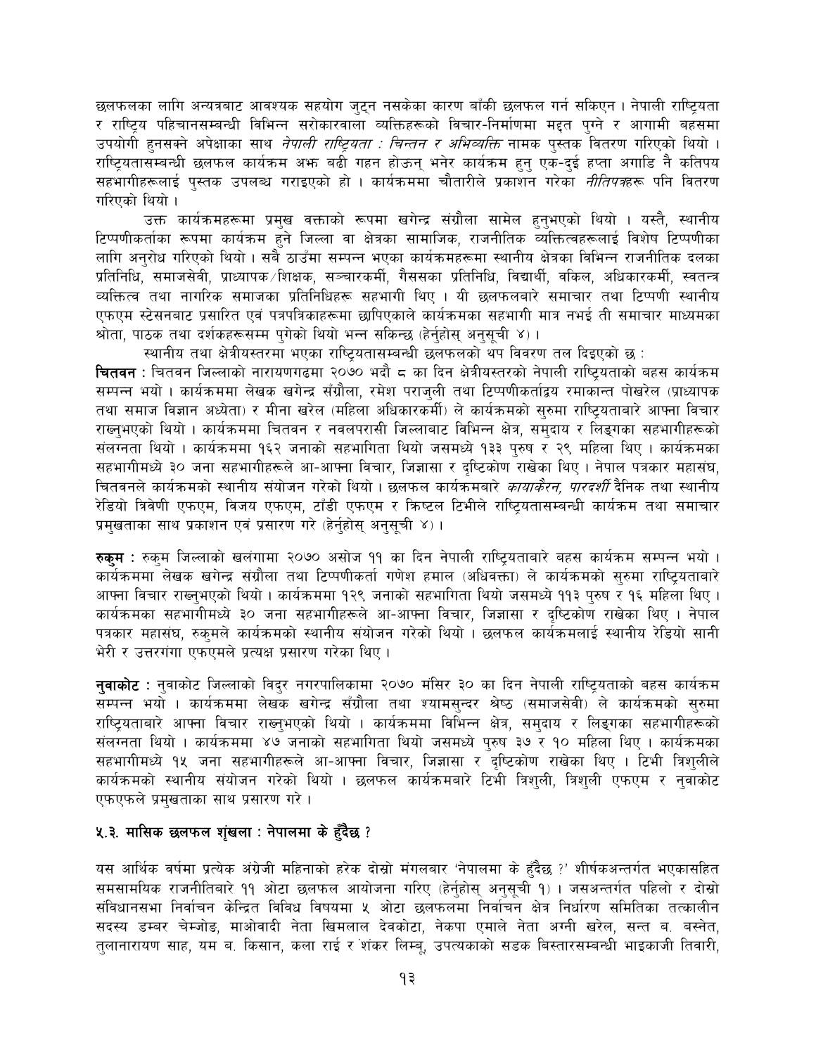छलफलका लागि अन्यत्रबाट आवश्यक सहयोग जुट्न नसकेका कारण बाँकी छलफल गर्न सकिएन । नेपाली राष्ट्रियता र राष्ट्रिय पहिचानसम्बन्धी विभिन्न सरोकारवाला व्यक्तिहरूको विचार-निर्माणमा मद्दत पुग्ने र आगामी बहसमा उपयोगी हुनसक्ने अपेक्षाका साथ *नेपाली राष्ट्रियता : चिन्तन र अभिव्यक्ति* नामक पुस्तक वितरण गरिएको थियो । राष्ट्रियतासम्बन्धी छलफल कार्यक्रम अझ बढी गहन होऊन् भनेर कार्यक्रम हुनु एक-दुई हप्ता अगाडि नै कतिपय सहभागीहरूलाई पुस्तक उपलब्ध गराइएको हो । कार्यक्रममा चौतारीले प्रकाशन गरेका *नीतिपत्र*हरू पनि वितरण गरिएको थियो ।

उक्त कार्यक्रमहरूमा प्रमुख वक्ताको रूपमा खगेन्द्र संग्रौला सामेल हुनुभएको थियो । यस्तै, स्थानीय टिप्पणीकर्ताका रूपमा कार्यक्रम हुने जिल्ला वा क्षेत्रका सामाजिक, राजनीतिक व्यक्तित्वहरूलाई विशेष टिप्पणीका लागि अनुरोध गरिएको थियो । सबै ठाउँमा सम्पन्न भएका कार्यक्रमहरूमा स्थानीय क्षेत्रका विभिन्न राजनीतिक दलका प्रतिनिधि, समाजसेवी, प्राध्यापक/शिक्षक, सञ्चारकर्मी, गैससका प्रतिनिधि, विद्यार्थी, वकिल, अधिकारकर्मी, स्वतन्त्र व्यक्तित्व तथा नागरिक समाजका प्रतिनिधिहरू सहभागी थिए । यी छलफलबारे समाचार तथा टिप्पणी स्थानीय एफएम स्टेसनबाट प्रसारित एवं पत्रपत्रिकाहरूमा छापिएकाले कार्यक्रमका सहभागी मात्र नभई ती समाचार माध्यमका श्रोता, पाठक तथा दर्शकहरूसम्म पुगेको थियो भन्न सकिन्छ (हेर्नुहोस् अनुसूची ४) ।

स्थानीय तथा क्षेत्रीयस्तरमा भएका राष्ट्रियतासम्बन्धी छलफलको थप विवरण तल दिइएको छ :

**चितवन :** चितवन जिल्लाको नारायणगढमा २०७० भदौ ८ का दिन क्षेत्रीयस्तरको नेपाली राष्ट्रियताको बहस कार्यक्रम सम्पन्न भयो । कार्यक्रममा लेखक खगेन्द्र सँग्रौला, रमेश पराजुली तथा टिप्पणीकर्ताद्वय रमाकान्त पोखरेल (प्राध्यापक तथा समाज विज्ञान अध्येता) र मीना खरेल (महिला अधिकारकर्मी) ले कार्यक्रमको सुरुमा राष्ट्रियताबारे आफ्ना विचार राख्नुभएको थियो । कार्यक्रममा चितवन र नवलपरासी जिल्लाबाट विभिन्न क्षेत्र, समुदाय र लिङ्गका सहभागीहरूको संलग्नता थियो । कार्यक्रममा १६२ जनाको सहभागिता थियो जसमध्ये १३३ पुरुष र २९ महिला थिए । कार्यक्रमका सहभागीमध्ये ३० जना सहभागीहरूले आ-आफ्ना विचार, जिज्ञासा र दृष्टिकोण राखेका थिए । नेपाल पत्रकार महासंघ, चितवनले कार्यक्रमको स्थानीय संयोजन गरेको थियो । छलफल कार्यक्रमबारे *कायाकैरन, पारदर्शी* दैनिक तथा स्थानीय रेडियो त्रिवेणी एफएम, विजय एफएम, टाँडी एफएम र क्रिष्टल टिभीले राष्ट्रियतासम्बन्धी कार्यक्रम तथा समाचार प्रमुखताका साथ प्रकाशन एवं प्रसारण गरे (हेर्नुहोस् अनुसूची ४) ।

**रुकुम :** रुकुम जिल्लाको खलंगामा २०७० असोज ११ का दिन नेपाली राष्ट्रियताबारे बहस कार्यक्रम सम्पन्न भयो । कार्यक्रममा लेखक खगेन्द्र संग्रौला तथा टिप्पणीकर्ता गणेश हमाल (अधिवक्ता) ले कार्यक्रमको सुरुमा राष्ट्रियताबारे आफ्ना विचार राख्नुभएको थियो । कार्यक्रममा १२९ जनाको सहभागिता थियो जसमध्ये ११३ पुरुष र १६ महिला थिए । कार्यक्रमका सहभागीमध्ये ३० जना सहभागीहरूले आ-आफ्ना विचार, जिज्ञासा र दृष्टिकोण राखेका थिए । नेपाल पत्रकार महासंघ, रुकुमले कार्यक्रमको स्थानीय संयोजन गरेको थियो । छलफल कार्यक्रमलाई स्थानीय रेडियो सानी भेरी र उत्तरगंगा एफएमले प्रत्यक्ष प्रसारण गरेका थिए ।

**नुवाकोट :** नुवाकोट जिल्लाको विदुर नगरपालिकामा २०७० मंसिर ३० का दिन नेपाली राष्ट्रियताको बहस कार्यक्रम सम्पन्न भयो । कार्यक्रममा लेखक खगेन्द्र सँग्रौला तथा श्यामसुन्दर श्रेष्ठ (समाजसेवी) ले कार्यक्रमको सुरुमा राष्ट्रियताबारे आफ्ना विचार राख्नुभएको थियो । कार्यक्रममा विभिन्न क्षेत्र, समुदाय र लिङ्गका सहभागीहरूको संलग्नता थियो । कार्यक्रममा ४७ जनाको सहभागिता थियो जसमध्ये पुरुष ३७ र १० महिला थिए । कार्यक्रमका सहभागीमध्ये १५ जना सहभागीहरूले आ-आफ्ना विचार, जिज्ञासा र दृष्टिकोण राखेका थिए । टिभी त्रिशुलीले कार्यक्रमको स्थानीय संयोजन गरेको थियो । छलफल कार्यक्रमबारे टिभी त्रिशुली, त्रिशुली एफएम र नुवाकोट एफएफले प्रमुखताका साथ प्रसारण गरे ।

### ५.३. मासिक छलफल शृंखला : नेपालमा के हुँदैछ ?

यस आर्थिक वर्षमा प्रत्येक अंग्रेजी महिनाको हरेक दोस्रो मंगलबार 'नेपालमा के हुँदैछ ?' शीर्षकअन्तर्गत भएकासहित समसामयिक राजनीतिबारे ११ ओटा छलफल आयोजना गरिए (हेर्नुहोस् अनुसूची १) । जसअन्तर्गत पहिलो र दोस्रो संविधानसभा निर्वाचन केन्द्रित विविध विषयमा ५ ओटा छलफलमा निर्वाचन क्षेत्र निर्धारण समितिका तत्कालीन सदस्य डम्बर चेम्जोङ, माओवादी नेता खिमलाल देवकोटा, नेकपा एमाले नेता अग्नी खरेल, सन्त ब. बस्नेत, तुलानारायण साह, यम ब. किसान, कला राई र शंकर लिम्बू, उपत्यकाको सडक बिस्तारसम्बन्धी भाइकाजी तिवारी,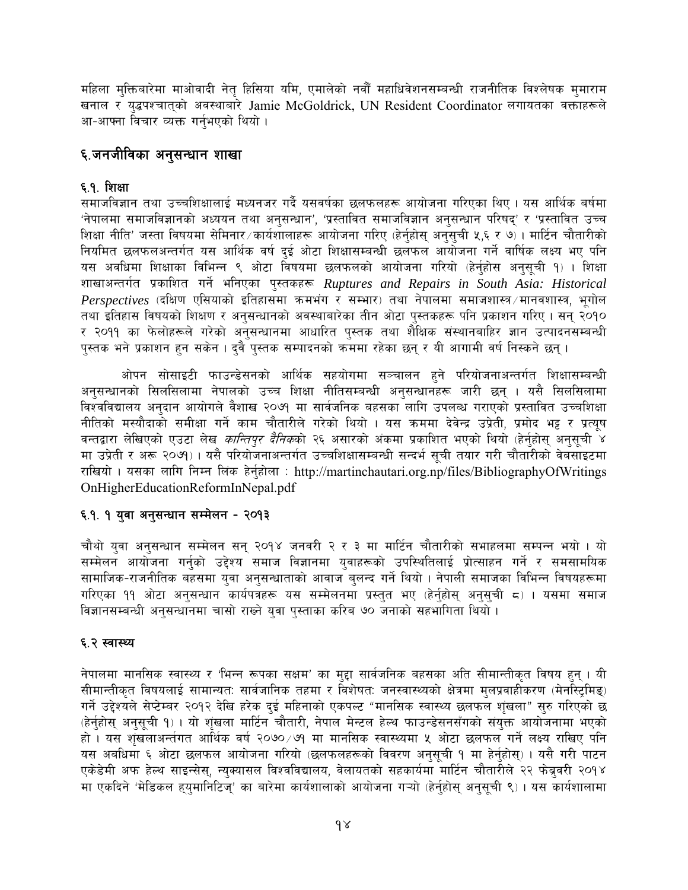महिला मुक्तिबारेमा माओवादी नेतृ हिसिया यमि, एमालेको नवौं महाधिवेशनसम्बन्धी राजनीतिक विश्लेषक मुमाराम खनाल र युद्धपश्चात्को अवस्थाबारे Jamie McGoldrick, UN Resident Coordinator लगायतका वक्ताहरूले आ-आफ्ना विचार व्यक्त गर्नुभएको थियो ।

## ६.जनजीविका अनुसन्धान शाखा

### ६.१. शिक्षा

समाजविज्ञान तथा उच्चशिक्षालाई मध्यनजर गर्दै यसवर्षका छलफलहरू आयोजना गरिएका थिए । यस आर्थिक वर्षमा 'नेपालमा समाजविज्ञानको अध्ययन तथा अनुसन्धान', 'प्रस्तावित समाजविज्ञान अनुसन्धान परिषद्' र 'प्रस्तावित उच्च शिक्षा नीति' जस्ता विषयमा सेमिनार/कार्यशालाहरू आयोजना गरिए (हेर्नुहोस् अनुसुची ५,६ र ७) । मार्टिन चौतारीको नियमित छलफलअन्तर्गत यस आर्थिक वर्ष दुई ओटा शिक्षासम्बन्धी छलफल आयोजना गर्ने वार्षिक लक्ष्य भए पनि यस अवधिमा शिक्षाका विभिन्न ९ ओटा विषयमा छलफलको आयोजना गरियो (हेर्नुहोस अनुसूची १) । शिक्षा शाखाअन्तर्गत प्रकाशित गर्ने भनिएका पुस्तकहरू *Ruptures and Repairs in South Asia: Historical Perspectives* (दक्षिण एसियाको इतिहासमा क्रमभंग र सम्भार) तथा नेपालमा समाजशास्त्र/मानवशास्त्र, भूगोल तथा इतिहास विषयको शिक्षण र अनुसन्धानको अवस्थाबारेका तीन ओटा पुस्तकहरू पनि प्रकाशन गरिए । सन् २०१० र २०११ का फेलोहरूले गरेको अनुसन्धानमा आधारित पुस्तक तथा शैक्षिक संस्थानबाहिर ज्ञान उत्पादनसम्बन्धी पुस्तक भने प्रकाशन हुन सकेन । दुवै पुस्तक सम्पादनको क्रममा रहेका छन् र यी आगामी वर्ष निस्कने छन् ।

ओपन सोसाइटी फाउन्डेसनको आर्थिक सहयोगमा सञ्चालन हुने परियोजनाअन्तर्गत शिक्षासम्बन्धी अनुसन्धानको सिलसिलामा नेपालको उच्च शिक्षा नीतिसम्बन्धी अनुसन्धानहरू जारी छन् । यसै सिलसिलामा विश्वविद्यालय अनुदान आयोगले वैशाख २०७१ मा सार्वजनिक बहसका लागि उपलब्ध गराएको प्रस्तावित उच्चशिक्षा नीतिको मस्यौदाको समीक्षा गर्ने काम चौतारीले गरेको थियो । यस क्रममा देवेन्द्र उप्रेती, प्रमोद भट्ट र प्रत्यूष वन्तद्वारा लेखिएको एउटा लेख *कान्तिपुर दैनिक*को २६ असारको अंकमा प्रकाशित भएको थियो (हेर्नुहोस् अनुसूची ४ मा उप्रेती र अरू २०७१) । यसै परियोजनाअन्तर्गत उच्चशिक्षासम्बन्धी सन्दर्भ सूची तयार गरी चौतारीको वेबसाइटमा राखियो । यसका लागि निम्न लिंक हेर्नुहोला : http://martinchautari.org.np/files/BibliographyOfWritingsOnHigherEducationReformInNepal.pdf

### ६.१. १ युवा अनुसन्धान सम्मेलन - २०१३

चौथो युवा अनुसन्धान सम्मेलन सन् २०१४ जनवरी २ र ३ मा मार्टिन चौतारीको सभाहलमा सम्पन्न भयो । यो सम्मेलन आयोजना गर्नुको उद्देश्य समाज विज्ञानमा युवाहरूको उपस्थितिलाई प्रोत्साहन गर्ने र समसामयिक सामाजिक-राजनीतिक बहसमा युवा अनुसन्धाताको आवाज बुलन्द गर्ने थियो । नेपाली समाजका विभिन्न विषयहरूमा गरिएका ११ ओटा अनुसन्धान कार्यपत्रहरू यस सम्मेलनमा प्रस्तुत भए (हेर्नुहोस् अनुसुची ८) । यसमा समाज विज्ञानसम्बन्धी अनुसन्धानमा चासो राख्ने युवा पुस्ताका करिब ७० जनाको सहभागिता थियो ।

### ६.२ स्वास्थ्य

नेपालमा मानसिक स्वास्थ्य र 'भिन्न रूपका सक्षम' का मुद्दा सार्वजनिक बहसका अति सीमान्तीकृत विषय हुन् । यी सीमान्तीकृत विषयलाई सामान्यतः सार्वजानिक तहमा र विशेषतः जनस्वास्थ्यको क्षेत्रमा मुलप्रवाहीकरण (मेनस्ट्रिमिङ्) गर्ने उद्देश्यले सेप्टेम्बर २०१२ देखि हरेक दुई महिनाको एकपल्ट "मानसिक स्वास्थ्य छलफल शृंखला" सुरु गरिएको छ (हेर्नुहोस् अनुसूची १) । यो शृंखला मार्टिन चौतारी, नेपाल मेन्टल हेल्थ फाउन्डेसनसँगको संयुक्त आयोजनामा भएको हो । यस शृंखलाअन्तर्गत आर्थिक वर्ष २०७०/७१ मा मानसिक स्वास्थ्यमा ५ ओटा छलफल गर्ने लक्ष्य राखिए पनि यस अवधिमा ६ ओटा छलफल आयोजना गरियो (छलफलहरूको विवरण अनुसूची १ मा हेर्नुहोस्) । यसै गरी पाटन एकेडेमी अफ हेल्थ साइन्सेस्, न्युक्यासल विश्वविद्यालय, वेलायतको सहकार्यमा मार्टिन चौतारीले २२ फेब्रुवरी २०१४ मा एकदिने 'मेडिकल ह्युमानिटिज्' का बारेमा कार्यशालाको आयोजना गर्‍यो (हेर्नुहोस् अनुसूची ९) । यस कार्यशालामा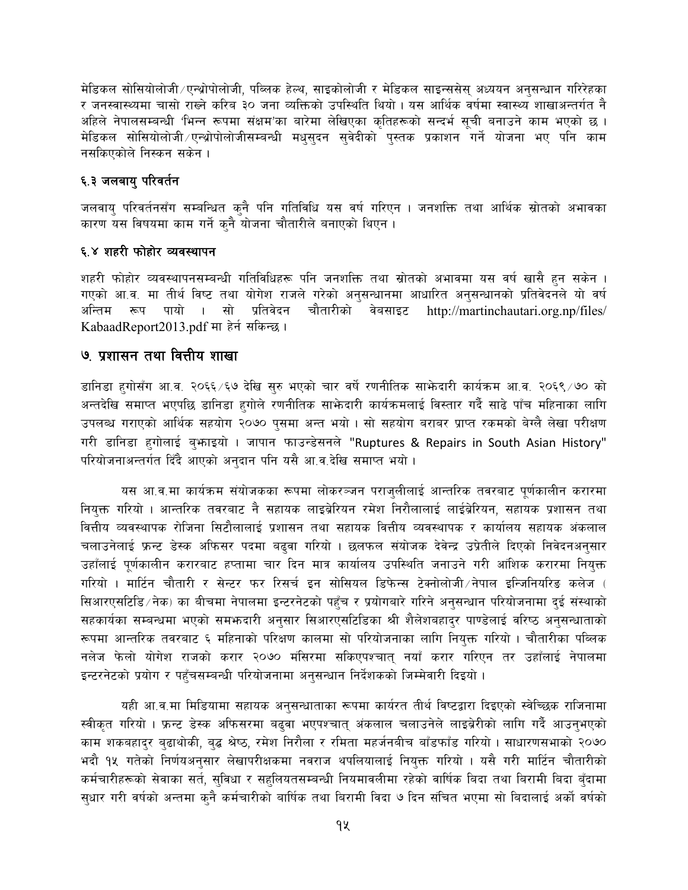मेडिकल सोसियोलोजी/एन्थ्रोपोलोजी, पब्लिक हेल्थ, साइकोलोजी र मेडिकल साइन्ससेस् अध्ययन अनुसन्धान गरिरेहका र जनस्वास्थ्यमा चासो राख्ने करिब ३० जना व्यक्तिको उपस्थिति थियो । यस आर्थिक वर्षमा स्वास्थ्य शाखाअन्तर्गत नै अहिले नेपालसम्बन्धी 'भिन्न रूपमा संक्षम'का बारेमा लेखिएका कृतिहरूको सन्दर्भ सूची बनाउने काम भएको छ । मेडिकल सोसियोलोजी/एन्थ्रोपोलोजीसम्बन्धी मधुसुदन सुवेदीको पुस्तक प्रकाशन गर्ने योजना भए पनि काम नसकिएकोले निस्कन सकेन ।

### ६.३ जलबायु परिवर्तन

जलवायु परिवर्तनसँग सम्बन्धित कुनै पनि गतिविधि यस वर्ष गरिएन । जनशक्ति तथा आर्थिक स्रोतको अभावका कारण यस विषयमा काम गर्ने कुनै योजना चौतारीले बनाएको थिएन ।

### ६.४ शहरी फोहोर व्यवस्थापन

शहरी फोहोर व्यवस्थापनसम्बन्धी गतिविधिहरू पनि जनशक्ति तथा स्रोतको अभावमा यस वर्ष खासै हुन सकेन । गएको आ.व. मा तीर्थ विष्ट तथा योगेश राजले गरेको अनुसन्धानमा आधारित अनुसन्धानको प्रतिवेदनले यो वर्ष अन्तिम रूप पायो । सो प्रतिवेदन चौतारीको वेबसाइट http://martinchautari.org.np/files/KabaadReport2013.pdf मा हेर्न सकिन्छ ।

## ७. प्रशासन तथा वित्तीय शाखा

डानिडा हुगोसँग आ.व. २०६६/६७ देखि सुरु भएको चार वर्षे रणनीतिक साझेदारी कार्यक्रम आ.व. २०६९/७० को अन्तदेखि समाप्त भएपछि डानिडा हुगोले रणनीतिक साझेदारी कार्यक्रमलाई विस्तार गर्दै साढे पाँच महिनाका लागि उपलब्ध गराएको आर्थिक सहयोग २०७० पुसमा अन्त भयो । सो सहयोग बराबर प्राप्त रकमको बेग्लै लेखा परीक्षण गरी डानिडा हुगोलाई बुझाइयो । जापान फाउन्डेसनले "Ruptures & Repairs in South Asian History" परियोजनाअन्तर्गत दिँदै आएको अनुदान पनि यसै आ.व.देखि समाप्त भयो ।

यस आ.व.मा कार्यक्रम संयोजकका रूपमा लोकरञ्जन पराजुलीलाई आन्तरिक तवरबाट पूर्णकालीन करारमा नियुक्त गरियो । आन्तरिक तवरबाट नै सहायक लाइब्रेरियन रमेश निरौलालाई लाईब्रेरियन, सहायक प्रशासन तथा वित्तीय व्यवस्थापक रोजिना सिटौलालाई प्रशासन तथा सहायक वित्तीय व्यवस्थापक र कार्यालय सहायक अंकलाल चलाउनेलाई फ्रन्ट डेस्क अफिसर पदमा बढुवा गरियो । छलफल संयोजक देवेन्द्र उप्रेतीले दिएको निवेदनअनुसार उहाँलाई पूर्णकालीन करारबाट हप्तामा चार दिन मात्र कार्यालय उपस्थिति जनाउने गरी आंशिक करारमा नियुक्त गरियो । मार्टिन चौतारी र सेन्टर फर रिसर्च इन सोसियल डिफेन्स टेक्नोलोजी/नेपाल इन्जिनियरिङ कलेज (सिआरएसटिडि/नेक) का बीचमा नेपालमा इन्टरनेटको पहुँच र प्रयोगबारे गरिने अनुसन्धान परियोजनामा दुई संस्थाको सहकार्यका सम्बन्धमा भएको समझदारी अनुसार सिआरएसटिडिका श्री शैलेशबहादुर पाण्डेलाई वरिष्ठ अनुसन्धाताको रूपमा आन्तरिक तवरबाट ६ महिनाको परिक्षण कालमा सो परियोजनाका लागि नियुक्त गरियो । चौतारीका पब्लिक नलेज फेलो योगेश राजको करार २०७० मंसिरमा सकिएपश्चात् नयाँ करार गरिएन तर उहाँलाई नेपालमा इन्टरनेटको प्रयोग र पहुँचसम्बन्धी परियोजनामा अनुसन्धान निर्देशकको जिम्मेवारी दिइयो ।

यही आ.व.मा मिडियामा सहायक अनुसन्धाताका रूपमा कार्यरत तीर्थ विष्टद्वारा दिइएको स्वेच्छिक राजिनामा स्वीकृत गरियो । फ्रन्ट डेस्क अफिसरमा बढुवा भएपश्चात् अंकलाल चलाउनेले लाइब्रेरीको लागि गर्दै आउनुभएको काम शकबहादुर बुढाथोकी, बुद्ध श्रेष्ठ, रमेश निरौला र रमिता महर्जनबीच बाँडफाँड गरियो । साधारणसभाको २०७० भदौ १५ गतेको निर्णयअनुसार लेखापरीक्षकमा नवराज थपलियालाई नियुक्त गरियो । यसै गरी मार्टिन चौतारीको कर्मचारीहरूको सेवाका सर्त, सुविधा र सहुलियतसम्बन्धी नियमावलीमा रहेको वार्षिक बिदा तथा बिरामी बिदा बुँदामा सुधार गरी वर्षको अन्तमा कुनै कर्मचारीको बार्षिक तथा बिरामी बिदा ७ दिन संचित भएमा सो बिदालाई अर्को वर्षको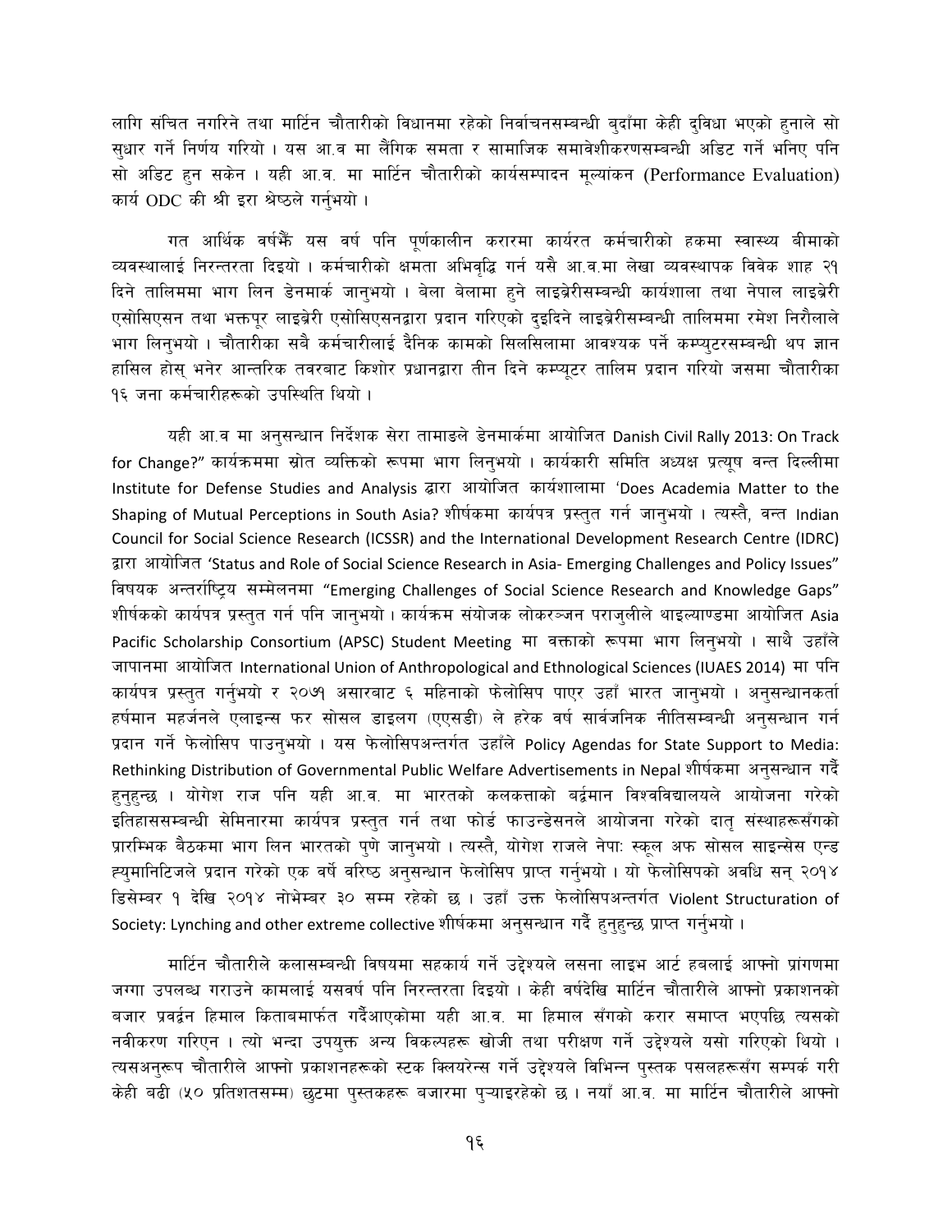लागि संचित नगरिने तथा मार्टिन चौतारीको विधानमा रहेको निर्वाचनसम्बन्धी बुदाँमा केही दुविधा भएको हुनाले सो सुधार गर्ने निर्णय गरियो । यस आ.व मा लैंगिक समता र सामाजिक समावेशीकरणसम्बन्धी अडिट गर्ने भनिए पनि सो अडिट हुन सकेन । यही आ.व. मा मार्टिन चौतारीको कार्यसम्पादन मूल्यांकन (Performance Evaluation) कार्य ODC की श्री इरा श्रेष्ठले गर्नुभयो ।

गत आर्थिक वर्षझैं यस वर्ष पनि पूर्णकालीन करारमा कार्यरत कर्मचारीको हकमा स्वास्थ्य बीमाको व्यवस्थालाई निरन्तरता दिइयो । कर्मचारीको क्षमता अभिवृद्धि गर्न यसै आ.व.मा लेखा व्यवस्थापक विवेक शाह २१ दिने तालिममा भाग लिन डेनमार्क जानुभयो । बेला बेलामा हुने लाइब्रेरीसम्बन्धी कार्यशाला तथा नेपाल लाइब्रेरी एसोसिएसन तथा भक्तपूर लाइब्रेरी एसोसिएसनद्वारा प्रदान गरिएको दुइदिने लाइब्रेरीसम्बन्धी तालिममा रमेश निरौलाले भाग लिनुभयो । चौतारीका सबै कर्मचारीलाई दैनिक कामको सिलसिलामा आवश्यक पर्ने कम्प्युटरसम्बन्धी थप ज्ञान हासिल होस् भनेर आन्तरिक तवरबाट किशोर प्रधानद्वारा तीन दिने कम्प्यूटर तालिम प्रदान गरियो जसमा चौतारीका १६ जना कर्मचारीहरूको उपस्थिति थियो ।

यही आ.व मा अनुसन्धान निर्देशक सेरा तामाङले डेनमार्कमा आयोजित Danish Civil Rally 2013: On Track for Change?" कार्यक्रममा स्रोत व्यक्तिको रूपमा भाग लिनुभयो । कार्यकारी समिति अध्यक्ष प्रत्यूष वन्त दिल्लीमा Institute for Defense Studies and Analysis द्वारा आयोजित कार्यशालामा 'Does Academia Matter to the Shaping of Mutual Perceptions in South Asia? शीर्षकमा कार्यपत्र प्रस्तुत गर्न जानुभयो । त्यस्तै, वन्त Indian Council for Social Science Research (ICSSR) and the International Development Research Centre (IDRC) द्वारा आयोजित 'Status and Role of Social Science Research in Asia- Emerging Challenges and Policy Issues" विषयक अन्तर्राष्ट्रिय सम्मेलनमा "Emerging Challenges of Social Science Research and Knowledge Gaps" शीर्षकको कार्यपत्र प्रस्तुत गर्न पनि जानुभयो । कार्यक्रम संयोजक लोकरञ्जन पराजुलीले थाइल्याण्डमा आयोजित Asia Pacific Scholarship Consortium (APSC) Student Meeting मा वक्ताको रूपमा भाग लिनुभयो । साथै उहाँले जापानमा आयोजित International Union of Anthropological and Ethnological Sciences (IUAES 2014) मा पनि कार्यपत्र प्रस्तुत गर्नुभयो र २०७१ असारबाट ६ महिनाको फेलोसिप पाएर उहाँ भारत जानुभयो । अनुसन्धानकर्ता हर्षमान महर्जनले एलाइन्स फर सोसल डाइलग (एएसडी) ले हरेक वर्ष सार्वजनिक नीतिसम्बन्धी अनुसन्धान गर्न प्रदान गर्ने फेलोसिप पाउनुभयो । यस फेलोसिपअन्तर्गत उहाँले Policy Agendas for State Support to Media: Rethinking Distribution of Governmental Public Welfare Advertisements in Nepal शीर्षकमा अनुसन्धान गर्दै हुनुहुन्छ । योगेश राज पनि यही आ.व. मा भारतको कलकत्ताको बर्द्धमान विश्वविद्यालयले आयोजना गरेको इतिहाससम्बन्धी सेमिनारमा कार्यपत्र प्रस्तुत गर्न तथा फोर्ड फाउन्डेसनले आयोजना गरेको दातृ संस्थाहरूसँगको प्रारम्भिक बैठकमा भाग लिन भारतको पुणे जानुभयो । त्यस्तै, योगेश राजले नेपाः स्कूल अफ सोसल साइन्सेस एन्ड ह्युमानिटिजले प्रदान गरेको एक वर्षे वरिष्ठ अनुसन्धान फेलोसिप प्राप्त गर्नुभयो । यो फेलोसिपको अवधि सन् २०१४ डिसेम्बर १ देखि २०१४ नोभेम्बर ३० सम्म रहेको छ । उहाँ उक्त फेलोसिपअन्तर्गत Violent Structuration of Society: Lynching and other extreme collective शीर्षकमा अनुसन्धान गर्दै हुनुहुन्छ प्राप्त गर्नुभयो ।

मार्टिन चौतारीले कलासम्बन्धी विषयमा सहकार्य गर्ने उद्देश्यले लसना लाइभ आर्ट हबलाई आफ्नो प्रांगणमा जग्गा उपलब्ध गराउने कामलाई यसवर्ष पनि निरन्तरता दिइयो । केही वर्षदेखि मार्टिन चौतारीले आफ्नो प्रकाशनको बजार प्रवर्द्धन हिमाल किताबमार्फत गर्दैआएकोमा यही आ.व. मा हिमाल सँगको करार समाप्त भएपछि त्यसको नवीकरण गरिएन । त्यो भन्दा उपयुक्त अन्य विकल्पहरू खोजी तथा परीक्षण गर्ने उद्देश्यले यसो गरिएको थियो । त्यसअनुरूप चौतारीले आफ्नो प्रकाशनहरूको स्टक क्लियरेन्स गर्ने उद्देश्यले विभिन्न पुस्तक पसलहरूसँग सम्पर्क गरी केही बढी (५० प्रतिशतसम्म) छुटमा पुस्तकहरू बजारमा पुऱ्याइरहेको छ । नयाँ आ.व. मा मार्टिन चौतारीले आफ्नो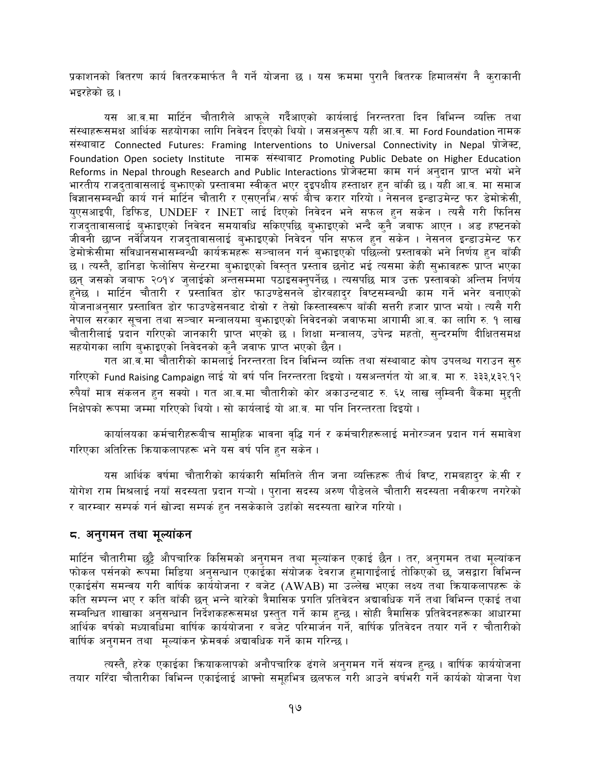प्रकाशनको वितरण कार्य वितरकमार्फत नै गर्ने योजना छ । यस क्रममा पुरानै वितरक हिमालसँग नै कुराकानी भइरहेको छ ।

यस आ.व.मा मार्टिन चौतारीले आफूले गर्दैआएको कार्यलाई निरन्तरता दिन विभिन्न व्यक्ति तथा संस्थाहरूसमक्ष आर्थिक सहयोगका लागि निवेदन दिएको थियो । जसअनुरूप यही आ.व. मा Ford Foundation नामक संस्थाबाट Connected Futures: Framing Interventions to Universal Connectivity in Nepal प्रोजेक्ट, Foundation Open society Institute नामक संस्थाबाट Promoting Public Debate on Higher Education Reforms in Nepal through Research and Public Interactions प्रोजेक्टमा काम गर्न अनुदान प्राप्त भयो भने भारतीय राजदुतावासलाई बुझाएको प्रस्तावमा स्वीकृत भएर दुइपक्षीय हस्ताक्षर हुन बाँकी छ । यही आ.व. मा समाज विज्ञानसम्बन्धी कार्य गर्न मार्टिन चौतारी र एसएनभि/सर्फ बीच करार गरियो । नेसनल इन्डाउमेन्ट फर डेमोक्रेसी, युएसआइपी, डिफिड, UNDEF र INET लाई दिएको निवेदन भने सफल हुन सकेन । त्यसै गरी फिनिस राजदुतावासलाई बुझाइएको निवेदन समयावधि सकिएपछि बुझाइएको भन्दै कुनै जवाफ आएन । अड हफ्टनको जीवनी छाप्न नर्वेजियन राजदुतावासलाई बुझाइएको निवेदन पनि सफल हुन सकेन । नेसनल इन्डाउमेन्ट फर डेमोक्रेसीमा संविधानसभासम्बन्धी कार्यक्रमहरू सञ्चालन गर्न बुझाइएको पछिल्लो प्रस्तावको भने निर्णय हुन बाँकी छ । त्यस्तै, डानिडा फेलोसिप सेन्टरमा बुझाइएको विस्तृत प्रस्ताव छनोट भई त्यसमा केही सुझावहरू प्राप्त भएका छन् जसको जवाफ २०१४ जुलाईको अन्तसम्ममा पठाइसक्नुपर्नेछ । त्यसपछि मात्र उक्त प्रस्तावको अन्तिम निर्णय हुनेछ । मार्टिन चौतारी र प्रस्तावित डोर फाउण्डेसनले डोरबहादुर विष्टसम्बन्धी काम गर्ने भनेर बनाएको योजनाअनुसार प्रस्तावित डोर फाउण्डेसनबाट दोस्रो र तेस्रो किस्तास्वरूप बाँकी सत्तरी हजार प्राप्त भयो । त्यसै गरी नेपाल सरकार सूचना तथा सञ्चार मन्त्रालयमा बुझाइएको निवेदनको जवाफमा आगामी आ.व. का लागि रु. १ लाख चौतारीलाई प्रदान गरिएको जानकारी प्राप्त भएको छ । शिक्षा मन्त्रालय, उपेन्द्र महतो, सुन्दरमणि दीक्षितसमक्ष सहयोगका लागि बुझाइएको निवेदनको कुनै जवाफ प्राप्त भएको छैन ।

गत आ.व.मा चौतारीको कामलाई निरन्तरता दिन विभिन्न व्यक्ति तथा संस्थाबाट कोष उपलब्ध गराउन सुरु गरिएको Fund Raising Campaign लाई यो वर्ष पनि निरन्तरता दिइयो । यसअन्तर्गत यो आ.व. मा रु. ३३३,५३२.१२ रुपैयाँ मात्र संकलन हुन सक्यो । गत आ.व.मा चौतारीको कोर अकाउन्टबाट रु. ६५ लाख लुम्बिनी बैंकमा मुद्दती निक्षेपको रूपमा जम्मा गरिएको थियो । सो कार्यलाई यो आ.व. मा पनि निरन्तरता दिइयो ।

कार्यालयका कर्मचारीहरूबीच सामुहिक भावना वृद्धि गर्न र कर्मचारीहरूलाई मनोरञ्जन प्रदान गर्न समावेश गरिएका अतिरिक्त क्रियाकलापहरू भने यस वर्ष पनि हुन सकेन ।

यस आर्थिक वर्षमा चौतारीको कार्यकारी समितिले तीन जना व्यक्तिहरू तीर्थ विष्ट, रामबहादुर के.सी र योगेश राम मिश्रलाई नयाँ सदस्यता प्रदान गर्‍यो । पुराना सदस्य अरुण पौडेलले चौतारी सदस्यता नवीकरण नगरेको र बारम्बार सम्पर्क गर्न खोज्दा सम्पर्क हुन नसकेकाले उहाँको सदस्यता खारेज गरियो ।

## ८. अनुगमन तथा मूल्यांकन

मार्टिन चौतारीमा छुट्टै औपचारिक किसिमको अनुगमन तथा मूल्यांकन एकाइ छैन । तर, अनुगमन तथा मूल्यांकन फोकल पर्सनको रूपमा मिडिया अनुसन्धान एकाईका संयोजक देवराज हुमागाईंलाई तोकिएको छ, जसद्वारा विभिन्न एकाईसँग समन्वय गरी वार्षिक कार्ययोजना र बजेट (AWAB) मा उल्लेख भएका लक्ष्य तथा क्रियाकलापहरू के कति सम्पन्न भए र कति बाँकी छन् भन्ने बारेको त्रैमासिक प्रगति प्रतिवेदन अद्यावधिक गर्ने तथा विभिन्न एकाई तथा सम्बन्धित शाखाका अनुसन्धान निर्देशकहरूसमक्ष प्रस्तुत गर्ने काम हुन्छ । सोही त्रैमासिक प्रतिवेदनहरूका आधारमा आर्थिक वर्षको मध्यावधिमा वार्षिक कार्ययोजना र बजेट परिमार्जन गर्ने, वार्षिक प्रतिवेदन तयार गर्ने र चौतारीको वार्षिक अनुगमन तथा मूल्यांकन फ्रेमवर्क अद्यावधिक गर्ने काम गरिन्छ ।

त्यस्तै, हरेक एकाईका क्रियाकलापको अनौपचारिक ढंगले अनुगमन गर्ने संयन्त्र हुन्छ । वार्षिक कार्ययोजना तयार गरिँदा चौतारीका विभिन्न एकाईलाई आफ्नो समूहभित्र छलफल गरी आउने वर्षभरी गर्ने कार्यको योजना पेश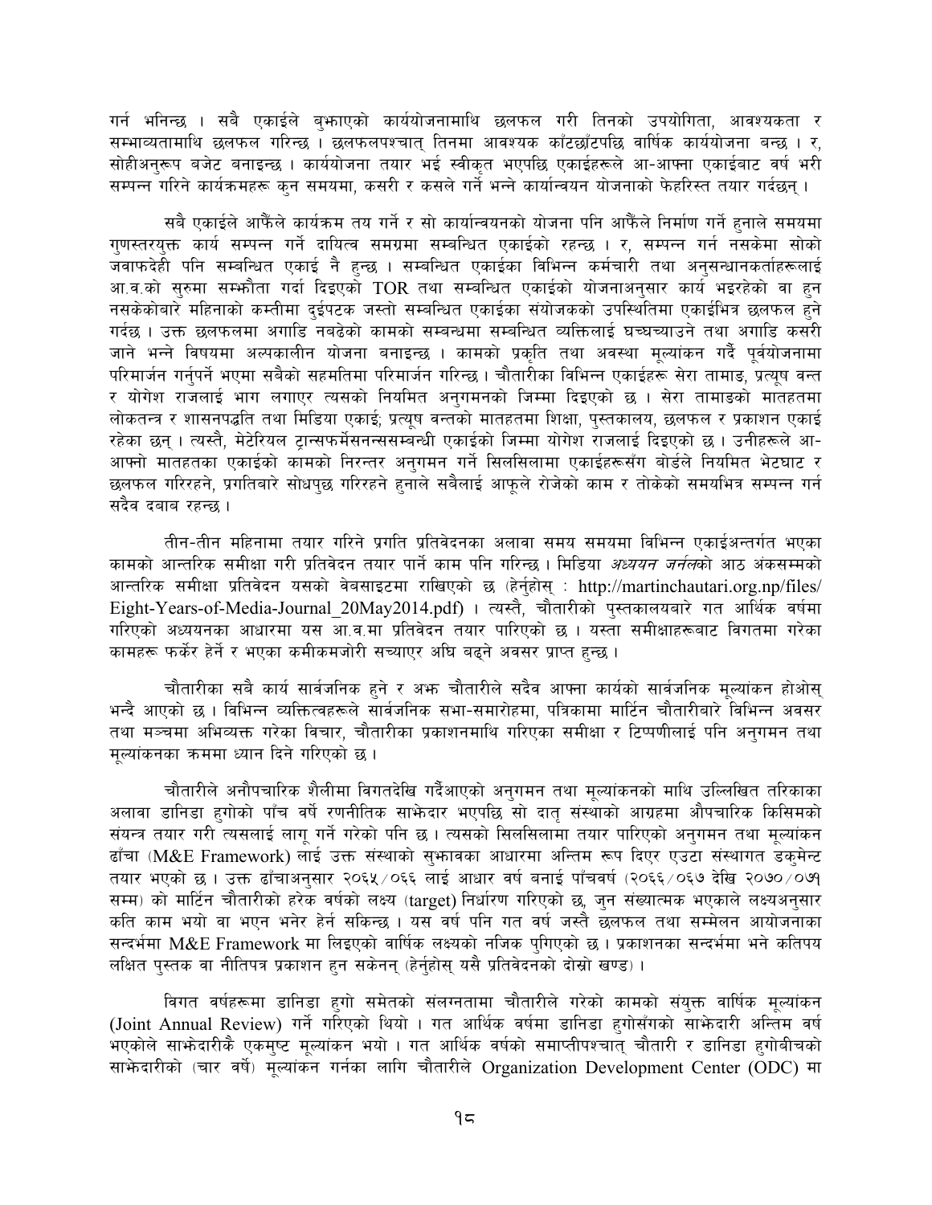गर्न भनिन्छ । सबै एकाईले बुझाएको कार्ययोजनामाथि छलफल गरी तिनको उपयोगिता, आवश्यकता र सम्भाव्यतामाथि छलफल गरिन्छ । छलफलपश्चात् तिनमा आवश्यक काँटछाँटपछि वार्षिक कार्ययोजना बन्छ । र, सोहीअनुरूप बजेट बनाइन्छ । कार्ययोजना तयार भई स्वीकृत भएपछि एकाइहरूले आ-आफ्ना एकाईबाट वर्ष भरी सम्पन्न गरिने कार्यक्रमहरू कुन समयमा, कसरी र कसले गर्ने भन्ने कार्यान्वयन योजनाको फेहरिस्त तयार गर्दछन् ।

सबै एकाईले आफैंले कार्यक्रम तय गर्ने र सो कार्यान्वयनको योजना पनि आफैंले निर्माण गर्ने हुनाले समयमा गुणस्तरयुक्त कार्य सम्पन्न गर्ने दायित्व समग्रमा सम्बन्धित एकाइको रहन्छ । र, सम्पन्न गर्न नसकेमा सोको जवाफदेही पनि सम्बन्धित एकाई नै हुन्छ । सम्बन्धित एकाइका विभिन्न कर्मचारी तथा अनुसन्धानकर्ताहरूलाई आ.व.को सुरुमा सम्झौता गर्दा दिइएको TOR तथा सम्बन्धित एकाईको योजनाअनुसार कार्य भइरहेको वा हुन नसकेकोबारे महिनाको कम्तीमा दुईपटक जस्तो सम्बन्धित एकाइका संयोजकको उपस्थितिमा एकाईभित्र छलफल हुने गर्दछ । उक्त छलफलमा अगाडि नबढेको कामको सम्बन्धमा सम्बन्धित व्यक्तिलाई घच्घच्याउने तथा अगाडि कसरी जाने भन्ने विषयमा अल्पकालीन योजना बनाइन्छ । कामको प्रकृति तथा अवस्था मूल्यांकन गर्दै पूर्वयोजनामा परिमार्जन गर्नुपर्ने भएमा सबैको सहमतिमा परिमार्जन गरिन्छ । चौतारीका विभिन्न एकाईहरू सेरा तामाङ, प्रत्यूष वन्त र योगेश राजलाई भाग लगाएर त्यसको नियमित अनुगमनको जिम्मा दिइएको छ । सेरा तामाङको मातहतमा लोकतन्त्र र शासनपद्धति तथा मिडिया एकाई; प्रत्यूष वन्तको मातहतमा शिक्षा, पुस्तकालय, छलफल र प्रकाशन एकाई रहेका छन् । त्यस्तै, मेटेरियल ट्रान्सफर्मेसनन्ससम्बन्धी एकाईको जिम्मा योगेश राजलाई दिइएको छ । उनीहरूले आ-आफ्नो मातहतका एकाईको कामको निरन्तर अनुगमन गर्ने सिलसिलामा एकाईहरूसँग बोर्डले नियमित भेटघाट र छलफल गरिरहने, प्रगतिबारे सोधपुछ गरिरहने हुनाले सबैलाई आफूले रोजेको काम र तोकेको समयभित्र सम्पन्न गर्न सदैव दबाब रहन्छ ।

तीन-तीन महिनामा तयार गरिने प्रगति प्रतिवेदनका अलावा समय समयमा विभिन्न एकाईअन्तर्गत भएका कामको आन्तरिक समीक्षा गरी प्रतिवेदन तयार पार्ने काम पनि गरिन्छ । मिडिया *अध्ययन जर्नल*को आठ अंकसम्मको आन्तरिक समीक्षा प्रतिवेदन यसको वेबसाइटमा राखिएको छ (हेर्नुहोस् : http://martinchautari.org.np/files/Eight-Years-of-Media-Journal_20May2014.pdf) । त्यस्तै, चौतारीको पुस्तकालयबारे गत आर्थिक वर्षमा गरिएको अध्ययनका आधारमा यस आ.व.मा प्रतिवेदन तयार पारिएको छ । यस्ता समीक्षाहरूबाट विगतमा गरेका कामहरू फर्केर हेर्ने र भएका कमीकमजोरी सच्याएर अघि बढ्ने अवसर प्राप्त हुन्छ ।

चौतारीका सबै कार्य सार्वजनिक हुने र अझ चौतारीले सदैव आफ्ना कार्यको सार्वजनिक मूल्यांकन होओस् भन्दै आएको छ । विभिन्न व्यक्तित्वहरूले सार्वजनिक सभा-समारोहमा, पत्रिकामा मार्टिन चौतारीबारे विभिन्न अवसर तथा मञ्चमा अभिव्यक्त गरेका विचार, चौतारीका प्रकाशनमाथि गरिएका समीक्षा र टिप्पणीलाई पनि अनुगमन तथा मूल्यांकनका क्रममा ध्यान दिने गरिएको छ ।

चौतारीले अनौपचारिक शैलीमा विगतदेखि गर्दैआएको अनुगमन तथा मूल्यांकनको माथि उल्लिखित तरिकाका अलावा डानिडा हुगोको पाँच वर्षे रणनीतिक साझेदार भएपछि सो दातृ संस्थाको आग्रहमा औपचारिक किसिमको संयन्त्र तयार गरी त्यसलाई लागू गर्ने गरेको पनि छ । त्यसको सिलसिलामा तयार पारिएको अनुगमन तथा मूल्यांकन ढाँचा (M&E Framework) लाई उक्त संस्थाको सुझावका आधारमा अन्तिम रूप दिएर एउटा संस्थागत डकुमेन्ट तयार भएको छ । उक्त ढाँचाअनुसार २०६५/०६६ लाई आधार वर्ष बनाई पाँचवर्ष (२०६६/०६७ देखि २०७०/०७१ सम्म) को मार्टिन चौतारीको हरेक वर्षको लक्ष्य (target) निर्धारण गरिएको छ, जुन संख्यात्मक भएकाले लक्ष्यअनुसार कति काम भयो वा भएन भनेर हेर्न सकिन्छ । यस वर्ष पनि गत वर्ष जस्तै छलफल तथा सम्मेलन आयोजनाका सन्दर्भमा M&E Framework मा लिइएको वार्षिक लक्ष्यको नजिक पुगिएको छ । प्रकाशनका सन्दर्भमा भने कतिपय लक्षित पुस्तक वा नीतिपत्र प्रकाशन हुन सकेनन् (हेर्नुहोस् यसै प्रतिवेदनको दोस्रो खण्ड) ।

विगत वर्षहरूमा डानिडा हुगो समेतको संलग्नतामा चौतारीले गरेको कामको संयुक्त वार्षिक मूल्यांकन (Joint Annual Review) गर्ने गरिएको थियो । गत आर्थिक वर्षमा डानिडा हुगोसँगको साझेदारी अन्तिम वर्ष भएकोले साझेदारीकै एकमुष्ट मूल्यांकन भयो । गत आर्थिक वर्षको समाप्तीपश्चात् चौतारी र डानिडा हुगोबीचको साझेदारीको (चार वर्षे) मूल्यांकन गर्नका लागि चौतारीले Organization Development Center (ODC) मा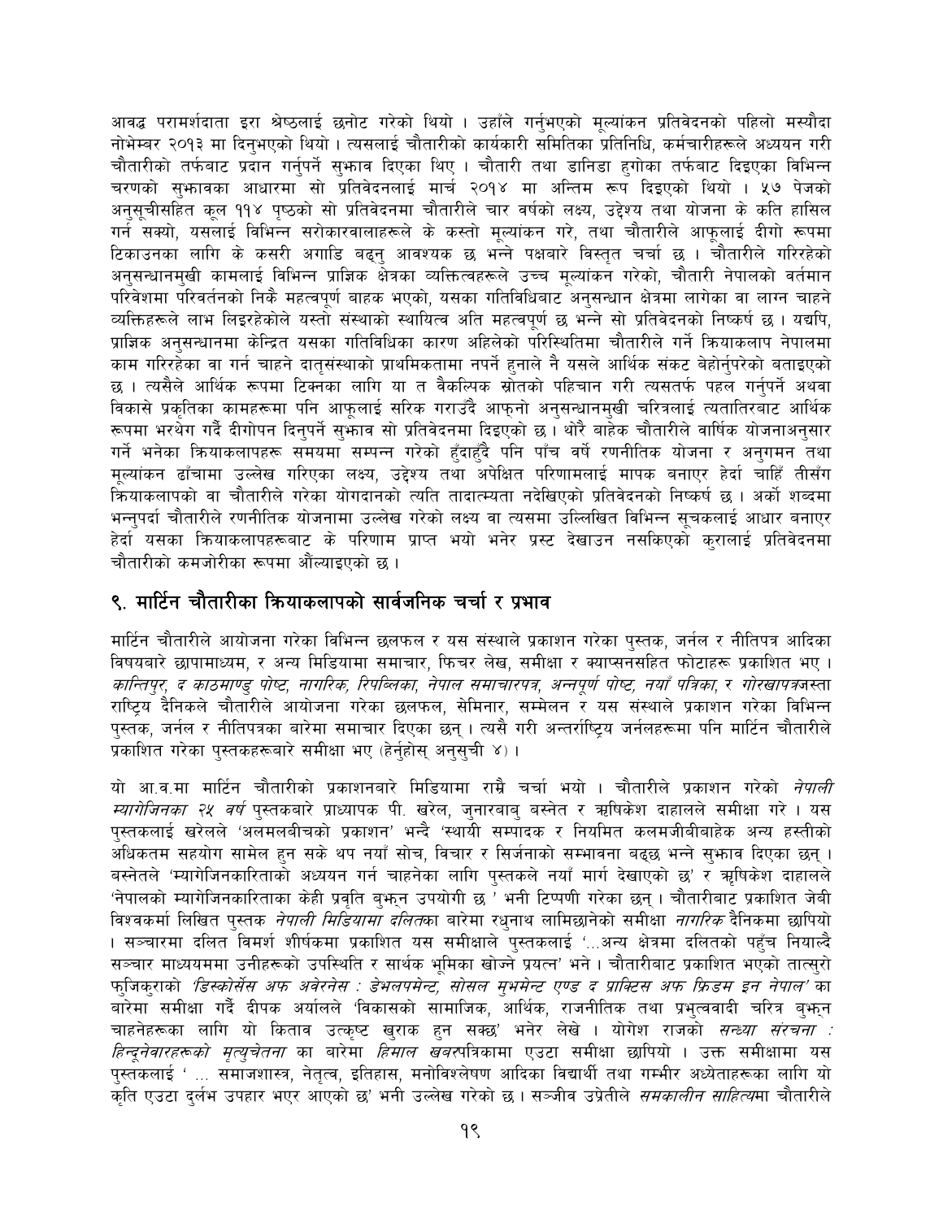आवद्ध परामर्शदाता इरा श्रेष्ठलाई छनोट गरेको थियो । उहाँले गर्नुभएको मूल्यांकन प्रतिवेदनको पहिलो मस्यौदा नोभेम्बर २०१३ मा दिनुभएको थियो । त्यसलाई चौतारीको कार्यकारी समितिका प्रतिनिधि, कर्मचारीहरूले अध्ययन गरी चौतारीको तर्फबाट प्रदान गर्नुपर्ने सुझाव दिएका थिए । चौतारी तथा डानिडा हुगोका तर्फबाट दिइएका विभिन्न चरणको सुझावका आधारमा सो प्रतिवेदनलाई मार्च २०१४ मा अन्तिम रूप दिइएको थियो । ५७ पेजको अनुसूचीसहित कूल ११४ पृष्ठको सो प्रतिवेदनमा चौतारीले चार वर्षको लक्ष्य, उद्देश्य तथा योजना के कति हासिल गर्न सक्यो, यसलाई विभिन्न सरोकारवालाहरूले के कस्तो मूल्यांकन गरे, तथा चौतारीले आफूलाई दीगो रूपमा टिकाउनका लागि के कसरी अगाडि बढ्नु आवश्यक छ भन्ने पक्षबारे विस्तृत चर्चा छ । चौतारीले गरिरहेको अनुसन्धानमुखी कामलाई विभिन्न प्राज्ञिक क्षेत्रका व्यक्तित्वहरूले उच्च मूल्यांकन गरेको, चौतारी नेपालको वर्तमान परिवेशमा परिवर्तनको निकै महत्वपूर्ण बाहक भएको, यसका गतिविधिबाट अनुसन्धान क्षेत्रमा लागेका वा लाग्न चाहने व्यक्तिहरूले लाभ लिइरहेकोले यस्तो संस्थाको स्थायित्व अति महत्वपूर्ण छ भन्ने सो प्रतिवेदनको निष्कर्ष छ । यद्यपि, प्राज्ञिक अनुसन्धानमा केन्द्रित यसका गतिविधिका कारण अहिलेको परिस्थितिमा चौतारीले गर्ने क्रियाकलाप नेपालमा काम गरिरहेका वा गर्न चाहने दातृसंस्थाको प्राथमिकतामा नपर्ने हुनाले नै यसले आर्थिक संकट बेहोर्नुपरेको बताइएको छ । त्यसैले आर्थिक रूपमा टिक्नका लागि या त वैकल्पिक स्रोतको पहिचान गरी त्यसतर्फ पहल गर्नुपर्ने अथवा विकासे प्रकृतिका कामहरूमा पनि आफूलाई सरिक गराउँदै आफ्नो अनुसन्धानमुखी चरित्रलाई त्यतातिरबाट आर्थिक रूपमा भरथेग गर्दै दीगोपन दिनुपर्ने सुझाव सो प्रतिवेदनमा दिइएको छ । थोरै बाहेक चौतारीले वार्षिक योजनाअनुसार गर्ने भनेका क्रियाकलापहरू समयमा सम्पन्न गरेको हुँदाहुँदै पनि पाँच वर्षे रणनीतिक योजना र अनुगमन तथा मूल्यांकन ढाँचामा उल्लेख गरिएका लक्ष्य, उद्देश्य तथा अपेक्षित परिणामलाई मापक बनाएर हेर्दा चाहिँ तीसँग क्रियाकलापको वा चौतारीले गरेका योगदानको त्यति तादात्म्यता नदेखिएको प्रतिवेदनको निष्कर्ष छ । अर्को शब्दमा भन्नुपर्दा चौतारीले रणनीतिक योजनामा उल्लेख गरेको लक्ष्य वा त्यसमा उल्लिखित विभिन्न सूचकलाई आधार बनाएर हेर्दा यसका क्रियाकलापहरूबाट के परिणाम प्राप्त भयो भनेर प्रस्ट देखाउन नसकिएको कुरालाई प्रतिवेदनमा चौतारीको कमजोरीका रूपमा औंल्याइएको छ ।

## ९. मार्टिन चौतारीका क्रियाकलापको सार्वजनिक चर्चा र प्रभाव

मार्टिन चौतारीले आयोजना गरेका विभिन्न छलफल र यस संस्थाले प्रकाशन गरेका पुस्तक, जर्नल र नीतिपत्र आदिका विषयबारे छापामाध्यम, र अन्य मिडियामा समाचार, फिचर लेख, समीक्षा र क्याप्सनसहित फोटाहरू प्रकाशित भए । *कान्तिपुर, द काठमाण्डु पोष्ट, नागरिक, रिपब्लिका, नेपाल समाचारपत्र, अन्नपूर्ण पोष्ट, नयाँ पत्रिका,* र *गोरखापत्र*जस्ता राष्ट्रिय दैनिकले चौतारीले आयोजना गरेका छलफल, सेमिनार, सम्मेलन र यस संस्थाले प्रकाशन गरेका विभिन्न पुस्तक, जर्नल र नीतिपत्रका बारेमा समाचार दिएका छन् । त्यसै गरी अन्तर्राष्ट्रिय जर्नलहरूमा पनि मार्टिन चौतारीले प्रकाशित गरेका पुस्तकहरूबारे समीक्षा भए (हेर्नुहोस् अनुसुची ४) ।

यो आ.व.मा मार्टिन चौतारीको प्रकाशनबारे मिडियामा राम्रै चर्चा भयो । चौतारीले प्रकाशन गरेको *नेपाली म्यागेजिनका २५ वर्ष* पुस्तकबारे प्राध्यापक पी. खरेल, जुनारबाबु बस्नेत र ऋषिकेश दाहालले समीक्षा गरे । यस पुस्तकलाई खरेलले 'अलमलबीचको प्रकाशन' भन्दै 'स्थायी सम्पादक र नियमित कलमजीबीबाहेक अन्य हस्तीको अधिकतम सहयोग सामेल हुन सके थप नयाँ सोच, विचार र सिर्जनाको सम्भावना बढ्छ भन्ने सुझाव दिएका छन् । बस्नेतले 'म्यागेजिनकारिताको अध्ययन गर्न चाहनेका लागि पुस्तकले नयाँ मार्ग देखाएको छ' र ऋषिकेश दाहालले 'नेपालको म्यागेजिनकारिताका केही प्रवृति बुझ्न उपयोगी छ ' भनी टिप्पणी गरेका छन् । चौतारीबाट प्रकाशित जेबी विश्वकर्मा लिखित पुस्तक *नेपाली मिडियामा दलित*का बारेमा रघुनाथ लामिछानेको समीक्षा *नागरिक* दैनिकमा छापियो । सञ्चारमा दलित विमर्श शीर्षकमा प्रकाशित यस समीक्षाले पुस्तकलाई '...अन्य क्षेत्रमा दलितको पहुँच नियाल्दै सञ्चार माध्ययममा उनीहरूको उपस्थिति र सार्थक भूमिका खोज्ने प्रयत्न' भने । चौतारीबाट प्रकाशित भएको तात्सुरो फुजिकुराको *'डिस्कोर्सेस अफ अवेरनेस : डेभलपमेन्ट, सोसल मुभमेन्ट एण्ड द प्राक्टिस अफ फ्रिडम इन नेपाल'* का बारेमा समीक्षा गर्दै दीपक अर्यालले 'विकासको सामाजिक, आर्थिक, राजनीतिक तथा प्रभुत्ववादी चरित्र बुझ्न चाहनेहरूका लागि यो किताव उत्कृष्ट खुराक हुन सक्छ' भनेर लेखे । योगेश राजको *सन्ध्या संरचना : हिन्दूनेवारहरूको मृत्युचेतना* का बारेमा *हिमाल खबर*पत्रिकामा एउटा समीक्षा छापियो । उक्त समीक्षामा यस पुस्तकलाई ' ... समाजशास्त्र, नेतृत्व, इतिहास, मनोविश्लेषण आदिका विद्यार्थी तथा गम्भीर अध्येताहरूका लागि यो कृति एउटा दुर्लभ उपहार भएर आएको छ' भनी उल्लेख गरेको छ । सञ्जीव उप्रेतीले *समकालीन साहित्य*मा चौतारीले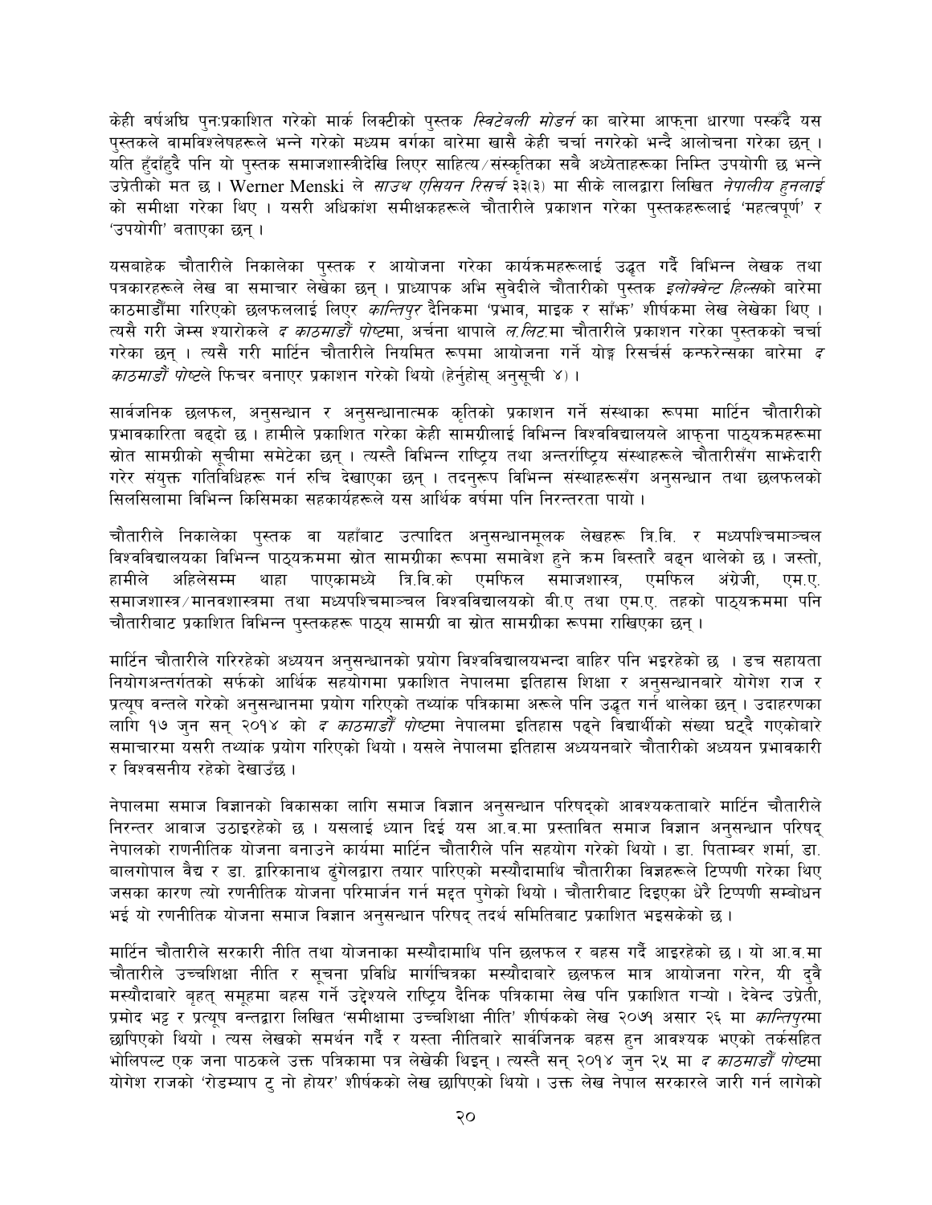केही वर्षअघि पुनःप्रकाशित गरेको मार्क लिक्टीको पुस्तक *स्विटेबली मोडर्न* का बारेमा आफ्ना धारणा पस्कँदै यस पुस्तकले वामविश्लेषहरूले भन्ने गरेको मध्यम वर्गका बारेमा खासै केही चर्चा नगरेको भन्दै आलोचना गरेका छन् । यति हुँदाँहुदै पनि यो पुस्तक समाजशास्त्रीदेखि लिएर साहित्य⁄संस्कृतिका सबै अध्येताहरूका निम्ति उपयोगी छ भन्ने उप्रेतीको मत छ । Werner Menski ले *साउथ एसियन रिसर्च* ३३(३) मा सीके लालद्वारा लिखित *नेपालीय हुनलाई* को समीक्षा गरेका थिए । यसरी अधिकांश समीक्षकहरूले चौतारीले प्रकाशन गरेका पुस्तकहरूलाई 'महत्वपूर्ण' र 'उपयोगी' बताएका छन् ।

यसबाहेक चौतारीले निकालेका पुस्तक र आयोजना गरेका कार्यक्रमहरूलाई उद्धृत गर्दै विभिन्न लेखक तथा पत्रकारहरूले लेख वा समाचार लेखेका छन् । प्राध्यापक अभि सुवेदीले चौतारीको पुस्तक *इलोक्वेन्ट हिल्स*को बारेमा काठमाडौँमा गरिएको छलफललाई लिएर *कान्तिपुर* दैनिकमा 'प्रभाव, माइक र साँझ' शीर्षकमा लेख लेखेका थिए । त्यसै गरी जेम्स श्यारोकले *द काठमाडौं पोष्ट*मा, अर्चना थापाले *ल.लिट.*मा चौतारीले प्रकाशन गरेका पुस्तकको चर्चा गरेका छन् । त्यसै गरी मार्टिन चौतारीले नियमित रूपमा आयोजना गर्ने योङ्ग रिसर्चर्स कन्फरेन्सका बारेमा *द काठमाडौं पोष्ट*ले फिचर बनाएर प्रकाशन गरेको थियो (हेर्नुहोस् अनुसूची ४) ।

सार्वजनिक छलफल, अनुसन्धान र अनुसन्धानात्मक कृतिको प्रकाशन गर्ने संस्थाका रूपमा मार्टिन चौतारीको प्रभावकारिता बढ्दो छ । हामीले प्रकाशित गरेका केही सामग्रीलाई विभिन्न विश्वविद्यालयले आफ्ना पाठ्यक्रमहरूमा स्रोत सामग्रीको सूचीमा समेटेका छन् । त्यस्तै विभिन्न राष्ट्रिय तथा अन्तर्राष्ट्रिय संस्थाहरूले चौतारीसँग साझेदारी गरेर संयुक्त गतिविधिहरू गर्न रुचि देखाएका छन् । तदनुरूप विभिन्न संस्थाहरूसँग अनुसन्धान तथा छलफलको सिलसिलामा विभिन्न किसिमका सहकार्यहरूले यस आर्थिक वर्षमा पनि निरन्तरता पायो ।

चौतारीले निकालेका पुस्तक वा यहाँबाट उत्पादित अनुसन्धानमूलक लेखहरू त्रि.वि. र मध्यपश्चिमाञ्चल विश्वविद्यालयका विभिन्न पाठ्यक्रममा स्रोत सामग्रीका रूपमा समावेश हुने क्रम बिस्तारै बढ्न थालेको छ । जस्तो, हामीले अहिलेसम्म थाहा पाएकामध्ये त्रि.वि.को एमफिल समाजशास्त्र, एमफिल अंग्रेजी, एम.ए. समाजशास्त्र⁄मानवशास्त्रमा तथा मध्यपश्चिमाञ्चल विश्वविद्यालयको बी.ए तथा एम.ए. तहको पाठ्यक्रममा पनि चौतारीबाट प्रकाशित विभिन्न पुस्तकहरू पाठ्य सामग्री वा स्रोत सामग्रीका रूपमा राखिएका छन् ।

मार्टिन चौतारीले गरिरहेको अध्ययन अनुसन्धानको प्रयोग विश्वविद्यालयभन्दा बाहिर पनि भइरहेको छ । डच सहायता नियोगअन्तर्गतको सर्फको आर्थिक सहयोगमा प्रकाशित नेपालमा इतिहास शिक्षा र अनुसन्धानबारे योगेश राज र प्रत्यूष वन्तले गरेको अनुसन्धानमा प्रयोग गरिएको तथ्यांक पत्रिकामा अरूले पनि उद्धृत गर्न थालेका छन् । उदाहरणका लागि १७ जुन सन् २०१४ को *द काठमाडौं पोष्ट*मा नेपालमा इतिहास पढ्ने विद्यार्थीको संख्या घट्दै गएकोबारे समाचारमा यसरी तथ्यांक प्रयोग गरिएको थियो । यसले नेपालमा इतिहास अध्ययनबारे चौतारीको अध्ययन प्रभावकारी र विश्वसनीय रहेको देखाउँछ ।

नेपालमा समाज विज्ञानको विकासका लागि समाज विज्ञान अनुसन्धान परिषद्को आवश्यकताबारे मार्टिन चौतारीले निरन्तर आवाज उठाइरहेको छ । यसलाई ध्यान दिई यस आ.व.मा प्रस्तावित समाज विज्ञान अनुसन्धान परिषद् नेपालको राणनीतिक योजना बनाउने कार्यमा मार्टिन चौतारीले पनि सहयोग गरेको थियो । डा. पिताम्बर शर्मा, डा. बालगोपाल वैद्य र डा. द्वारिकानाथ ढुंगेलद्वारा तयार पारिएको मस्यौदामाथि चौतारीका विज्ञहरूले टिप्पणी गरेका थिए जसका कारण त्यो रणनीतिक योजना परिमार्जन गर्न मद्दत पुगेको थियो । चौतारीबाट दिइएका धेरै टिप्पणी सम्बोधन भई यो रणनीतिक योजना समाज विज्ञान अनुसन्धान परिषद् तदर्थ समितिबाट प्रकाशित भइसकेको छ ।

मार्टिन चौतारीले सरकारी नीति तथा योजनाका मस्यौदामाथि पनि छलफल र बहस गर्दै आइरहेको छ । यो आ.व.मा चौतारीले उच्चशिक्षा नीति र सूचना प्रविधि मार्गचित्रका मस्यौदाबारे छलफल मात्र आयोजना गरेन, यी दुवै मस्यौदाबारे बृहत् समूहमा बहस गर्ने उद्देश्यले राष्ट्रिय दैनिक पत्रिकामा लेख पनि प्रकाशित गऱ्यो । देवेन्द उप्रेती, प्रमोद भट्ट र प्रत्यूष वन्तद्वारा लिखित 'समीक्षामा उच्चशिक्षा नीति' शीर्षकको लेख २०७१ असार २६ मा *कान्तिपुर*मा छापिएको थियो । त्यस लेखको समर्थन गर्दै र यस्ता नीतिबारे सार्वजनिक बहस हुन आवश्यक भएको तर्कसहित भोलिपल्ट एक जना पाठकले उक्त पत्रिकामा पत्र लेखेकी थिइन् । त्यस्तै सन् २०१४ जुन २५ मा *द काठमाडौं पोष्ट*मा योगेश राजको 'रोडम्याप टु नो होयर' शीर्षकको लेख छापिएको थियो । उक्त लेख नेपाल सरकारले जारी गर्न लागेको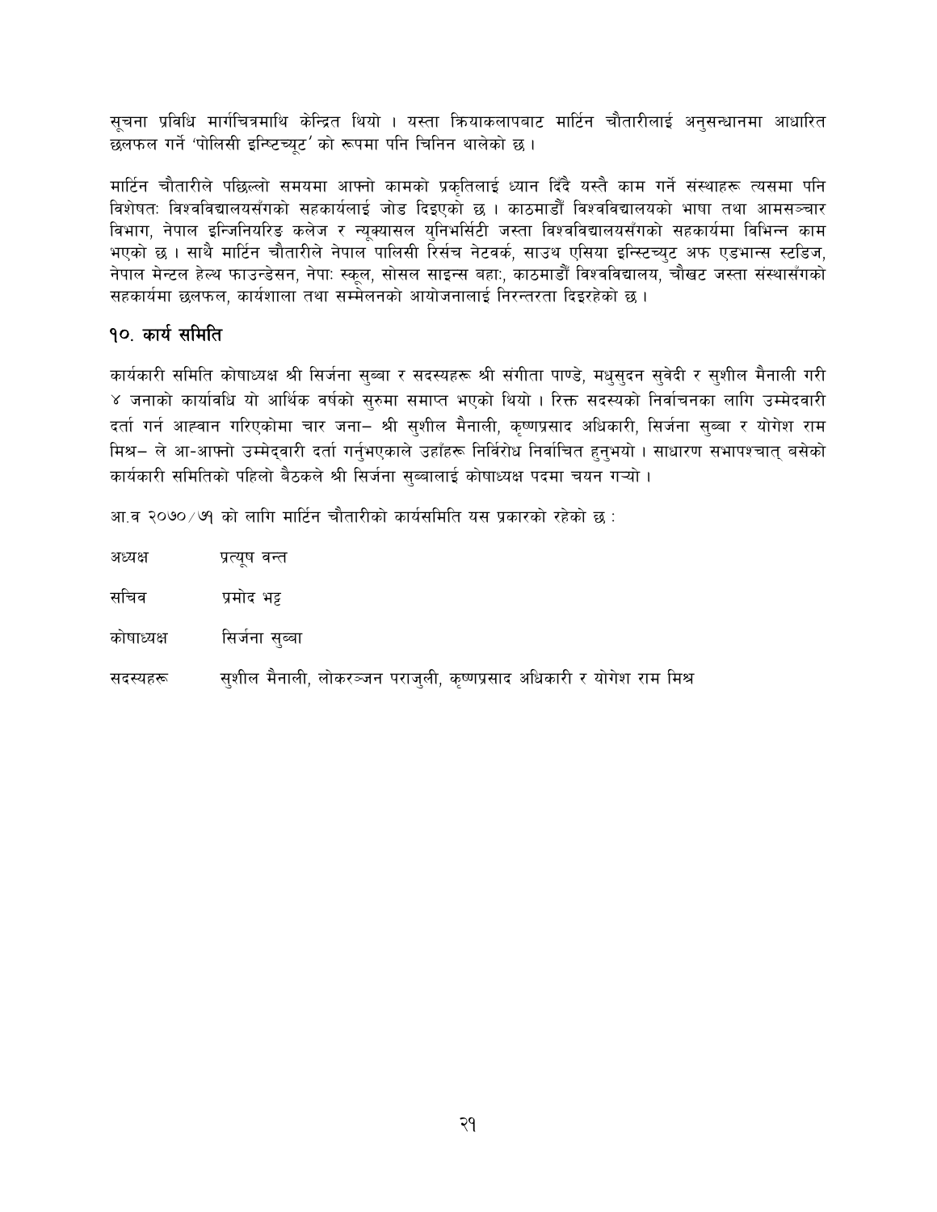सूचना प्रविधि मार्गचित्रमाथि केन्द्रित थियो । यस्ता क्रियाकलापबाट मार्टिन चौतारीलाई अनुसन्धानमा आधारित छलफल गर्ने 'पोलिसी इन्स्टिच्यूट' को रूपमा पनि चिनिन थालेको छ ।

मार्टिन चौतारीले पछिल्लो समयमा आफ्नो कामको प्रकृतिलाई ध्यान दिँदै यस्तै काम गर्ने संस्थाहरू त्यसमा पनि विशेषतः विश्वविद्यालयसँगको सहकार्यलाई जोड दिइएको छ । काठमाडौं विश्वविद्यालयको भाषा तथा आमसञ्चार विभाग, नेपाल इन्जिनियरिङ कलेज र न्यूक्यासल युनिभर्सिटी जस्ता विश्वविद्यालयसँगको सहकार्यमा विभिन्न काम भएको छ । साथै मार्टिन चौतारीले नेपाल पालिसी रिर्सच नेटवर्क, साउथ एसिया इन्स्टिच्युट अफ एडभान्स स्टडिज, नेपाल मेन्टल हेल्थ फाउन्डेसन, नेपाः स्कूल, सोसल साइन्स बहाः, काठमाडौं विश्वविद्यालय, चौखट जस्ता संस्थासँगको सहकार्यमा छलफल, कार्यशाला तथा सम्मेलनको आयोजनालाई निरन्तरता दिइरहेको छ ।

## १०. कार्य समिति

कार्यकारी समिति कोषाध्यक्ष श्री सिर्जना सुब्बा र सदस्यहरू श्री संगीता पाण्डे, मधुसुदन सुवेदी र सुशील मैनाली गरी ४ जनाको कार्यावधि यो आर्थिक वर्षको सुरुमा समाप्त भएको थियो । रिक्त सदस्यको निर्वाचनका लागि उम्मेदवारी दर्ता गर्न आह्वान गरिएकोमा चार जना– श्री सुशील मैनाली, कृष्णप्रसाद अधिकारी, सिर्जना सुब्बा र योगेश राम मिश्र– ले आ-आफ्नो उम्मेद्वारी दर्ता गर्नुभएकाले उहाँहरू निर्विरोध निर्वाचित हुनुभयो । साधारण सभापश्चात् बसेको कार्यकारी समितिको पहिलो बैठकले श्री सिर्जना सुब्बालाई कोषाध्यक्ष पदमा चयन गर्‍यो ।

आ.व २०७०/७१ को लागि मार्टिन चौतारीको कार्यसमिति यस प्रकारको रहेको छ :

अध्यक्ष प्रत्यूष वन्त

सचिव प्रमोद भट्ट

कोषाध्यक्ष सिर्जना सुब्बा

सदस्यहरू सुशील मैनाली, लोकरञ्जन पराजुली, कृष्णप्रसाद अधिकारी र योगेश राम मिश्र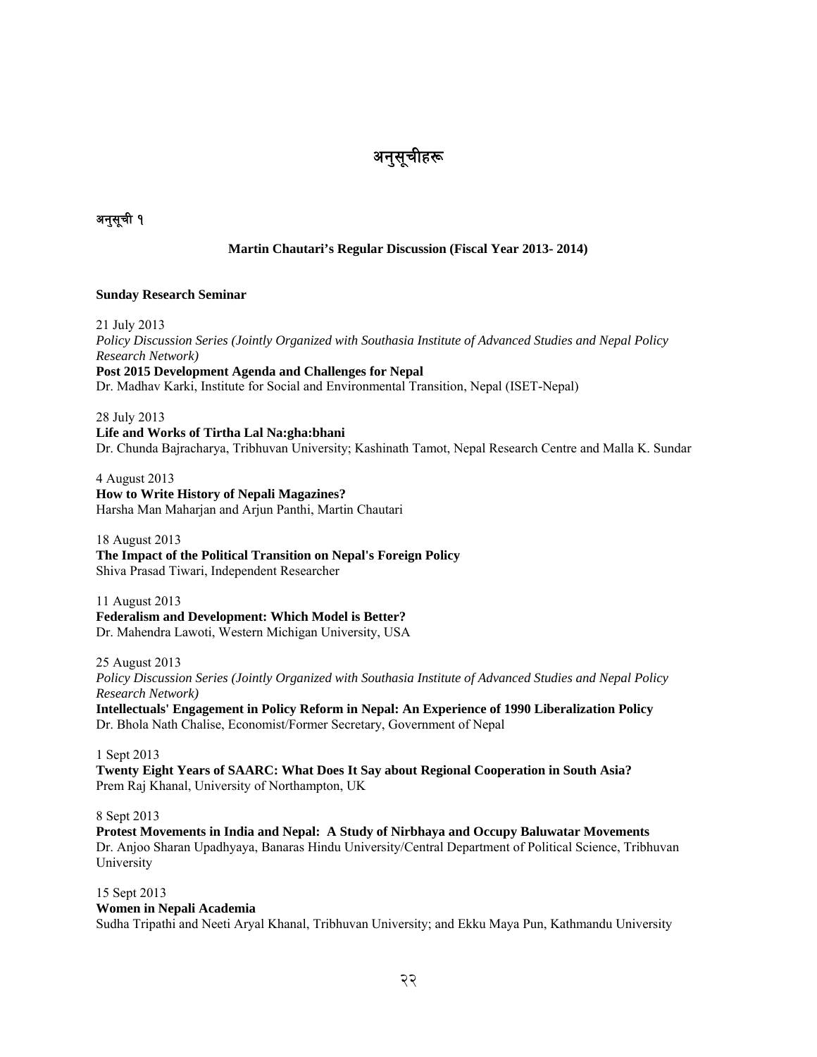# अनुसूचीहरू

## अनुसूची १

### Martin Chautari's Regular Discussion (Fiscal Year 2013- 2014)

**Sunday Research Seminar**

21 July 2013
*Policy Discussion Series (Jointly Organized with Southasia Institute of Advanced Studies and Nepal Policy Research Network)*
**Post 2015 Development Agenda and Challenges for Nepal**
Dr. Madhav Karki, Institute for Social and Environmental Transition, Nepal (ISET-Nepal)

28 July 2013
**Life and Works of Tirtha Lal Na:gha:bhani**
Dr. Chunda Bajracharya, Tribhuvan University; Kashinath Tamot, Nepal Research Centre and Malla K. Sundar

4 August 2013
**How to Write History of Nepali Magazines?**
Harsha Man Maharjan and Arjun Panthi, Martin Chautari

18 August 2013
**The Impact of the Political Transition on Nepal's Foreign Policy**
Shiva Prasad Tiwari, Independent Researcher

11 August 2013
**Federalism and Development: Which Model is Better?**
Dr. Mahendra Lawoti, Western Michigan University, USA

25 August 2013
*Policy Discussion Series (Jointly Organized with Southasia Institute of Advanced Studies and Nepal Policy Research Network)*
**Intellectuals' Engagement in Policy Reform in Nepal: An Experience of 1990 Liberalization Policy**
Dr. Bhola Nath Chalise, Economist/Former Secretary, Government of Nepal

1 Sept 2013
**Twenty Eight Years of SAARC: What Does It Say about Regional Cooperation in South Asia?**
Prem Raj Khanal, University of Northampton, UK

8 Sept 2013
**Protest Movements in India and Nepal: A Study of Nirbhaya and Occupy Baluwatar Movements**
Dr. Anjoo Sharan Upadhyaya, Banaras Hindu University/Central Department of Political Science, Tribhuvan University

15 Sept 2013
**Women in Nepali Academia**
Sudha Tripathi and Neeti Aryal Khanal, Tribhuvan University; and Ekku Maya Pun, Kathmandu University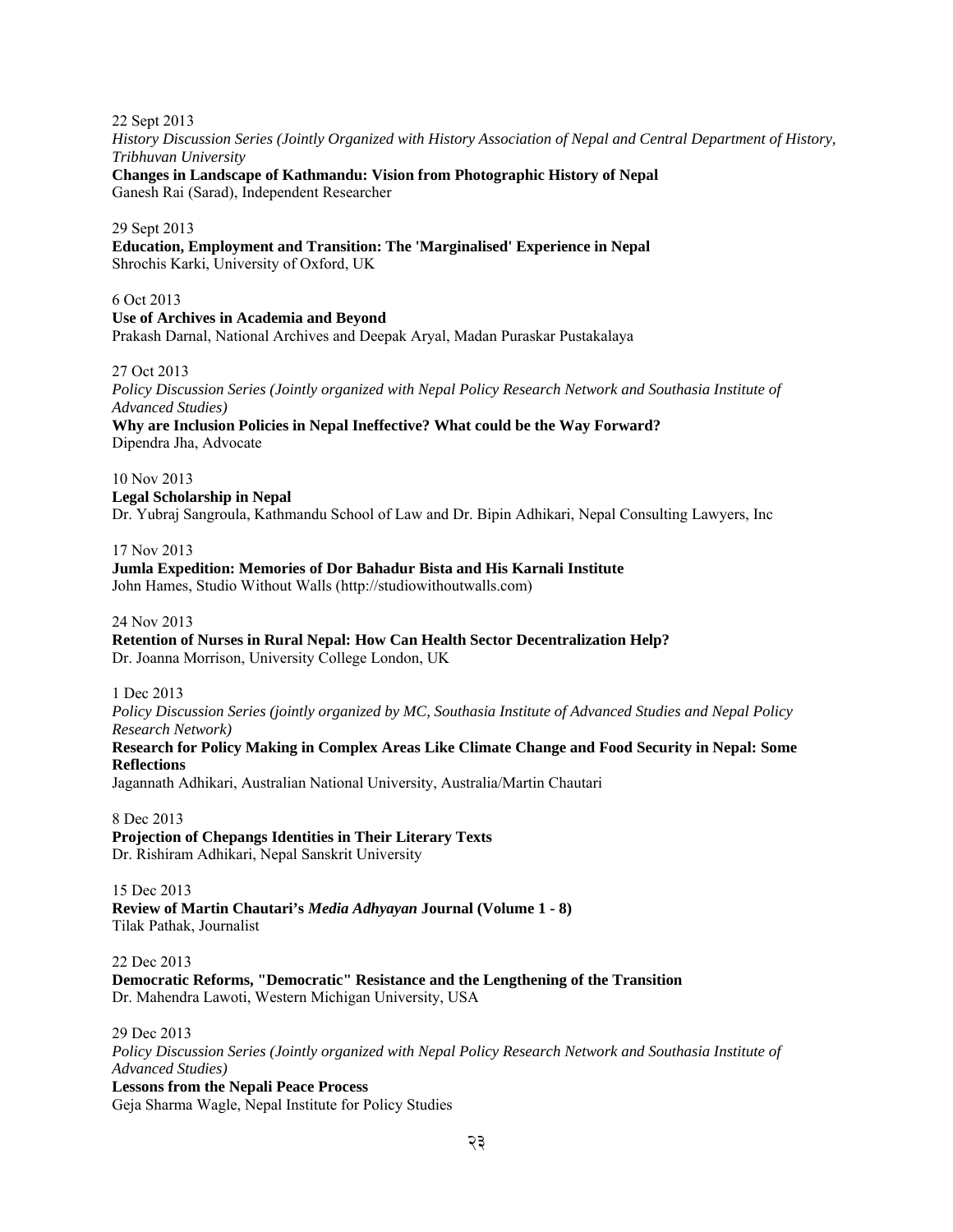22 Sept 2013

*History Discussion Series (Jointly Organized with History Association of Nepal and Central Department of History, Tribhuvan University*

**Changes in Landscape of Kathmandu: Vision from Photographic History of Nepal**

Ganesh Rai (Sarad), Independent Researcher

29 Sept 2013

**Education, Employment and Transition: The 'Marginalised' Experience in Nepal**

Shrochis Karki, University of Oxford, UK

6 Oct 2013

**Use of Archives in Academia and Beyond**

Prakash Darnal, National Archives and Deepak Aryal, Madan Puraskar Pustakalaya

27 Oct 2013

*Policy Discussion Series (Jointly organized with Nepal Policy Research Network and Southasia Institute of Advanced Studies)*

**Why are Inclusion Policies in Nepal Ineffective? What could be the Way Forward?**

Dipendra Jha, Advocate

10 Nov 2013

**Legal Scholarship in Nepal**

Dr. Yubraj Sangroula, Kathmandu School of Law and Dr. Bipin Adhikari, Nepal Consulting Lawyers, Inc

17 Nov 2013

**Jumla Expedition: Memories of Dor Bahadur Bista and His Karnali Institute**

John Hames, Studio Without Walls (http://studiowithoutwalls.com)

24 Nov 2013

**Retention of Nurses in Rural Nepal: How Can Health Sector Decentralization Help?**

Dr. Joanna Morrison, University College London, UK

1 Dec 2013

*Policy Discussion Series (jointly organized by MC, Southasia Institute of Advanced Studies and Nepal Policy Research Network)*

**Research for Policy Making in Complex Areas Like Climate Change and Food Security in Nepal: Some Reflections**

Jagannath Adhikari, Australian National University, Australia/Martin Chautari

8 Dec 2013

**Projection of Chepangs Identities in Their Literary Texts**

Dr. Rishiram Adhikari, Nepal Sanskrit University

15 Dec 2013

**Review of Martin Chautari's *Media Adhyayan* Journal (Volume 1 - 8)**

Tilak Pathak, Journalist

22 Dec 2013

**Democratic Reforms, "Democratic" Resistance and the Lengthening of the Transition**

Dr. Mahendra Lawoti, Western Michigan University, USA

29 Dec 2013

*Policy Discussion Series (Jointly organized with Nepal Policy Research Network and Southasia Institute of Advanced Studies)*

**Lessons from the Nepali Peace Process**

Geja Sharma Wagle, Nepal Institute for Policy Studies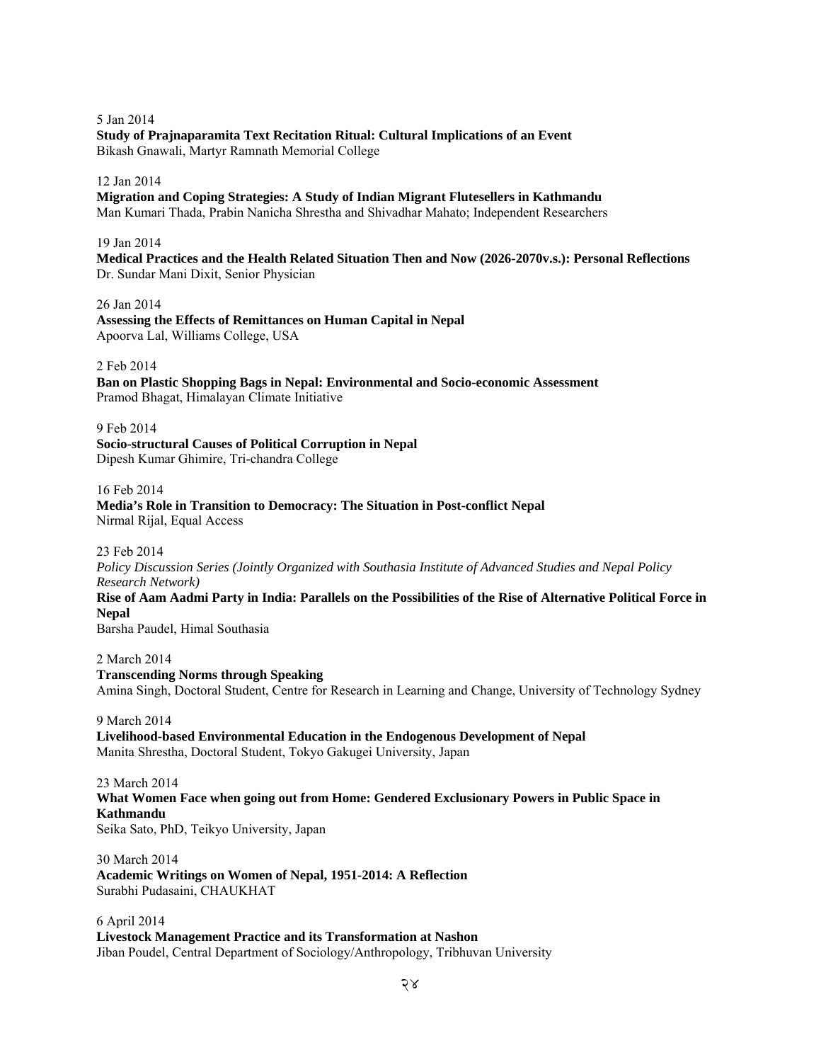5 Jan 2014
**Study of Prajnaparamita Text Recitation Ritual: Cultural Implications of an Event**
Bikash Gnawali, Martyr Ramnath Memorial College

12 Jan 2014
**Migration and Coping Strategies: A Study of Indian Migrant Flutesellers in Kathmandu**
Man Kumari Thada, Prabin Nanicha Shrestha and Shivadhar Mahato; Independent Researchers

19 Jan 2014
**Medical Practices and the Health Related Situation Then and Now (2026-2070v.s.): Personal Reflections**
Dr. Sundar Mani Dixit, Senior Physician

26 Jan 2014
**Assessing the Effects of Remittances on Human Capital in Nepal**
Apoorva Lal, Williams College, USA

2 Feb 2014
**Ban on Plastic Shopping Bags in Nepal: Environmental and Socio-economic Assessment**
Pramod Bhagat, Himalayan Climate Initiative

9 Feb 2014
**Socio-structural Causes of Political Corruption in Nepal**
Dipesh Kumar Ghimire, Tri-chandra College

16 Feb 2014
**Media's Role in Transition to Democracy: The Situation in Post-conflict Nepal**
Nirmal Rijal, Equal Access

23 Feb 2014
*Policy Discussion Series (Jointly Organized with Southasia Institute of Advanced Studies and Nepal Policy Research Network)*
**Rise of Aam Aadmi Party in India: Parallels on the Possibilities of the Rise of Alternative Political Force in Nepal**
Barsha Paudel, Himal Southasia

2 March 2014
**Transcending Norms through Speaking**
Amina Singh, Doctoral Student, Centre for Research in Learning and Change, University of Technology Sydney

9 March 2014
**Livelihood-based Environmental Education in the Endogenous Development of Nepal**
Manita Shrestha, Doctoral Student, Tokyo Gakugei University, Japan

23 March 2014
**What Women Face when going out from Home: Gendered Exclusionary Powers in Public Space in Kathmandu**
Seika Sato, PhD, Teikyo University, Japan

30 March 2014
**Academic Writings on Women of Nepal, 1951-2014: A Reflection**
Surabhi Pudasaini, CHAUKHAT

6 April 2014
**Livestock Management Practice and its Transformation at Nashon**
Jiban Poudel, Central Department of Sociology/Anthropology, Tribhuvan University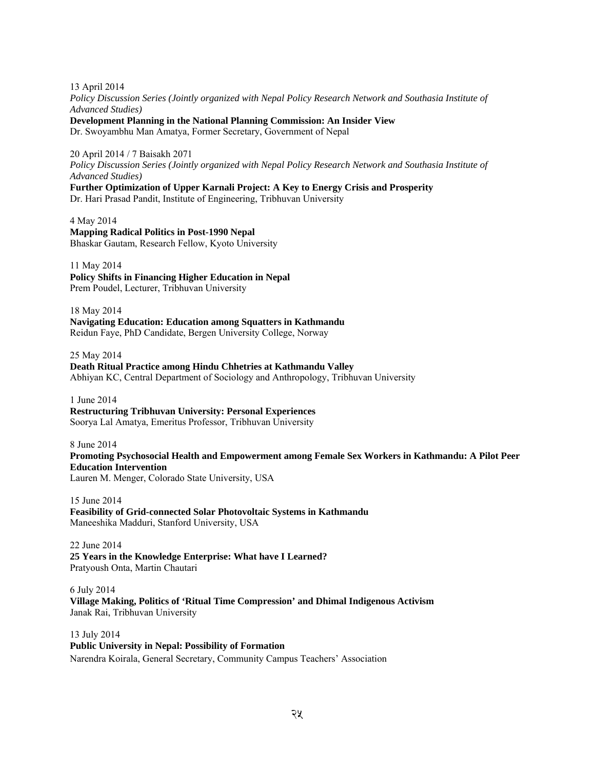13 April 2014
*Policy Discussion Series (Jointly organized with Nepal Policy Research Network and Southasia Institute of Advanced Studies)*
**Development Planning in the National Planning Commission: An Insider View**
Dr. Swoyambhu Man Amatya, Former Secretary, Government of Nepal

20 April 2014 / 7 Baisakh 2071
*Policy Discussion Series (Jointly organized with Nepal Policy Research Network and Southasia Institute of Advanced Studies)*
**Further Optimization of Upper Karnali Project: A Key to Energy Crisis and Prosperity**
Dr. Hari Prasad Pandit, Institute of Engineering, Tribhuvan University

4 May 2014
**Mapping Radical Politics in Post-1990 Nepal**
Bhaskar Gautam, Research Fellow, Kyoto University

11 May 2014
**Policy Shifts in Financing Higher Education in Nepal**
Prem Poudel, Lecturer, Tribhuvan University

18 May 2014
**Navigating Education: Education among Squatters in Kathmandu**
Reidun Faye, PhD Candidate, Bergen University College, Norway

25 May 2014
**Death Ritual Practice among Hindu Chhetries at Kathmandu Valley**
Abhiyan KC, Central Department of Sociology and Anthropology, Tribhuvan University

1 June 2014
**Restructuring Tribhuvan University: Personal Experiences**
Soorya Lal Amatya, Emeritus Professor, Tribhuvan University

8 June 2014
**Promoting Psychosocial Health and Empowerment among Female Sex Workers in Kathmandu: A Pilot Peer Education Intervention**
Lauren M. Menger, Colorado State University, USA

15 June 2014
**Feasibility of Grid-connected Solar Photovoltaic Systems in Kathmandu**
Maneeshika Madduri, Stanford University, USA

22 June 2014
**25 Years in the Knowledge Enterprise: What have I Learned?**
Pratyoush Onta, Martin Chautari

6 July 2014
**Village Making, Politics of 'Ritual Time Compression' and Dhimal Indigenous Activism**
Janak Rai, Tribhuvan University

13 July 2014
**Public University in Nepal: Possibility of Formation**
Narendra Koirala, General Secretary, Community Campus Teachers' Association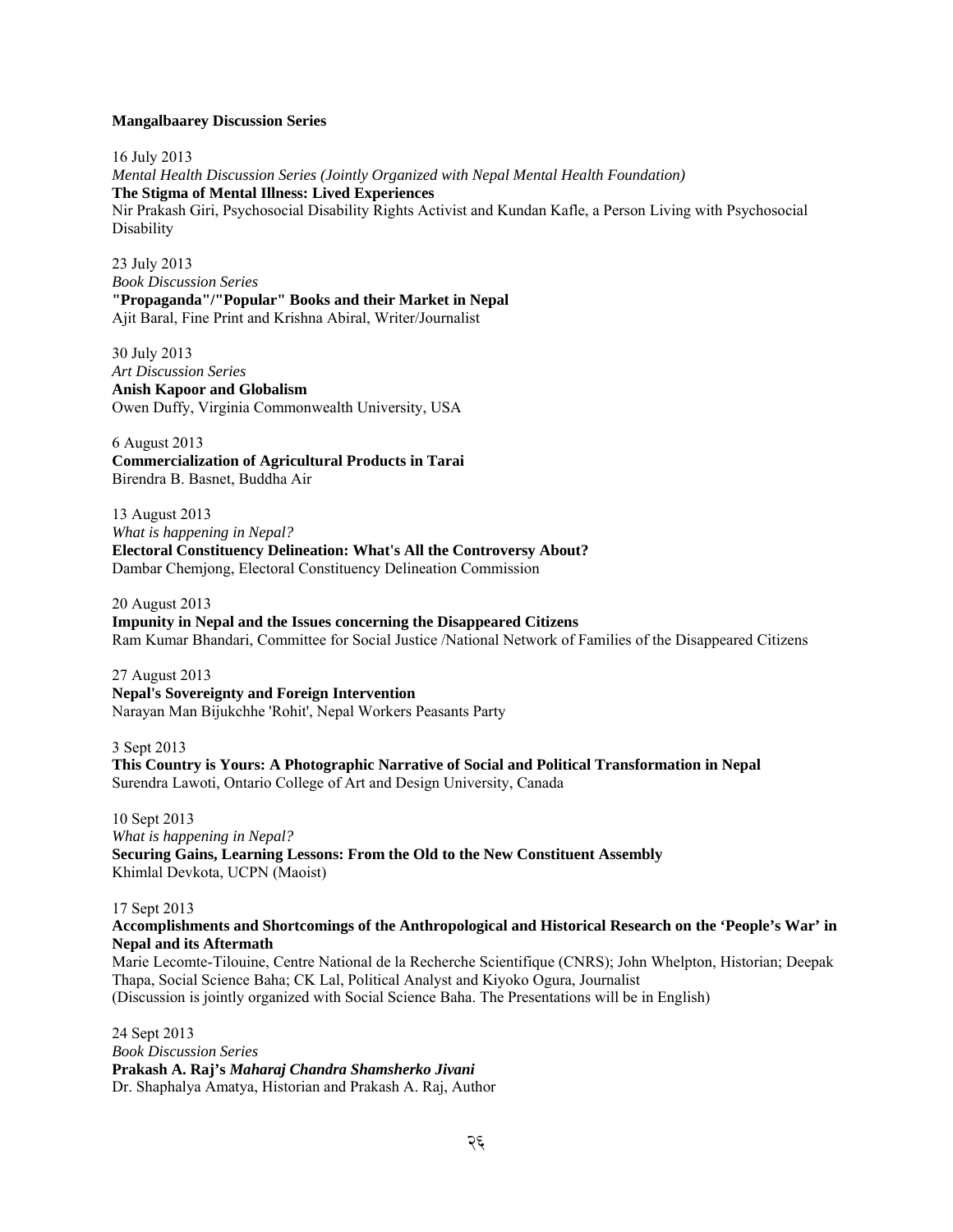**Mangalbaarey Discussion Series**

16 July 2013
*Mental Health Discussion Series (Jointly Organized with Nepal Mental Health Foundation)*
**The Stigma of Mental Illness: Lived Experiences**
Nir Prakash Giri, Psychosocial Disability Rights Activist and Kundan Kafle, a Person Living with Psychosocial Disability

23 July 2013
*Book Discussion Series*
**"Propaganda"/"Popular" Books and their Market in Nepal**
Ajit Baral, Fine Print and Krishna Abiral, Writer/Journalist

30 July 2013
*Art Discussion Series*
**Anish Kapoor and Globalism**
Owen Duffy, Virginia Commonwealth University, USA

6 August 2013
**Commercialization of Agricultural Products in Tarai**
Birendra B. Basnet, Buddha Air

13 August 2013
*What is happening in Nepal?*
**Electoral Constituency Delineation: What's All the Controversy About?**
Dambar Chemjong, Electoral Constituency Delineation Commission

20 August 2013
**Impunity in Nepal and the Issues concerning the Disappeared Citizens**
Ram Kumar Bhandari, Committee for Social Justice /National Network of Families of the Disappeared Citizens

27 August 2013
**Nepal's Sovereignty and Foreign Intervention**
Narayan Man Bijukchhe 'Rohit', Nepal Workers Peasants Party

3 Sept 2013
**This Country is Yours: A Photographic Narrative of Social and Political Transformation in Nepal**
Surendra Lawoti, Ontario College of Art and Design University, Canada

10 Sept 2013
*What is happening in Nepal?*
**Securing Gains, Learning Lessons: From the Old to the New Constituent Assembly**
Khimlal Devkota, UCPN (Maoist)

17 Sept 2013
**Accomplishments and Shortcomings of the Anthropological and Historical Research on the 'People's War' in Nepal and its Aftermath**
Marie Lecomte-Tilouine, Centre National de la Recherche Scientifique (CNRS); John Whelpton, Historian; Deepak Thapa, Social Science Baha; CK Lal, Political Analyst and Kiyoko Ogura, Journalist
(Discussion is jointly organized with Social Science Baha. The Presentations will be in English)

24 Sept 2013
*Book Discussion Series*
**Prakash A. Raj's *Maharaj Chandra Shamsherko Jivani***
Dr. Shaphalya Amatya, Historian and Prakash A. Raj, Author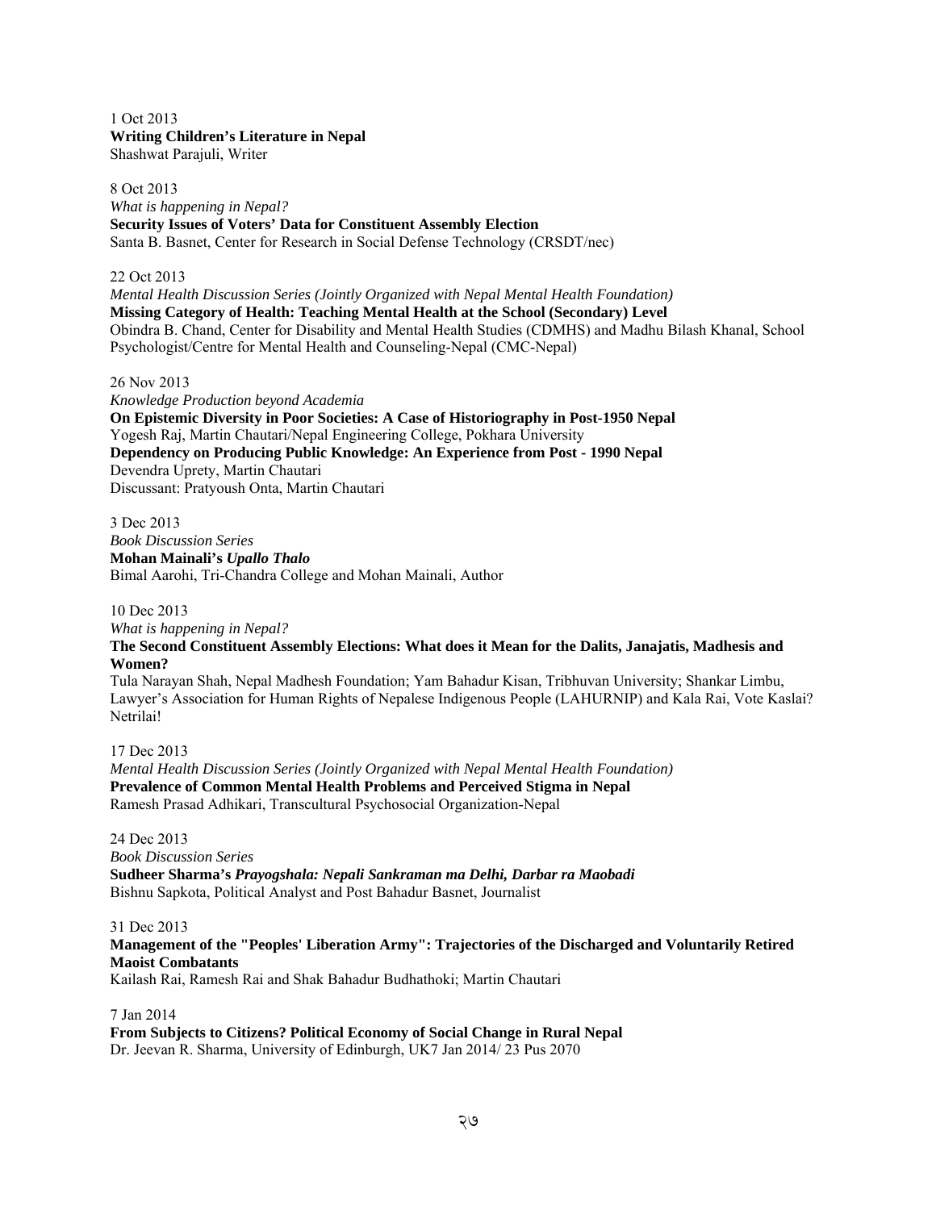1 Oct 2013
**Writing Children's Literature in Nepal**
Shashwat Parajuli, Writer

8 Oct 2013
*What is happening in Nepal?*
**Security Issues of Voters' Data for Constituent Assembly Election**
Santa B. Basnet, Center for Research in Social Defense Technology (CRSDT/nec)

22 Oct 2013
*Mental Health Discussion Series (Jointly Organized with Nepal Mental Health Foundation)*
**Missing Category of Health: Teaching Mental Health at the School (Secondary) Level**
Obindra B. Chand, Center for Disability and Mental Health Studies (CDMHS) and Madhu Bilash Khanal, School Psychologist/Centre for Mental Health and Counseling-Nepal (CMC-Nepal)

26 Nov 2013
*Knowledge Production beyond Academia*
**On Epistemic Diversity in Poor Societies: A Case of Historiography in Post-1950 Nepal**
Yogesh Raj, Martin Chautari/Nepal Engineering College, Pokhara University
**Dependency on Producing Public Knowledge: An Experience from Post - 1990 Nepal**
Devendra Uprety, Martin Chautari
Discussant: Pratyoush Onta, Martin Chautari

3 Dec 2013
*Book Discussion Series*
**Mohan Mainali's *Upallo Thalo***
Bimal Aarohi, Tri-Chandra College and Mohan Mainali, Author

10 Dec 2013
*What is happening in Nepal?*
**The Second Constituent Assembly Elections: What does it Mean for the Dalits, Janajatis, Madhesis and Women?**
Tula Narayan Shah, Nepal Madhesh Foundation; Yam Bahadur Kisan, Tribhuvan University; Shankar Limbu, Lawyer's Association for Human Rights of Nepalese Indigenous People (LAHURNIP) and Kala Rai, Vote Kaslai? Netrilai!

17 Dec 2013
*Mental Health Discussion Series (Jointly Organized with Nepal Mental Health Foundation)*
**Prevalence of Common Mental Health Problems and Perceived Stigma in Nepal**
Ramesh Prasad Adhikari, Transcultural Psychosocial Organization-Nepal

24 Dec 2013
*Book Discussion Series*
**Sudheer Sharma's *Prayogshala: Nepali Sankraman ma Delhi, Darbar ra Maobadi***
Bishnu Sapkota, Political Analyst and Post Bahadur Basnet, Journalist

31 Dec 2013
**Management of the "Peoples' Liberation Army": Trajectories of the Discharged and Voluntarily Retired Maoist Combatants**
Kailash Rai, Ramesh Rai and Shak Bahadur Budhathoki; Martin Chautari

7 Jan 2014
**From Subjects to Citizens? Political Economy of Social Change in Rural Nepal**
Dr. Jeevan R. Sharma, University of Edinburgh, UK7 Jan 2014/ 23 Pus 2070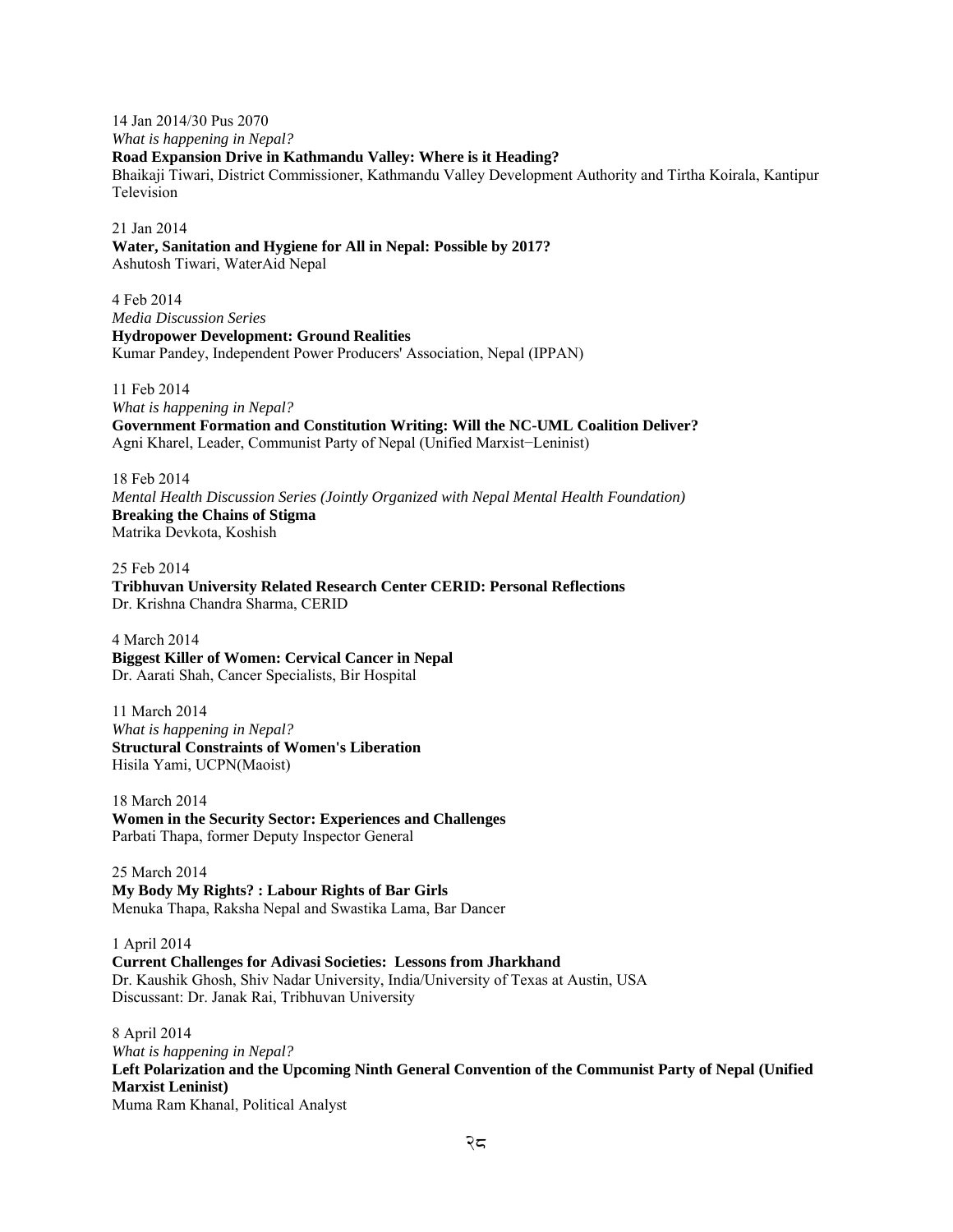14 Jan 2014/30 Pus 2070
*What is happening in Nepal?*
**Road Expansion Drive in Kathmandu Valley: Where is it Heading?**
Bhaikaji Tiwari, District Commissioner, Kathmandu Valley Development Authority and Tirtha Koirala, Kantipur Television

21 Jan 2014
**Water, Sanitation and Hygiene for All in Nepal: Possible by 2017?**
Ashutosh Tiwari, WaterAid Nepal

4 Feb 2014
*Media Discussion Series*
**Hydropower Development: Ground Realities**
Kumar Pandey, Independent Power Producers' Association, Nepal (IPPAN)

11 Feb 2014
*What is happening in Nepal?*
**Government Formation and Constitution Writing: Will the NC-UML Coalition Deliver?**
Agni Kharel, Leader, Communist Party of Nepal (Unified Marxist−Leninist)

18 Feb 2014
*Mental Health Discussion Series (Jointly Organized with Nepal Mental Health Foundation)*
**Breaking the Chains of Stigma**
Matrika Devkota, Koshish

25 Feb 2014
**Tribhuvan University Related Research Center CERID: Personal Reflections**
Dr. Krishna Chandra Sharma, CERID

4 March 2014
**Biggest Killer of Women: Cervical Cancer in Nepal**
Dr. Aarati Shah, Cancer Specialists, Bir Hospital

11 March 2014
*What is happening in Nepal?*
**Structural Constraints of Women's Liberation**
Hisila Yami, UCPN(Maoist)

18 March 2014
**Women in the Security Sector: Experiences and Challenges**
Parbati Thapa, former Deputy Inspector General

25 March 2014
**My Body My Rights? : Labour Rights of Bar Girls**
Menuka Thapa, Raksha Nepal and Swastika Lama, Bar Dancer

1 April 2014
**Current Challenges for Adivasi Societies: Lessons from Jharkhand**
Dr. Kaushik Ghosh, Shiv Nadar University, India/University of Texas at Austin, USA
Discussant: Dr. Janak Rai, Tribhuvan University

8 April 2014
*What is happening in Nepal?*
**Left Polarization and the Upcoming Ninth General Convention of the Communist Party of Nepal (Unified Marxist Leninist)**
Muma Ram Khanal, Political Analyst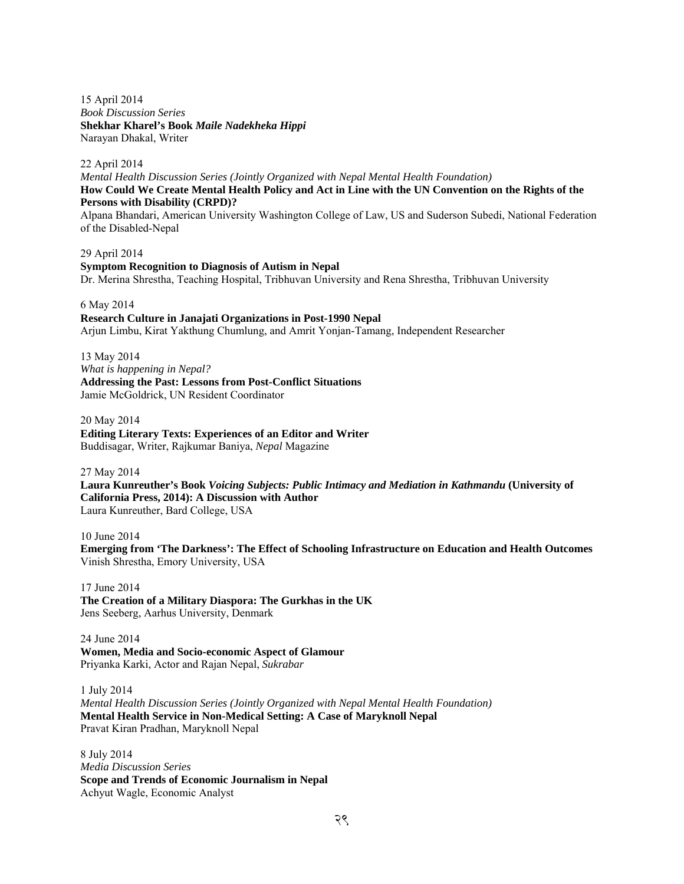15 April 2014
*Book Discussion Series*
**Shekhar Kharel's Book *Maile Nadekheka Hippi***
Narayan Dhakal, Writer

22 April 2014
*Mental Health Discussion Series (Jointly Organized with Nepal Mental Health Foundation)*
**How Could We Create Mental Health Policy and Act in Line with the UN Convention on the Rights of the Persons with Disability (CRPD)?**
Alpana Bhandari, American University Washington College of Law, US and Suderson Subedi, National Federation of the Disabled-Nepal

29 April 2014
**Symptom Recognition to Diagnosis of Autism in Nepal**
Dr. Merina Shrestha, Teaching Hospital, Tribhuvan University and Rena Shrestha, Tribhuvan University

6 May 2014
**Research Culture in Janajati Organizations in Post-1990 Nepal**
Arjun Limbu, Kirat Yakthung Chumlung, and Amrit Yonjan-Tamang, Independent Researcher

13 May 2014
*What is happening in Nepal?*
**Addressing the Past: Lessons from Post-Conflict Situations**
Jamie McGoldrick, UN Resident Coordinator

20 May 2014
**Editing Literary Texts: Experiences of an Editor and Writer**
Buddisagar, Writer, Rajkumar Baniya, *Nepal* Magazine

27 May 2014
**Laura Kunreuther's Book *Voicing Subjects: Public Intimacy and Mediation in Kathmandu* (University of California Press, 2014): A Discussion with Author**
Laura Kunreuther, Bard College, USA

10 June 2014
**Emerging from 'The Darkness': The Effect of Schooling Infrastructure on Education and Health Outcomes**
Vinish Shrestha, Emory University, USA

17 June 2014
**The Creation of a Military Diaspora: The Gurkhas in the UK**
Jens Seeberg, Aarhus University, Denmark

24 June 2014
**Women, Media and Socio-economic Aspect of Glamour**
Priyanka Karki, Actor and Rajan Nepal, *Sukrabar*

1 July 2014
*Mental Health Discussion Series (Jointly Organized with Nepal Mental Health Foundation)*
**Mental Health Service in Non-Medical Setting: A Case of Maryknoll Nepal**
Pravat Kiran Pradhan, Maryknoll Nepal

8 July 2014
*Media Discussion Series*
**Scope and Trends of Economic Journalism in Nepal**
Achyut Wagle, Economic Analyst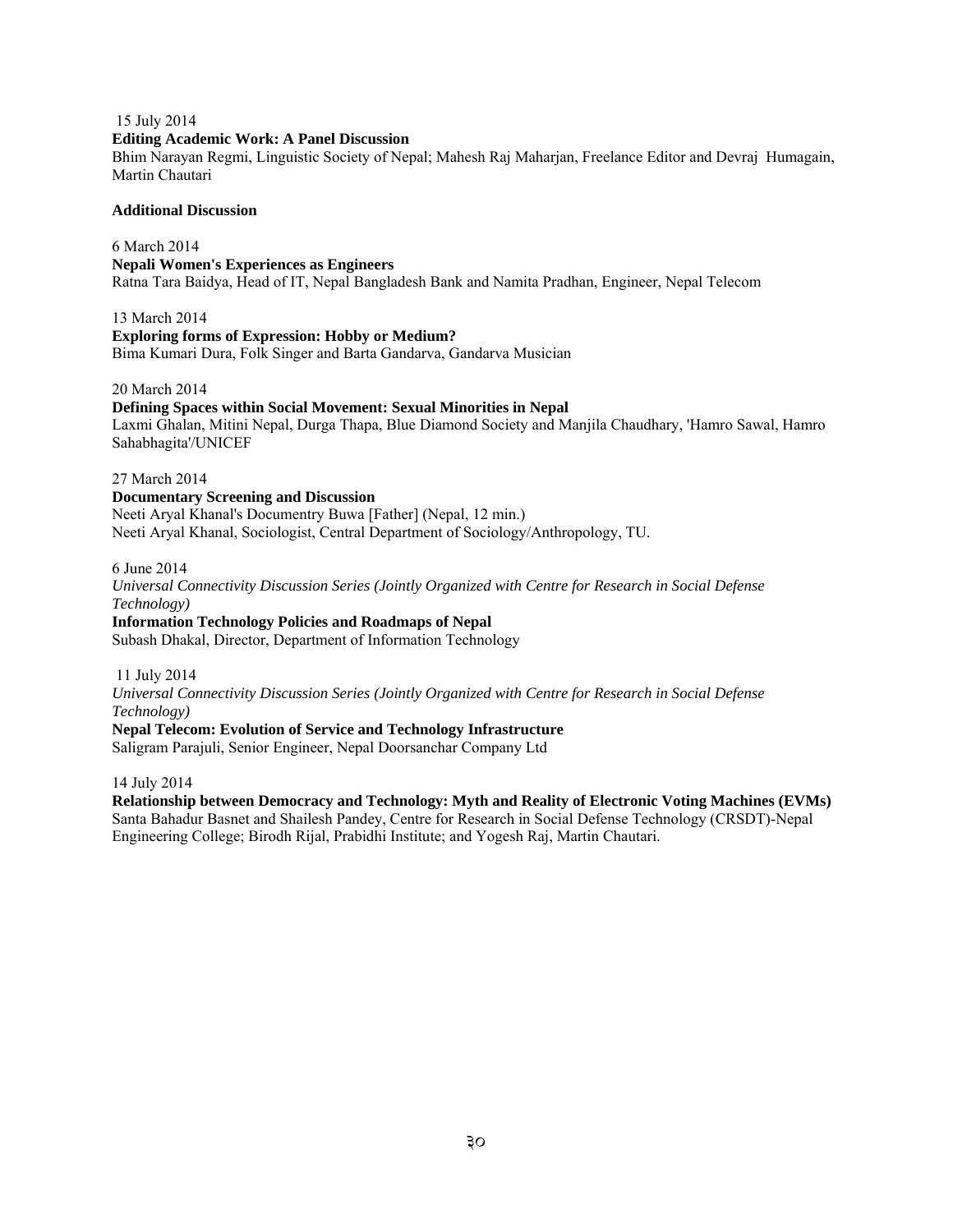15 July 2014

**Editing Academic Work: A Panel Discussion**

Bhim Narayan Regmi, Linguistic Society of Nepal; Mahesh Raj Maharjan, Freelance Editor and Devraj Humagain, Martin Chautari

**Additional Discussion**

6 March 2014

**Nepali Women's Experiences as Engineers**

Ratna Tara Baidya, Head of IT, Nepal Bangladesh Bank and Namita Pradhan, Engineer, Nepal Telecom

13 March 2014

**Exploring forms of Expression: Hobby or Medium?**

Bima Kumari Dura, Folk Singer and Barta Gandarva, Gandarva Musician

20 March 2014

**Defining Spaces within Social Movement: Sexual Minorities in Nepal**

Laxmi Ghalan, Mitini Nepal, Durga Thapa, Blue Diamond Society and Manjila Chaudhary, 'Hamro Sawal, Hamro Sahabhagita'/UNICEF

27 March 2014

**Documentary Screening and Discussion**

Neeti Aryal Khanal's Documentry Buwa [Father] (Nepal, 12 min.)
Neeti Aryal Khanal, Sociologist, Central Department of Sociology/Anthropology, TU.

6 June 2014

*Universal Connectivity Discussion Series (Jointly Organized with Centre for Research in Social Defense Technology)*

**Information Technology Policies and Roadmaps of Nepal**

Subash Dhakal, Director, Department of Information Technology

11 July 2014

*Universal Connectivity Discussion Series (Jointly Organized with Centre for Research in Social Defense Technology)*

**Nepal Telecom: Evolution of Service and Technology Infrastructure**

Saligram Parajuli, Senior Engineer, Nepal Doorsanchar Company Ltd

14 July 2014

**Relationship between Democracy and Technology: Myth and Reality of Electronic Voting Machines (EVMs)**

Santa Bahadur Basnet and Shailesh Pandey, Centre for Research in Social Defense Technology (CRSDT)-Nepal Engineering College; Birodh Rijal, Prabidhi Institute; and Yogesh Raj, Martin Chautari.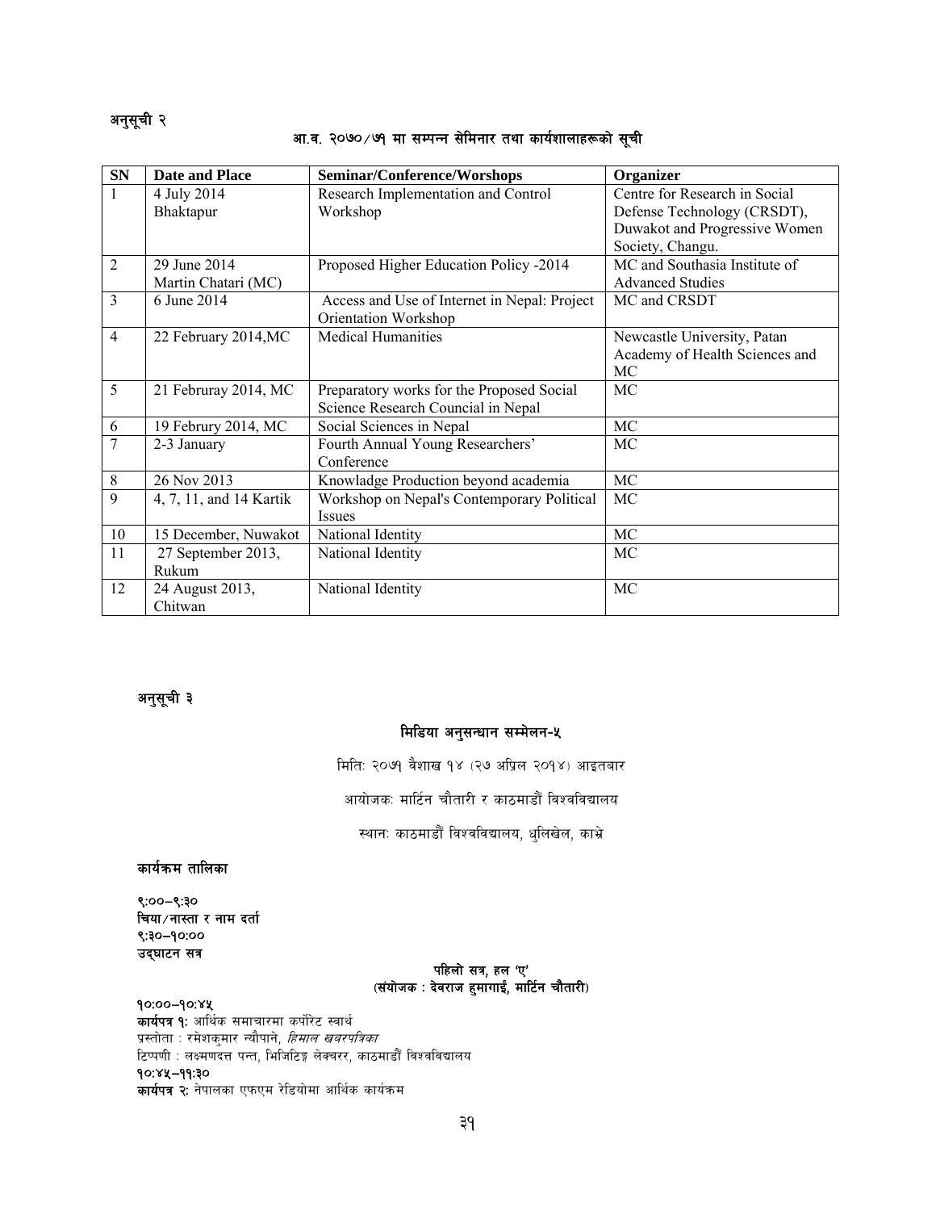अनुसूची २

### आ.व. २०७०/७१ मा सम्पन्न सेमिनार तथा कार्यशालाहरूको सूची

| SN | Date and Place | Seminar/Conference/Worshops | Organizer |
|---|---|---|---|
| 1 | 4 July 2014 Bhaktapur | Research Implementation and Control Workshop | Centre for Research in Social Defense Technology (CRSDT), Duwakot and Progressive Women Society, Changu. |
| 2 | 29 June 2014 Martin Chatari (MC) | Proposed Higher Education Policy -2014 | MC and Southasia Institute of Advanced Studies |
| 3 | 6 June 2014 | Access and Use of Internet in Nepal: Project Orientation Workshop | MC and CRSDT |
| 4 | 22 February 2014,MC | Medical Humanities | Newcastle University, Patan Academy of Health Sciences and MC |
| 5 | 21 Februray 2014, MC | Preparatory works for the Proposed Social Science Research Councial in Nepal | MC |
| 6 | 19 Februry 2014, MC | Social Sciences in Nepal | MC |
| 7 | 2-3 January | Fourth Annual Young Researchers' Conference | MC |
| 8 | 26 Nov 2013 | Knowladge Production beyond academia | MC |
| 9 | 4, 7, 11, and 14 Kartik | Workshop on Nepal's Contemporary Political Issues | MC |
| 10 | 15 December, Nuwakot | National Identity | MC |
| 11 | 27 September 2013, Rukum | National Identity | MC |
| 12 | 24 August 2013, Chitwan | National Identity | MC |

अनुसूची ३

### मिडिया अनुसन्धान सम्मेलन-५

मितिः २०७१ वैशाख १४ (२७ अप्रिल २०१४) आइतबार

आयोजकः मार्टिन चौतारी र काठमाडौं विश्वविद्यालय

स्थानः काठमाडौं विश्वविद्यालय, धुलिखेल, काभ्रे

**कार्यक्रम तालिका**

**९:००–९:३०**
**चिया/नास्ता र नाम दर्ता**
**९:३०–१०:००**
**उद्घाटन सत्र**

**पहिलो सत्र, हल 'ए'**
**(संयोजक : देवराज हुमागाईं, मार्टिन चौतारी)**

**१०:००–१०:४५**
**कार्यपत्र १:** आर्थिक समाचारमा कर्पोरेट स्वार्थ
प्रस्तोता : रमेशकुमार न्यौपाने, *हिमाल खबरपत्रिका*
टिप्पणी : लक्ष्मणदत्त पन्त, भिजिटिङ्ग लेक्चरर, काठमाडौं विश्वविद्यालय
**१०:४५–११:३०**
**कार्यपत्र २:** नेपालका एफएम रेडियोमा आर्थिक कार्यक्रम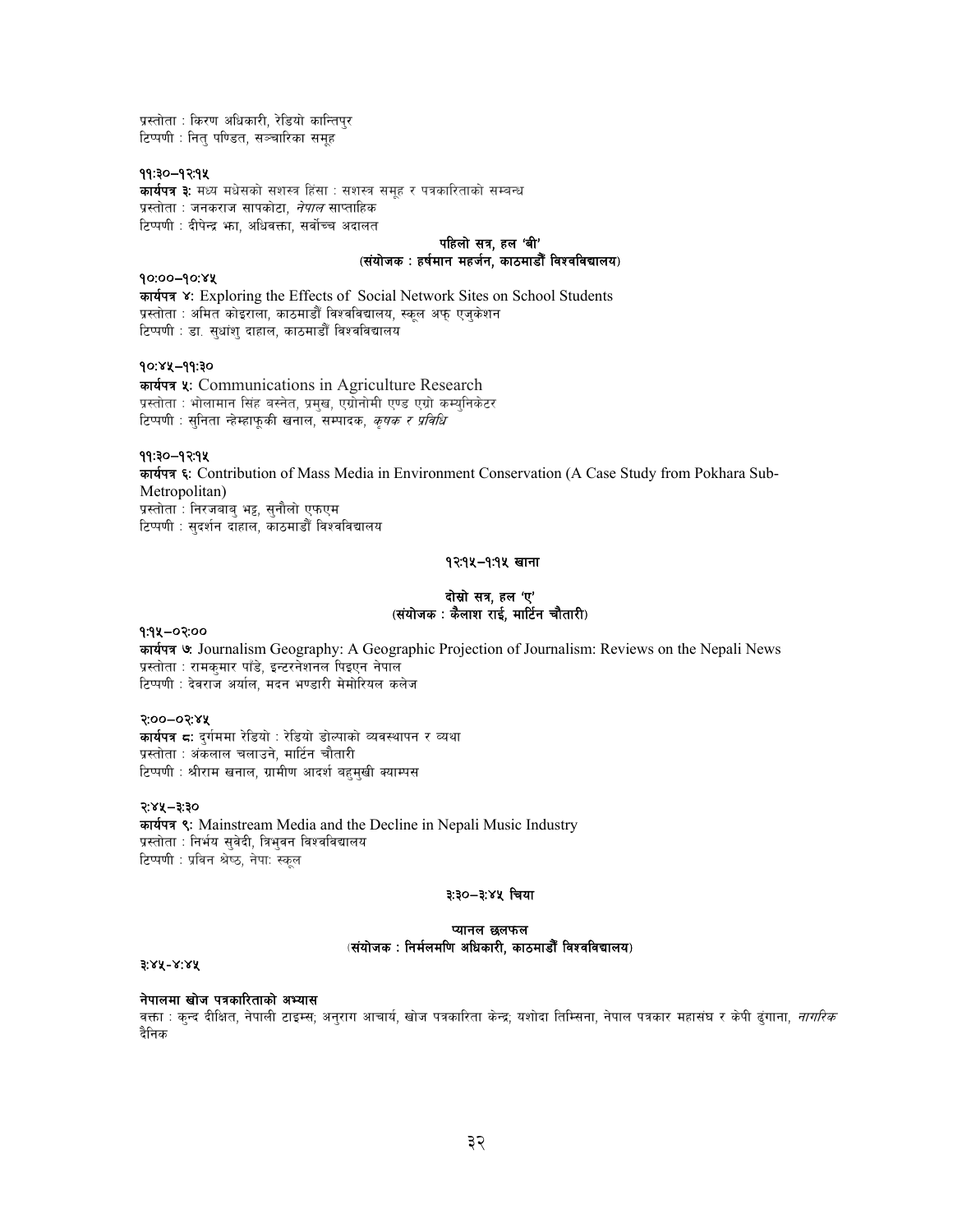प्रस्तोता : किरण अधिकारी, रेडियो कान्तिपुर
टिप्पणी : नितु पण्डित, सञ्चारिका समूह

**११:३०–१२:१५**

**कार्यपत्र ३:** मध्य मधेसको सशस्त्र हिंसा : सशस्त्र समूह र पत्रकारिताको सम्बन्ध
प्रस्तोता : जनकराज सापकोटा, *नेपाल* साप्ताहिक
टिप्पणी : दीपेन्द्र झा, अधिवक्ता, सर्वोच्च अदालत

**पहिलो सत्र, हल 'बी'**
**(संयोजक : हर्षमान महर्जन, काठमाडौं विश्वविद्यालय)**

**१०:००–१०:४५**

**कार्यपत्र ४:** Exploring the Effects of Social Network Sites on School Students
प्रस्तोता : अमित कोइराला, काठमाडौं विश्वविद्यालय, स्कूल अफ् एजुकेशन
टिप्पणी : डा. सुधांशु दाहाल, काठमाडौं विश्वविद्यालय

**१०:४५–११:३०**

**कार्यपत्र ५:** Communications in Agriculture Research
प्रस्तोता : भोलामान सिंह बस्नेत, प्रमुख, एग्रोनोमी एण्ड एग्रो कम्युनिकेटर
टिप्पणी : सुनिता न्हेम्हाफूकी खनाल, सम्पादक, *कृषक र प्रविधि*

**११:३०–१२:१५**

**कार्यपत्र ६:** Contribution of Mass Media in Environment Conservation (A Case Study from Pokhara Sub-Metropolitan)
प्रस्तोता : निरजबाबु भट्ट, सुनौलो एफएम
टिप्पणी : सुदर्शन दाहाल, काठमाडौं विश्वविद्यालय

**१२:१५–१:१५ खाना**

**दोस्रो सत्र, हल 'ए'**
**(संयोजक : कैलाश राई, मार्टिन चौतारी)**

**१:१५–०२:००**

**कार्यपत्र ७:** Journalism Geography: A Geographic Projection of Journalism: Reviews on the Nepali News
प्रस्तोता : रामकुमार पाँडे, इन्टरनेशनल पिइएन नेपाल
टिप्पणी : देवराज अर्याल, मदन भण्डारी मेमोरियल कलेज

**२:००–०२:४५**

**कार्यपत्र ८:** दुर्गममा रेडियो : रेडियो डोल्पाको व्यवस्थापन र व्यथा
प्रस्तोता : अंकलाल चलाउने, मार्टिन चौतारी
टिप्पणी : श्रीराम खनाल, ग्रामीण आदर्श बहुमुखी क्याम्पस

**२:४५–३:३०**

**कार्यपत्र ९:** Mainstream Media and the Decline in Nepali Music Industry
प्रस्तोता : निर्भय सुवेदी, त्रिभुवन विश्वविद्यालय
टिप्पणी : प्रविन श्रेष्ठ, नेपाः स्कूल

**३:३०–३:४५ चिया**

**प्यानल छलफल**
**(संयोजक : निर्मलमणि अधिकारी, काठमाडौं विश्वविद्यालय)**

**३:४५-४:४५**

**नेपालमा खोज पत्रकारिताको अभ्यास**
वक्ता : कुन्द दीक्षित, नेपाली टाइम्स; अनुराग आचार्य, खोज पत्रकारिता केन्द्र; यशोदा तिम्सिना, नेपाल पत्रकार महासंघ र केपी ढुंगाना, *नागरिक* दैनिक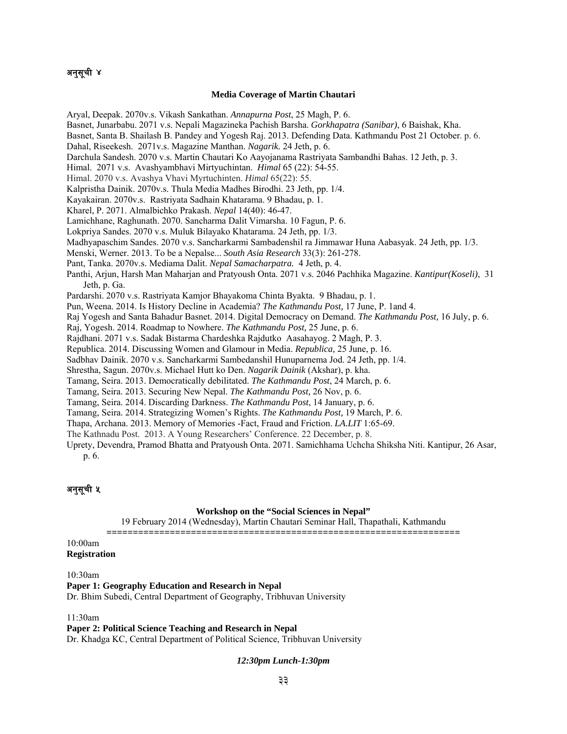## अनुसूची ४

**Media Coverage of Martin Chautari**

Aryal, Deepak. 2070v.s. Vikash Sankathan. *Annapurna Post*, 25 Magh, P. 6.

Basnet, Junarbabu. 2071 v.s. Nepali Magazineka Pachish Barsha. *Gorkhapatra (Sanibar)*, 6 Baishak, Kha.

Basnet, Santa B. Shailash B. Pandey and Yogesh Raj. 2013. Defending Data. Kathmandu Post 21 October. p. 6.

Dahal, Riseekesh. 2071v.s. Magazine Manthan. *Nagarik.* 24 Jeth, p. 6.

Darchula Sandesh. 2070 v.s. Martin Chautari Ko Aayojanama Rastriyata Sambandhi Bahas. 12 Jeth, p. 3.

Himal. 2071 v.s. Avashyambhavi Mirtyuchintan. *Himal* 65 (22): 54-55.

Himal. 2070 v.s. Avashya Vhavi Myrtuchinten. *Himal* 65(22): 55.

Kalpristha Dainik. 2070v.s. Thula Media Madhes Birodhi. 23 Jeth, pp. 1/4.

Kayakairan. 2070v.s. Rastriyata Sadhain Khatarama. 9 Bhadau, p. 1.

Kharel, P. 2071. Almalbichko Prakash. *Nepal* 14(40): 46-47.

Lamichhane, Raghunath. 2070. Sancharma Dalit Vimarsha. 10 Fagun, P. 6.

Lokpriya Sandes. 2070 v.s. Muluk Bilayako Khatarama. 24 Jeth, pp. 1/3.

Madhyapaschim Sandes. 2070 v.s. Sancharkarmi Sambadenshil ra Jimmawar Huna Aabasyak. 24 Jeth, pp. 1/3.

Menski, Werner. 2013. To be a Nepalse... *South Asia Research* 33(3): 261-278.

Pant, Tanka. 2070v.s. Mediama Dalit. *Nepal Samacharpatra.* 4 Jeth, p. 4.

Panthi, Arjun, Harsh Man Maharjan and Pratyoush Onta. 2071 v.s. 2046 Pachhika Magazine. *Kantipur(Koseli)*, 31 Jeth, p. Ga.

Pardarshi. 2070 v.s. Rastriyata Kamjor Bhayakoma Chinta Byakta. 9 Bhadau, p. 1.

Pun, Weena. 2014. Is History Decline in Academia? *The Kathmandu Post,* 17 June, P. 1and 4.

Raj Yogesh and Santa Bahadur Basnet. 2014. Digital Democracy on Demand. *The Kathmandu Post,* 16 July, p. 6.

Raj, Yogesh. 2014. Roadmap to Nowhere. *The Kathmandu Post,* 25 June, p. 6.

Rajdhani. 2071 v.s. Sadak Bistarma Chardeshka Rajdutko Aasahayog. 2 Magh, P. 3.

Republica. 2014. Discussing Women and Glamour in Media. *Republica,* 25 June, p. 16.

Sadbhav Dainik. 2070 v.s. Sancharkarmi Sambedanshil Hunuparnema Jod. 24 Jeth, pp. 1/4.

Shrestha, Sagun. 2070v.s. Michael Hutt ko Den. *Nagarik Dainik* (Akshar), p. kha.

Tamang, Seira. 2013. Democratically debilitated. *The Kathmandu Post*, 24 March, p. 6.

Tamang, Seira. 2013. Securing New Nepal. *The Kathmandu Post,* 26 Nov, p. 6.

Tamang, Seira. 2014. Discarding Darkness. *The Kathmandu Post*, 14 January, p. 6.

Tamang, Seira. 2014. Strategizing Women's Rights. *The Kathmandu Post,* 19 March, P. 6.

Thapa, Archana. 2013. Memory of Memories -Fact, Fraud and Friction. *LA.LIT* 1:65-69.

The Kathnadu Post. 2013. A Young Researchers' Conference. 22 December, p. 8.

Uprety, Devendra, Pramod Bhatta and Pratyoush Onta. 2071. Samichhama Uchcha Shiksha Niti. Kantipur, 26 Asar, p. 6.

## अनुसूची ५

**Workshop on the "Social Sciences in Nepal"**

19 February 2014 (Wednesday), Martin Chautari Seminar Hall, Thapathali, Kathmandu

===================================================================

10:00am
**Registration**

10:30am
**Paper 1: Geography Education and Research in Nepal**
Dr. Bhim Subedi, Central Department of Geography, Tribhuvan University

11:30am
**Paper 2: Political Science Teaching and Research in Nepal**
Dr. Khadga KC, Central Department of Political Science, Tribhuvan University

***12:30pm Lunch-1:30pm***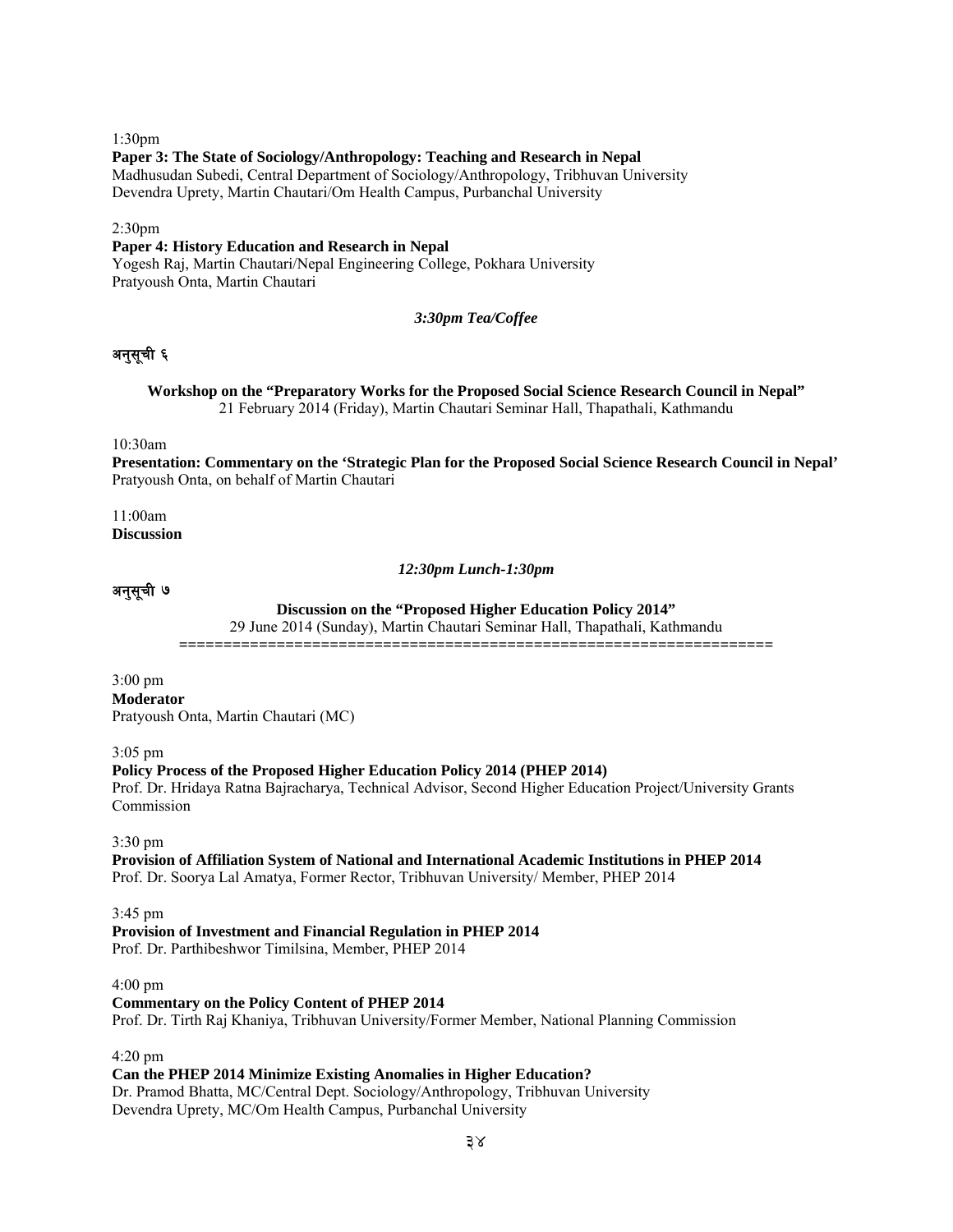1:30pm

**Paper 3: The State of Sociology/Anthropology: Teaching and Research in Nepal**
Madhusudan Subedi, Central Department of Sociology/Anthropology, Tribhuvan University
Devendra Uprety, Martin Chautari/Om Health Campus, Purbanchal University

2:30pm

**Paper 4: History Education and Research in Nepal**
Yogesh Raj, Martin Chautari/Nepal Engineering College, Pokhara University
Pratyoush Onta, Martin Chautari

***3:30pm Tea/Coffee***

**अनुसूची ६**

**Workshop on the "Preparatory Works for the Proposed Social Science Research Council in Nepal"**
21 February 2014 (Friday), Martin Chautari Seminar Hall, Thapathali, Kathmandu

10:30am

**Presentation: Commentary on the 'Strategic Plan for the Proposed Social Science Research Council in Nepal'**
Pratyoush Onta, on behalf of Martin Chautari

11:00am
**Discussion**

***12:30pm Lunch-1:30pm***

**अनुसूची ७**

**Discussion on the "Proposed Higher Education Policy 2014"**
29 June 2014 (Sunday), Martin Chautari Seminar Hall, Thapathali, Kathmandu
=================================================================

3:00 pm
**Moderator**
Pratyoush Onta, Martin Chautari (MC)

3:05 pm

**Policy Process of the Proposed Higher Education Policy 2014 (PHEP 2014)**
Prof. Dr. Hridaya Ratna Bajracharya, Technical Advisor, Second Higher Education Project/University Grants Commission

3:30 pm

**Provision of Affiliation System of National and International Academic Institutions in PHEP 2014**
Prof. Dr. Soorya Lal Amatya, Former Rector, Tribhuvan University/ Member, PHEP 2014

3:45 pm

**Provision of Investment and Financial Regulation in PHEP 2014**
Prof. Dr. Parthibeshwor Timilsina, Member, PHEP 2014

4:00 pm

**Commentary on the Policy Content of PHEP 2014**
Prof. Dr. Tirth Raj Khaniya, Tribhuvan University/Former Member, National Planning Commission

4:20 pm

**Can the PHEP 2014 Minimize Existing Anomalies in Higher Education?**
Dr. Pramod Bhatta, MC/Central Dept. Sociology/Anthropology, Tribhuvan University
Devendra Uprety, MC/Om Health Campus, Purbanchal University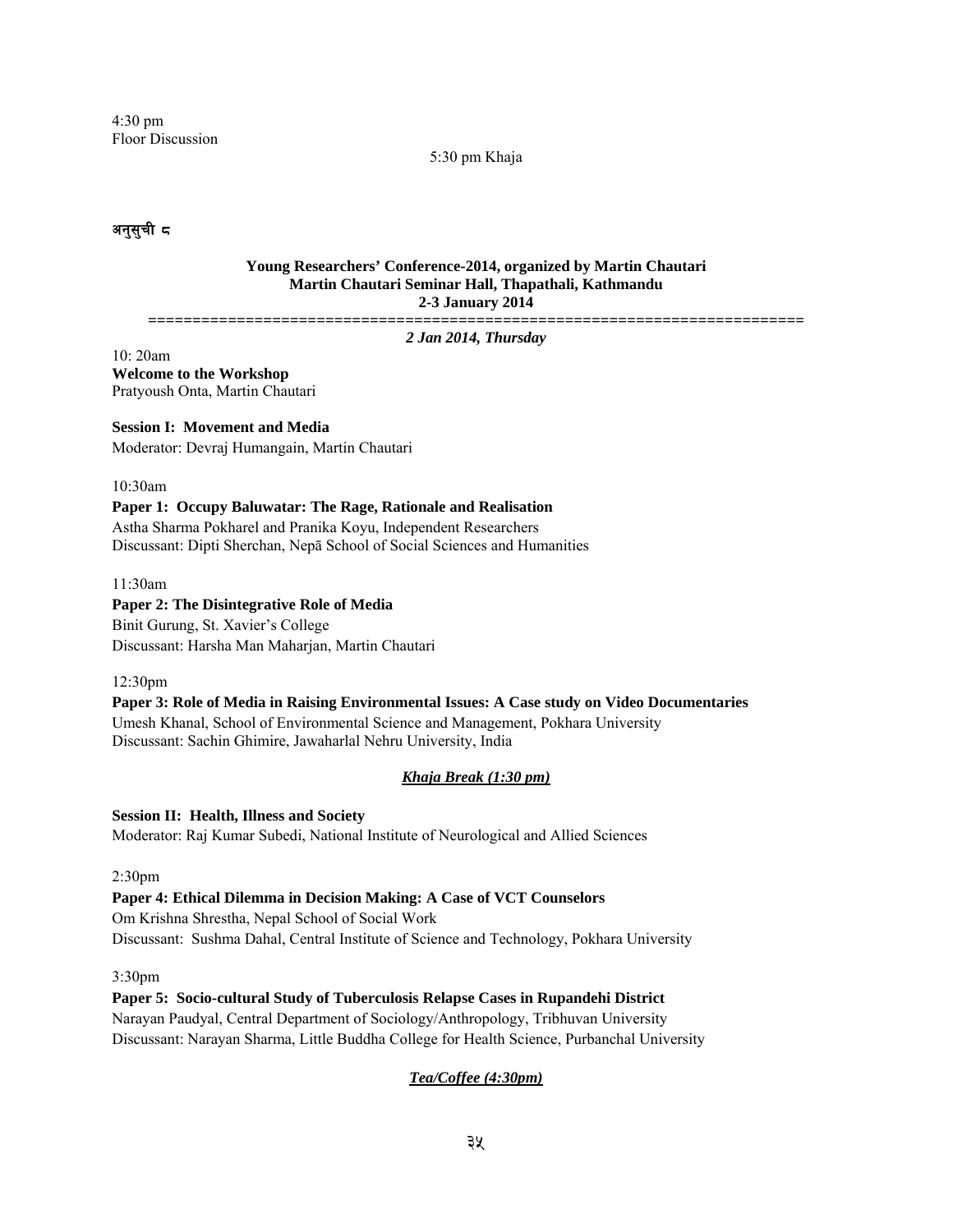4:30 pm
Floor Discussion

5:30 pm Khaja

**अनुसुची ८**

**Young Researchers' Conference-2014, organized by Martin Chautari**
**Martin Chautari Seminar Hall, Thapathali, Kathmandu**
**2-3 January 2014**

========================================================================

***2 Jan 2014, Thursday***

10: 20am
**Welcome to the Workshop**
Pratyoush Onta, Martin Chautari

**Session I: Movement and Media**
Moderator: Devraj Humangain, Martin Chautari

10:30am
**Paper 1: Occupy Baluwatar: The Rage, Rationale and Realisation**
Astha Sharma Pokharel and Pranika Koyu, Independent Researchers
Discussant: Dipti Sherchan, Nepā School of Social Sciences and Humanities

11:30am
**Paper 2: The Disintegrative Role of Media**
Binit Gurung, St. Xavier's College
Discussant: Harsha Man Maharjan, Martin Chautari

12:30pm
**Paper 3: Role of Media in Raising Environmental Issues: A Case study on Video Documentaries**
Umesh Khanal, School of Environmental Science and Management, Pokhara University
Discussant: Sachin Ghimire, Jawaharlal Nehru University, India

***Khaja Break (1:30 pm)***

**Session II: Health, Illness and Society**
Moderator: Raj Kumar Subedi, National Institute of Neurological and Allied Sciences

2:30pm
**Paper 4: Ethical Dilemma in Decision Making: A Case of VCT Counselors**
Om Krishna Shrestha, Nepal School of Social Work
Discussant: Sushma Dahal, Central Institute of Science and Technology, Pokhara University

3:30pm
**Paper 5: Socio-cultural Study of Tuberculosis Relapse Cases in Rupandehi District**
Narayan Paudyal, Central Department of Sociology/Anthropology, Tribhuvan University
Discussant: Narayan Sharma, Little Buddha College for Health Science, Purbanchal University

***Tea/Coffee (4:30pm)***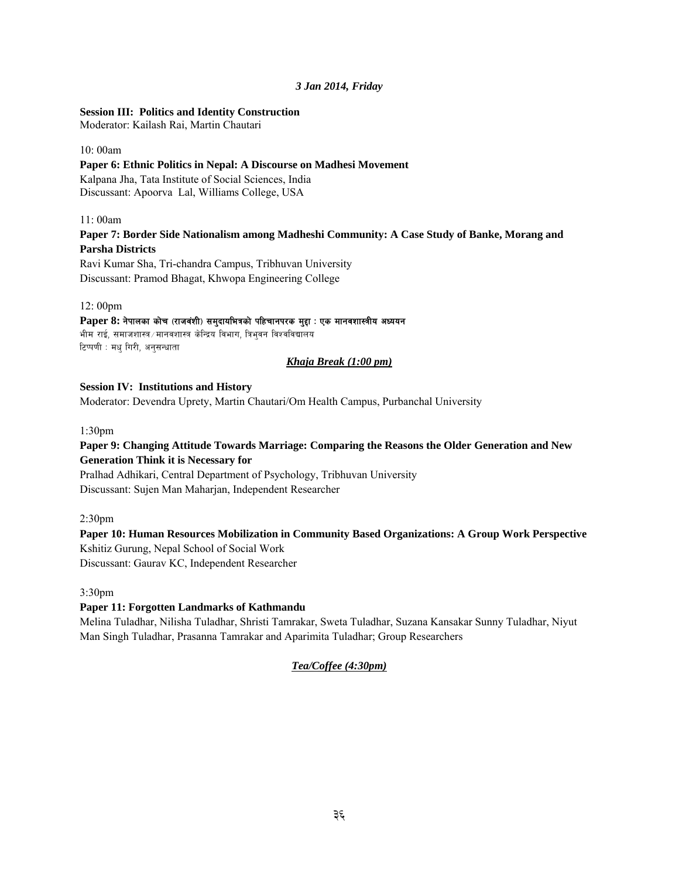*3 Jan 2014, Friday*

**Session III: Politics and Identity Construction**
Moderator: Kailash Rai, Martin Chautari

10: 00am

**Paper 6: Ethnic Politics in Nepal: A Discourse on Madhesi Movement**
Kalpana Jha, Tata Institute of Social Sciences, India
Discussant: Apoorva Lal, Williams College, USA

11: 00am

**Paper 7: Border Side Nationalism among Madheshi Community: A Case Study of Banke, Morang and Parsha Districts**
Ravi Kumar Sha, Tri-chandra Campus, Tribhuvan University
Discussant: Pramod Bhagat, Khwopa Engineering College

12: 00pm

**Paper 8: नेपालका कोच (राजवंशी) समुदायभित्रको पहिचानपरक मुद्दा : एक मानवशास्त्रीय अध्ययन**
भीम राई, समाजशास्त्र/मानवशास्त्र केन्द्रिय विभाग, त्रिभुवन विश्वविद्यालय
टिप्पणी : मधु गिरी, अनुसन्धाता

***Khaja Break (1:00 pm)***

**Session IV: Institutions and History**
Moderator: Devendra Uprety, Martin Chautari/Om Health Campus, Purbanchal University

1:30pm

**Paper 9: Changing Attitude Towards Marriage: Comparing the Reasons the Older Generation and New Generation Think it is Necessary for**
Pralhad Adhikari, Central Department of Psychology, Tribhuvan University
Discussant: Sujen Man Maharjan, Independent Researcher

2:30pm

**Paper 10: Human Resources Mobilization in Community Based Organizations: A Group Work Perspective**
Kshitiz Gurung, Nepal School of Social Work
Discussant: Gaurav KC, Independent Researcher

3:30pm

**Paper 11: Forgotten Landmarks of Kathmandu**
Melina Tuladhar, Nilisha Tuladhar, Shristi Tamrakar, Sweta Tuladhar, Suzana Kansakar Sunny Tuladhar, Niyut Man Singh Tuladhar, Prasanna Tamrakar and Aparimita Tuladhar; Group Researchers

***Tea/Coffee (4:30pm)***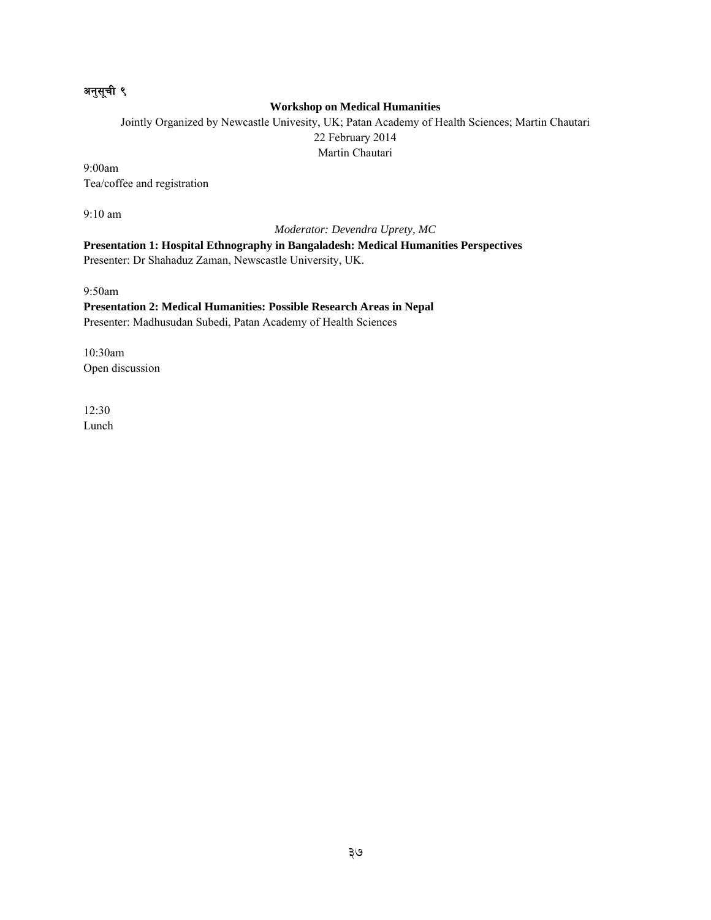**अनुसूची ९**

**Workshop on Medical Humanities**

Jointly Organized by Newcastle Univesity, UK; Patan Academy of Health Sciences; Martin Chautari

22 February 2014

Martin Chautari

9:00am

Tea/coffee and registration

9:10 am

*Moderator: Devendra Uprety, MC*

**Presentation 1: Hospital Ethnography in Bangaladesh: Medical Humanities Perspectives**

Presenter: Dr Shahaduz Zaman, Newscastle University, UK.

9:50am

**Presentation 2: Medical Humanities: Possible Research Areas in Nepal**

Presenter: Madhusudan Subedi, Patan Academy of Health Sciences

10:30am

Open discussion

12:30

Lunch